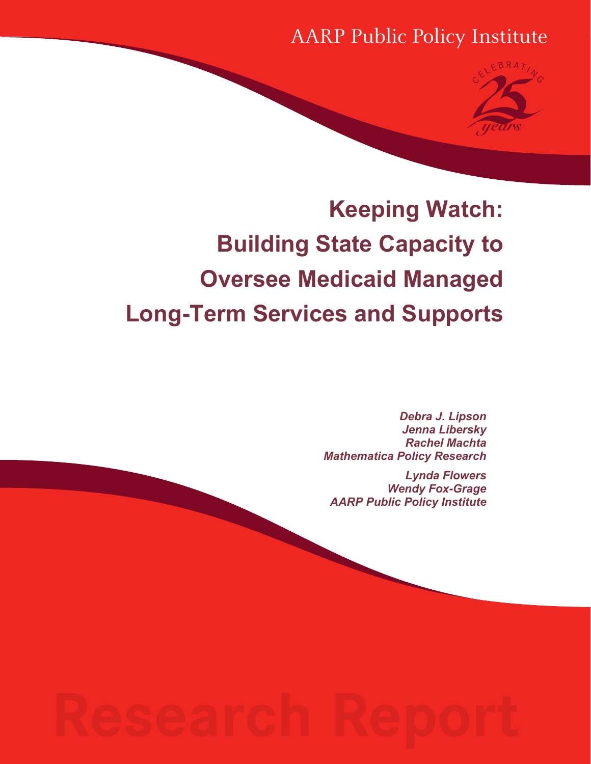AARP Public Policy Institute

# Keeping Watch: Building State Capacity to Oversee Medicaid Managed Long-Term Services and Supports

*Debra J. Lipson*
*Jenna Libersky*
*Rachel Machta*
*Mathematica Policy Research*

*Lynda Flowers*
*Wendy Fox-Grage*
*AARP Public Policy Institute*

Research Report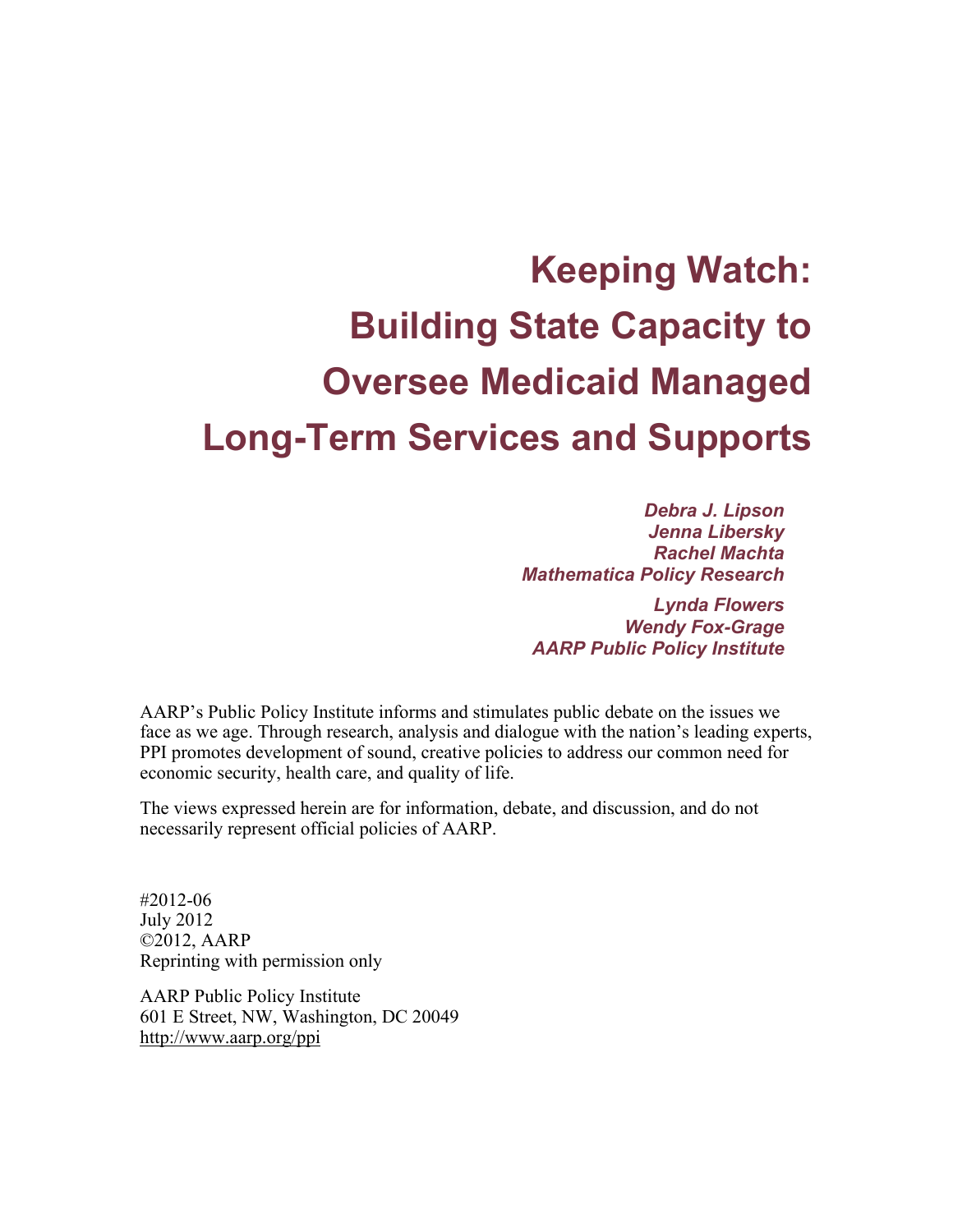# Keeping Watch: Building State Capacity to Oversee Medicaid Managed Long-Term Services and Supports

***Debra J. Lipson***
***Jenna Libersky***
***Rachel Machta***
***Mathematica Policy Research***

***Lynda Flowers***
***Wendy Fox-Grage***
***AARP Public Policy Institute***

AARP's Public Policy Institute informs and stimulates public debate on the issues we face as we age. Through research, analysis and dialogue with the nation's leading experts, PPI promotes development of sound, creative policies to address our common need for economic security, health care, and quality of life.

The views expressed herein are for information, debate, and discussion, and do not necessarily represent official policies of AARP.

#2012-06
July 2012
©2012, AARP
Reprinting with permission only

AARP Public Policy Institute
601 E Street, NW, Washington, DC 20049
http://www.aarp.org/ppi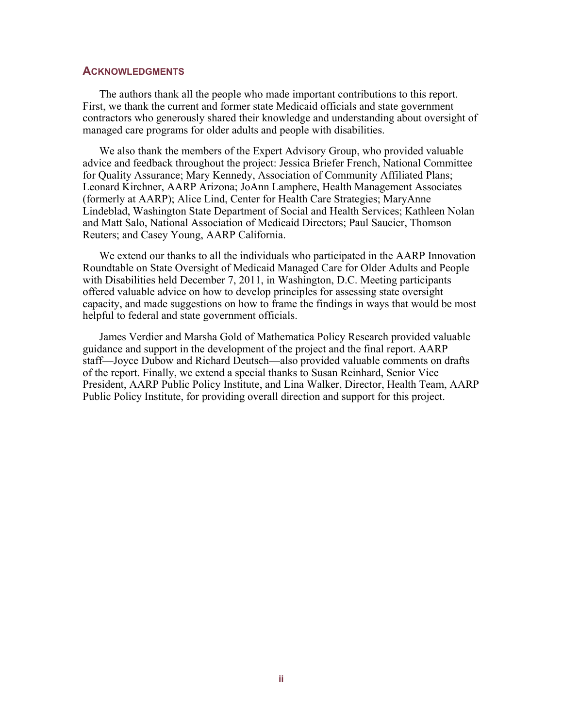## Acknowledgments

The authors thank all the people who made important contributions to this report. First, we thank the current and former state Medicaid officials and state government contractors who generously shared their knowledge and understanding about oversight of managed care programs for older adults and people with disabilities.

We also thank the members of the Expert Advisory Group, who provided valuable advice and feedback throughout the project: Jessica Briefer French, National Committee for Quality Assurance; Mary Kennedy, Association of Community Affiliated Plans; Leonard Kirchner, AARP Arizona; JoAnn Lamphere, Health Management Associates (formerly at AARP); Alice Lind, Center for Health Care Strategies; MaryAnne Lindeblad, Washington State Department of Social and Health Services; Kathleen Nolan and Matt Salo, National Association of Medicaid Directors; Paul Saucier, Thomson Reuters; and Casey Young, AARP California.

We extend our thanks to all the individuals who participated in the AARP Innovation Roundtable on State Oversight of Medicaid Managed Care for Older Adults and People with Disabilities held December 7, 2011, in Washington, D.C. Meeting participants offered valuable advice on how to develop principles for assessing state oversight capacity, and made suggestions on how to frame the findings in ways that would be most helpful to federal and state government officials.

James Verdier and Marsha Gold of Mathematica Policy Research provided valuable guidance and support in the development of the project and the final report. AARP staff—Joyce Dubow and Richard Deutsch—also provided valuable comments on drafts of the report. Finally, we extend a special thanks to Susan Reinhard, Senior Vice President, AARP Public Policy Institute, and Lina Walker, Director, Health Team, AARP Public Policy Institute, for providing overall direction and support for this project.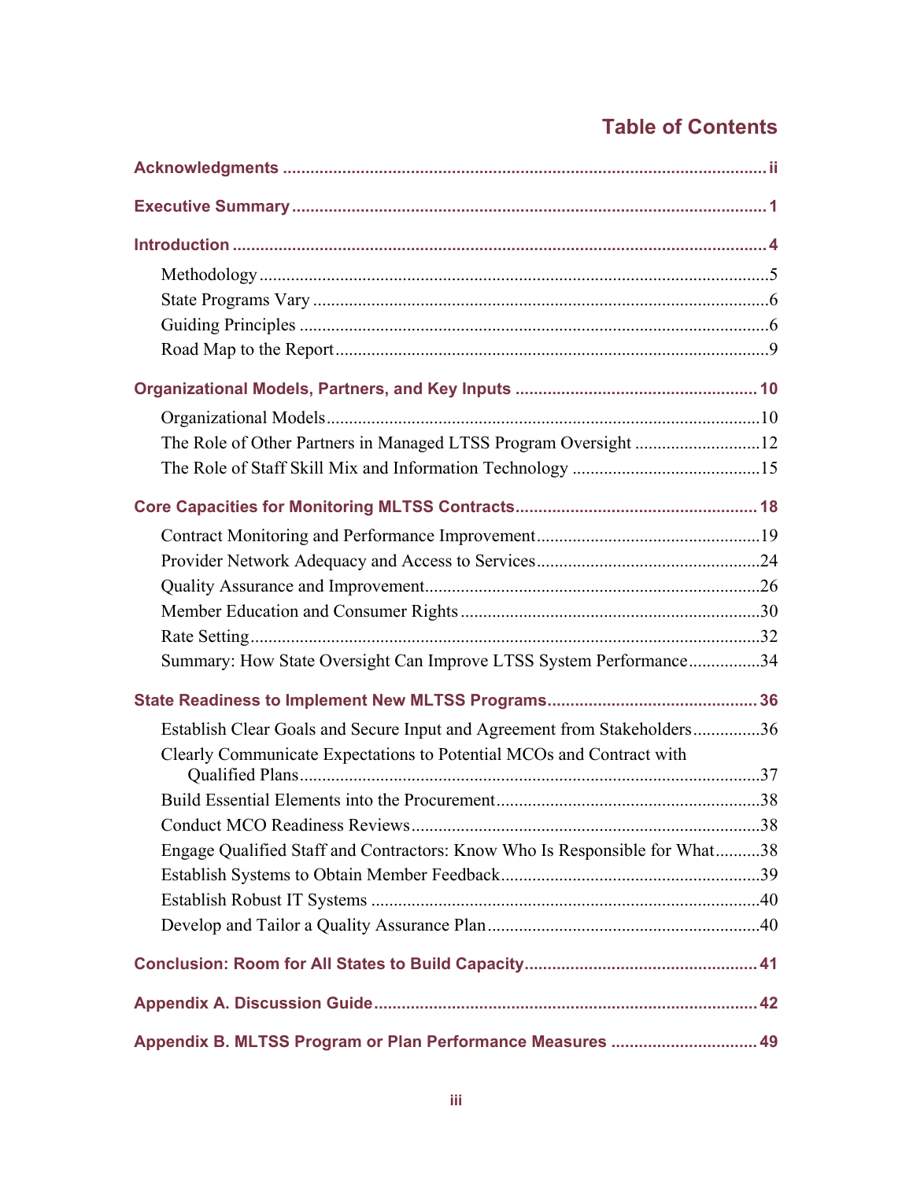# Table of Contents

**Acknowledgments** ..... ii

**Executive Summary** ..... 1

**Introduction** ..... 4

- Methodology ..... 5
- State Programs Vary ..... 6
- Guiding Principles ..... 6
- Road Map to the Report ..... 9

**Organizational Models, Partners, and Key Inputs** ..... 10

- Organizational Models ..... 10
- The Role of Other Partners in Managed LTSS Program Oversight ..... 12
- The Role of Staff Skill Mix and Information Technology ..... 15

**Core Capacities for Monitoring MLTSS Contracts** ..... 18

- Contract Monitoring and Performance Improvement ..... 19
- Provider Network Adequacy and Access to Services ..... 24
- Quality Assurance and Improvement ..... 26
- Member Education and Consumer Rights ..... 30
- Rate Setting ..... 32
- Summary: How State Oversight Can Improve LTSS System Performance ..... 34

**State Readiness to Implement New MLTSS Programs** ..... 36

- Establish Clear Goals and Secure Input and Agreement from Stakeholders ..... 36
- Clearly Communicate Expectations to Potential MCOs and Contract with Qualified Plans ..... 37
- Build Essential Elements into the Procurement ..... 38
- Conduct MCO Readiness Reviews ..... 38
- Engage Qualified Staff and Contractors: Know Who Is Responsible for What ..... 38
- Establish Systems to Obtain Member Feedback ..... 39
- Establish Robust IT Systems ..... 40
- Develop and Tailor a Quality Assurance Plan ..... 40

**Conclusion: Room for All States to Build Capacity** ..... 41

**Appendix A. Discussion Guide** ..... 42

**Appendix B. MLTSS Program or Plan Performance Measures** ..... 49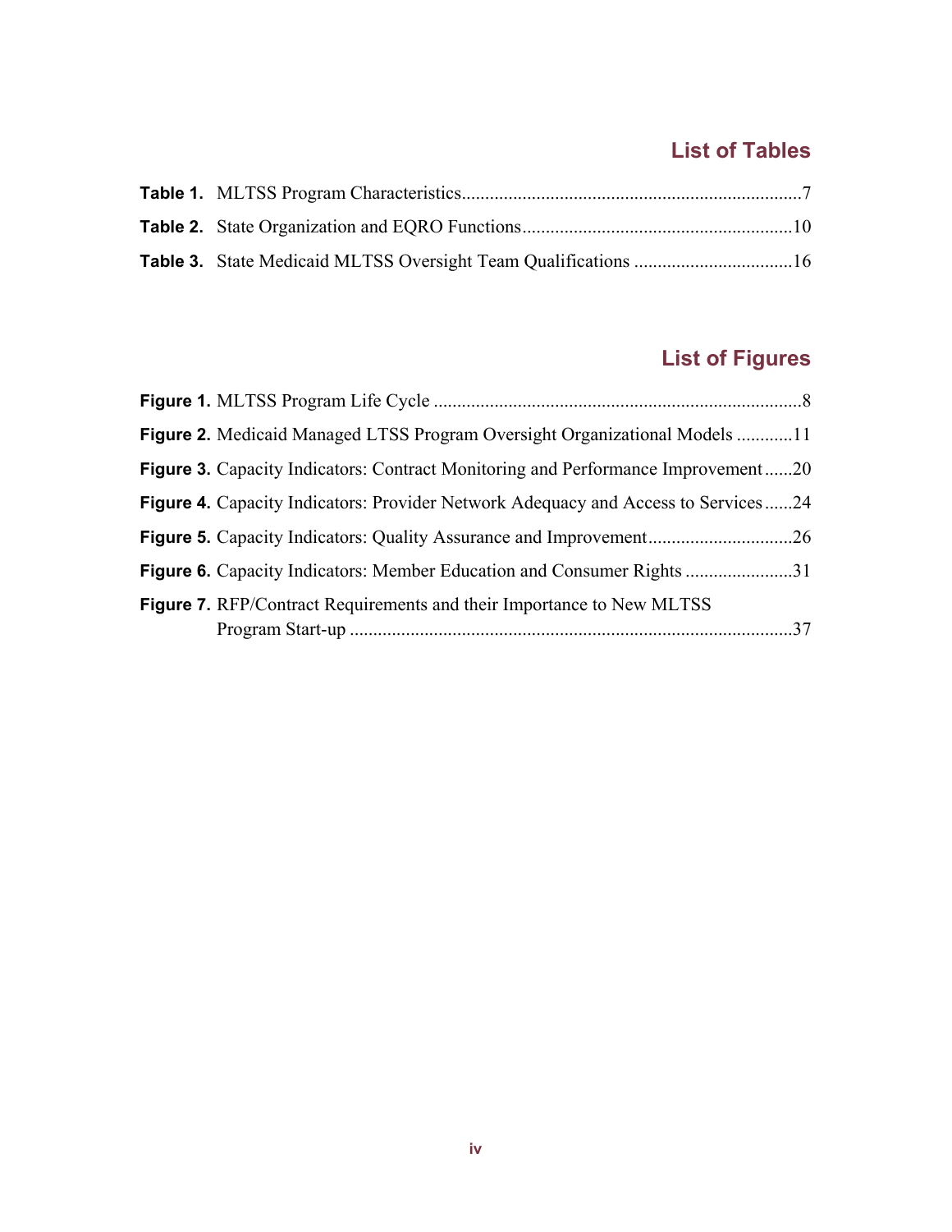## List of Tables

**Table 1.** MLTSS Program Characteristics........................................................................7

**Table 2.** State Organization and EQRO Functions..........................................................10

**Table 3.** State Medicaid MLTSS Oversight Team Qualifications ..................................16

## List of Figures

**Figure 1.** MLTSS Program Life Cycle ...............................................................................8

**Figure 2.** Medicaid Managed LTSS Program Oversight Organizational Models ............11

**Figure 3.** Capacity Indicators: Contract Monitoring and Performance Improvement......20

**Figure 4.** Capacity Indicators: Provider Network Adequacy and Access to Services......24

**Figure 5.** Capacity Indicators: Quality Assurance and Improvement...............................26

**Figure 6.** Capacity Indicators: Member Education and Consumer Rights .......................31

**Figure 7.** RFP/Contract Requirements and their Importance to New MLTSS Program Start-up ...............................................................................................37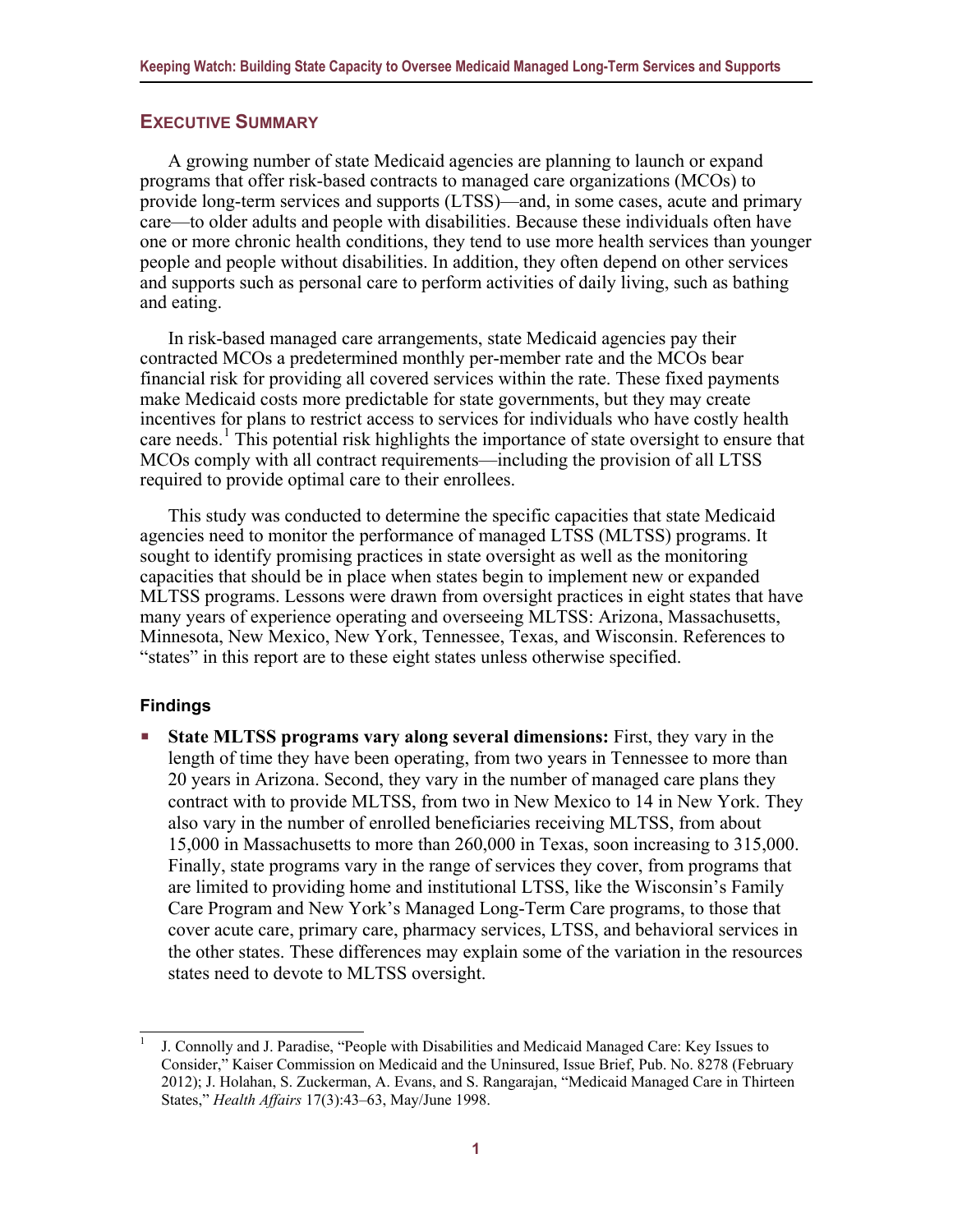## EXECUTIVE SUMMARY

A growing number of state Medicaid agencies are planning to launch or expand programs that offer risk-based contracts to managed care organizations (MCOs) to provide long-term services and supports (LTSS)—and, in some cases, acute and primary care—to older adults and people with disabilities. Because these individuals often have one or more chronic health conditions, they tend to use more health services than younger people and people without disabilities. In addition, they often depend on other services and supports such as personal care to perform activities of daily living, such as bathing and eating.

In risk-based managed care arrangements, state Medicaid agencies pay their contracted MCOs a predetermined monthly per-member rate and the MCOs bear financial risk for providing all covered services within the rate. These fixed payments make Medicaid costs more predictable for state governments, but they may create incentives for plans to restrict access to services for individuals who have costly health care needs.[1] This potential risk highlights the importance of state oversight to ensure that MCOs comply with all contract requirements—including the provision of all LTSS required to provide optimal care to their enrollees.

This study was conducted to determine the specific capacities that state Medicaid agencies need to monitor the performance of managed LTSS (MLTSS) programs. It sought to identify promising practices in state oversight as well as the monitoring capacities that should be in place when states begin to implement new or expanded MLTSS programs. Lessons were drawn from oversight practices in eight states that have many years of experience operating and overseeing MLTSS: Arizona, Massachusetts, Minnesota, New Mexico, New York, Tennessee, Texas, and Wisconsin. References to "states" in this report are to these eight states unless otherwise specified.

### Findings

- **State MLTSS programs vary along several dimensions:** First, they vary in the length of time they have been operating, from two years in Tennessee to more than 20 years in Arizona. Second, they vary in the number of managed care plans they contract with to provide MLTSS, from two in New Mexico to 14 in New York. They also vary in the number of enrolled beneficiaries receiving MLTSS, from about 15,000 in Massachusetts to more than 260,000 in Texas, soon increasing to 315,000. Finally, state programs vary in the range of services they cover, from programs that are limited to providing home and institutional LTSS, like the Wisconsin's Family Care Program and New York's Managed Long-Term Care programs, to those that cover acute care, primary care, pharmacy services, LTSS, and behavioral services in the other states. These differences may explain some of the variation in the resources states need to devote to MLTSS oversight.

---

[1] J. Connolly and J. Paradise, "People with Disabilities and Medicaid Managed Care: Key Issues to Consider," Kaiser Commission on Medicaid and the Uninsured, Issue Brief, Pub. No. 8278 (February 2012); J. Holahan, S. Zuckerman, A. Evans, and S. Rangarajan, "Medicaid Managed Care in Thirteen States," *Health Affairs* 17(3):43–63, May/June 1998.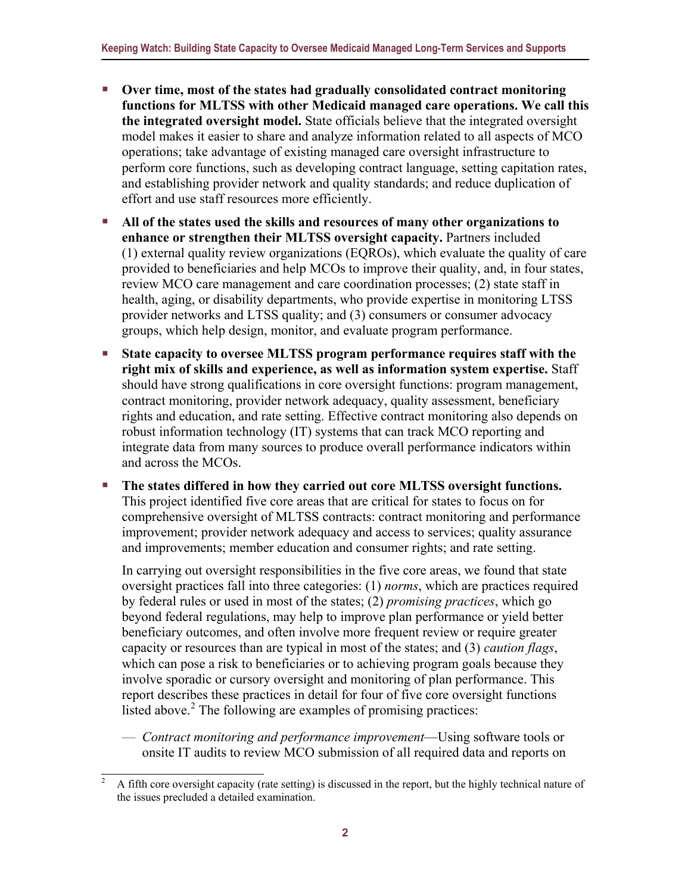- **Over time, most of the states had gradually consolidated contract monitoring functions for MLTSS with other Medicaid managed care operations. We call this the integrated oversight model.** State officials believe that the integrated oversight model makes it easier to share and analyze information related to all aspects of MCO operations; take advantage of existing managed care oversight infrastructure to perform core functions, such as developing contract language, setting capitation rates, and establishing provider network and quality standards; and reduce duplication of effort and use staff resources more efficiently.
- **All of the states used the skills and resources of many other organizations to enhance or strengthen their MLTSS oversight capacity.** Partners included (1) external quality review organizations (EQROs), which evaluate the quality of care provided to beneficiaries and help MCOs to improve their quality, and, in four states, review MCO care management and care coordination processes; (2) state staff in health, aging, or disability departments, who provide expertise in monitoring LTSS provider networks and LTSS quality; and (3) consumers or consumer advocacy groups, which help design, monitor, and evaluate program performance.
- **State capacity to oversee MLTSS program performance requires staff with the right mix of skills and experience, as well as information system expertise.** Staff should have strong qualifications in core oversight functions: program management, contract monitoring, provider network adequacy, quality assessment, beneficiary rights and education, and rate setting. Effective contract monitoring also depends on robust information technology (IT) systems that can track MCO reporting and integrate data from many sources to produce overall performance indicators within and across the MCOs.
- **The states differed in how they carried out core MLTSS oversight functions.** This project identified five core areas that are critical for states to focus on for comprehensive oversight of MLTSS contracts: contract monitoring and performance improvement; provider network adequacy and access to services; quality assurance and improvements; member education and consumer rights; and rate setting.

  In carrying out oversight responsibilities in the five core areas, we found that state oversight practices fall into three categories: (1) *norms*, which are practices required by federal rules or used in most of the states; (2) *promising practices*, which go beyond federal regulations, may help to improve plan performance or yield better beneficiary outcomes, and often involve more frequent review or require greater capacity or resources than are typical in most of the states; and (3) *caution flags*, which can pose a risk to beneficiaries or to achieving program goals because they involve sporadic or cursory oversight and monitoring of plan performance. This report describes these practices in detail for four of five core oversight functions listed above.[2] The following are examples of promising practices:

  — *Contract monitoring and performance improvement*—Using software tools or onsite IT audits to review MCO submission of all required data and reports on

[2] A fifth core oversight capacity (rate setting) is discussed in the report, but the highly technical nature of the issues precluded a detailed examination.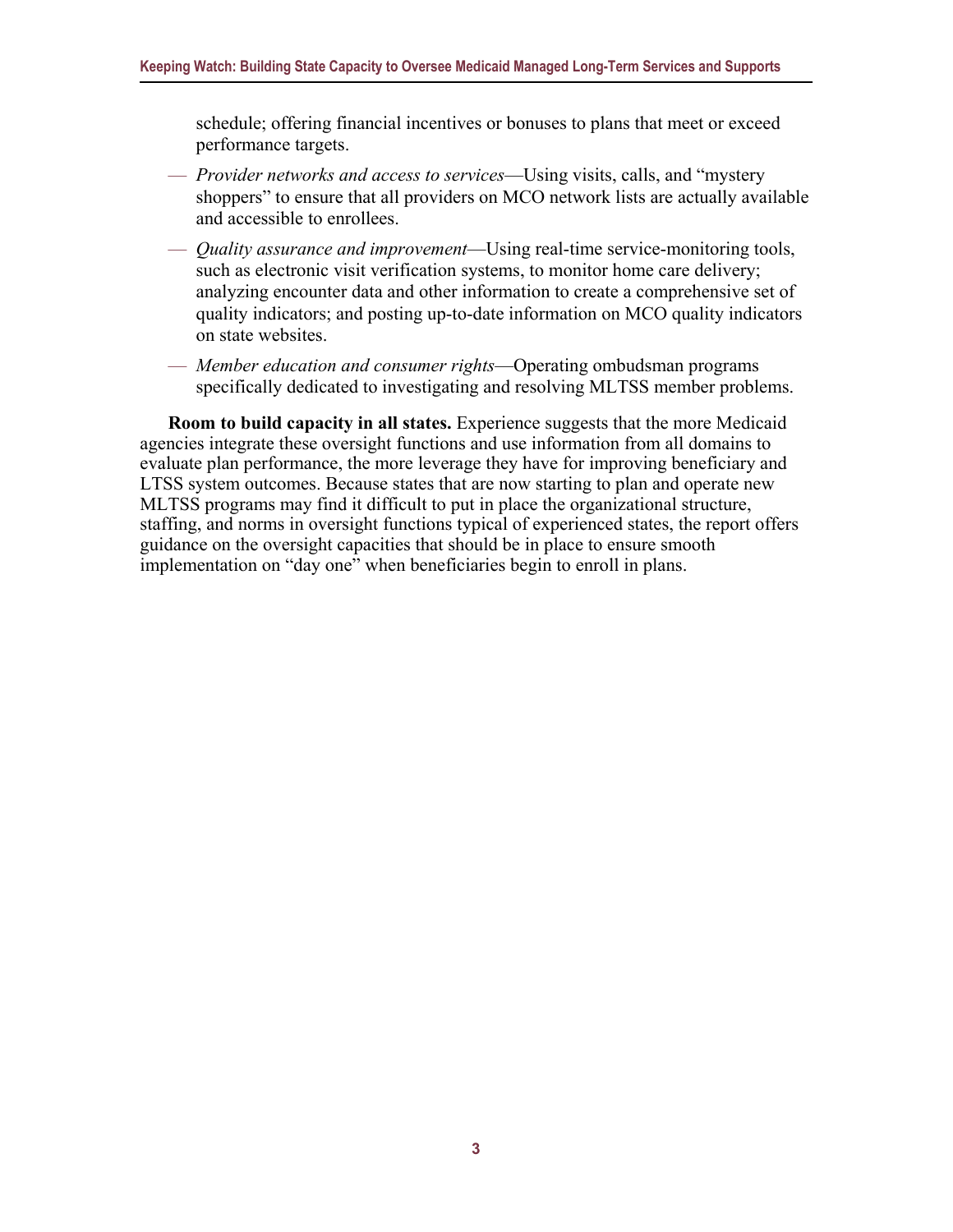schedule; offering financial incentives or bonuses to plans that meet or exceed performance targets.

- *Provider networks and access to services*—Using visits, calls, and "mystery shoppers" to ensure that all providers on MCO network lists are actually available and accessible to enrollees.
- *Quality assurance and improvement*—Using real-time service-monitoring tools, such as electronic visit verification systems, to monitor home care delivery; analyzing encounter data and other information to create a comprehensive set of quality indicators; and posting up-to-date information on MCO quality indicators on state websites.
- *Member education and consumer rights*—Operating ombudsman programs specifically dedicated to investigating and resolving MLTSS member problems.

**Room to build capacity in all states.** Experience suggests that the more Medicaid agencies integrate these oversight functions and use information from all domains to evaluate plan performance, the more leverage they have for improving beneficiary and LTSS system outcomes. Because states that are now starting to plan and operate new MLTSS programs may find it difficult to put in place the organizational structure, staffing, and norms in oversight functions typical of experienced states, the report offers guidance on the oversight capacities that should be in place to ensure smooth implementation on "day one" when beneficiaries begin to enroll in plans.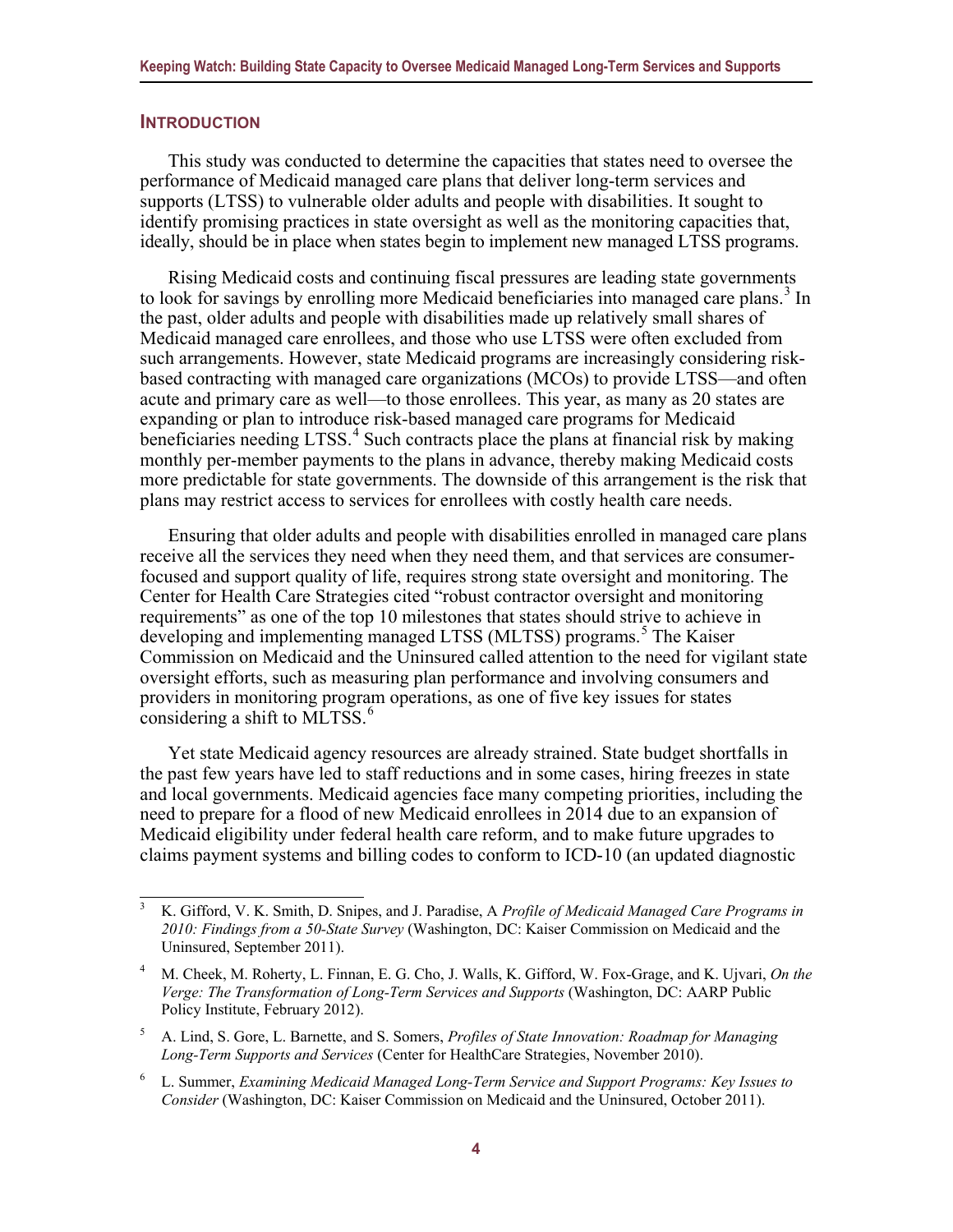## INTRODUCTION

This study was conducted to determine the capacities that states need to oversee the performance of Medicaid managed care plans that deliver long-term services and supports (LTSS) to vulnerable older adults and people with disabilities. It sought to identify promising practices in state oversight as well as the monitoring capacities that, ideally, should be in place when states begin to implement new managed LTSS programs.

Rising Medicaid costs and continuing fiscal pressures are leading state governments to look for savings by enrolling more Medicaid beneficiaries into managed care plans.[3] In the past, older adults and people with disabilities made up relatively small shares of Medicaid managed care enrollees, and those who use LTSS were often excluded from such arrangements. However, state Medicaid programs are increasingly considering risk-based contracting with managed care organizations (MCOs) to provide LTSS—and often acute and primary care as well—to those enrollees. This year, as many as 20 states are expanding or plan to introduce risk-based managed care programs for Medicaid beneficiaries needing LTSS.[4] Such contracts place the plans at financial risk by making monthly per-member payments to the plans in advance, thereby making Medicaid costs more predictable for state governments. The downside of this arrangement is the risk that plans may restrict access to services for enrollees with costly health care needs.

Ensuring that older adults and people with disabilities enrolled in managed care plans receive all the services they need when they need them, and that services are consumer-focused and support quality of life, requires strong state oversight and monitoring. The Center for Health Care Strategies cited "robust contractor oversight and monitoring requirements" as one of the top 10 milestones that states should strive to achieve in developing and implementing managed LTSS (MLTSS) programs.[5] The Kaiser Commission on Medicaid and the Uninsured called attention to the need for vigilant state oversight efforts, such as measuring plan performance and involving consumers and providers in monitoring program operations, as one of five key issues for states considering a shift to MLTSS.[6]

Yet state Medicaid agency resources are already strained. State budget shortfalls in the past few years have led to staff reductions and in some cases, hiring freezes in state and local governments. Medicaid agencies face many competing priorities, including the need to prepare for a flood of new Medicaid enrollees in 2014 due to an expansion of Medicaid eligibility under federal health care reform, and to make future upgrades to claims payment systems and billing codes to conform to ICD-10 (an updated diagnostic

---

[3] K. Gifford, V. K. Smith, D. Snipes, and J. Paradise, A *Profile of Medicaid Managed Care Programs in 2010: Findings from a 50-State Survey* (Washington, DC: Kaiser Commission on Medicaid and the Uninsured, September 2011).

[4] M. Cheek, M. Roherty, L. Finnan, E. G. Cho, J. Walls, K. Gifford, W. Fox-Grage, and K. Ujvari, *On the Verge: The Transformation of Long-Term Services and Supports* (Washington, DC: AARP Public Policy Institute, February 2012).

[5] A. Lind, S. Gore, L. Barnette, and S. Somers, *Profiles of State Innovation: Roadmap for Managing Long-Term Supports and Services* (Center for HealthCare Strategies, November 2010).

[6] L. Summer, *Examining Medicaid Managed Long-Term Service and Support Programs: Key Issues to Consider* (Washington, DC: Kaiser Commission on Medicaid and the Uninsured, October 2011).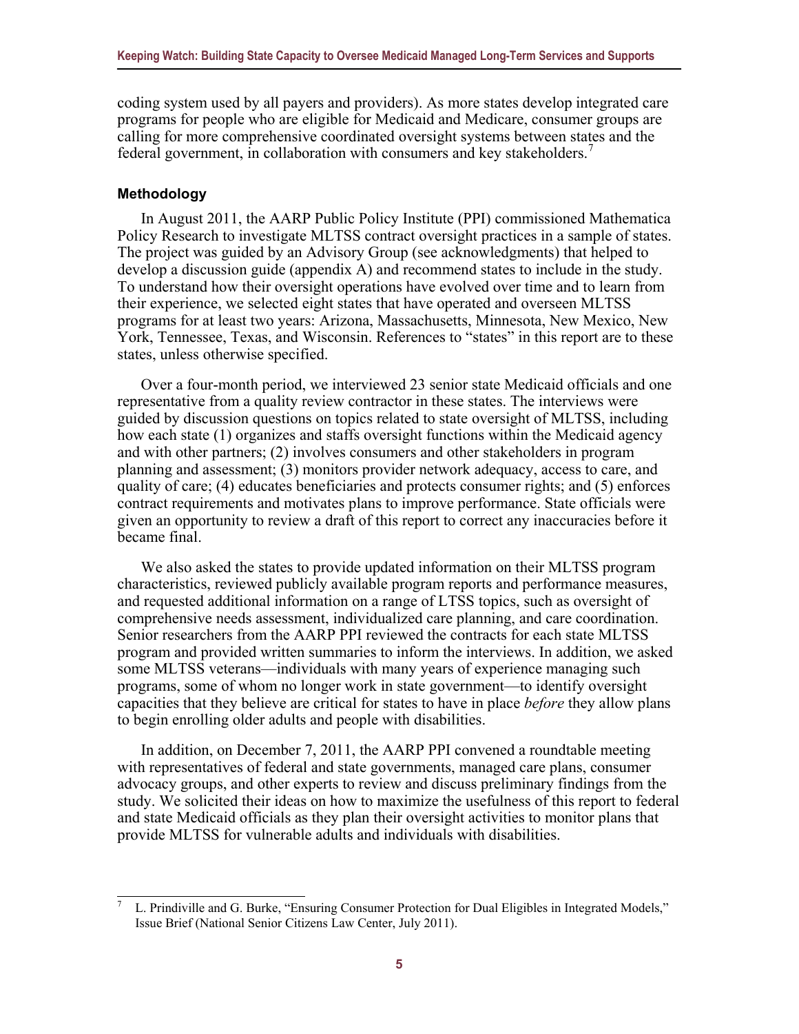coding system used by all payers and providers). As more states develop integrated care programs for people who are eligible for Medicaid and Medicare, consumer groups are calling for more comprehensive coordinated oversight systems between states and the federal government, in collaboration with consumers and key stakeholders.[7]

### Methodology

In August 2011, the AARP Public Policy Institute (PPI) commissioned Mathematica Policy Research to investigate MLTSS contract oversight practices in a sample of states. The project was guided by an Advisory Group (see acknowledgments) that helped to develop a discussion guide (appendix A) and recommend states to include in the study. To understand how their oversight operations have evolved over time and to learn from their experience, we selected eight states that have operated and overseen MLTSS programs for at least two years: Arizona, Massachusetts, Minnesota, New Mexico, New York, Tennessee, Texas, and Wisconsin. References to "states" in this report are to these states, unless otherwise specified.

Over a four-month period, we interviewed 23 senior state Medicaid officials and one representative from a quality review contractor in these states. The interviews were guided by discussion questions on topics related to state oversight of MLTSS, including how each state (1) organizes and staffs oversight functions within the Medicaid agency and with other partners; (2) involves consumers and other stakeholders in program planning and assessment; (3) monitors provider network adequacy, access to care, and quality of care; (4) educates beneficiaries and protects consumer rights; and (5) enforces contract requirements and motivates plans to improve performance. State officials were given an opportunity to review a draft of this report to correct any inaccuracies before it became final.

We also asked the states to provide updated information on their MLTSS program characteristics, reviewed publicly available program reports and performance measures, and requested additional information on a range of LTSS topics, such as oversight of comprehensive needs assessment, individualized care planning, and care coordination. Senior researchers from the AARP PPI reviewed the contracts for each state MLTSS program and provided written summaries to inform the interviews. In addition, we asked some MLTSS veterans—individuals with many years of experience managing such programs, some of whom no longer work in state government—to identify oversight capacities that they believe are critical for states to have in place *before* they allow plans to begin enrolling older adults and people with disabilities.

In addition, on December 7, 2011, the AARP PPI convened a roundtable meeting with representatives of federal and state governments, managed care plans, consumer advocacy groups, and other experts to review and discuss preliminary findings from the study. We solicited their ideas on how to maximize the usefulness of this report to federal and state Medicaid officials as they plan their oversight activities to monitor plans that provide MLTSS for vulnerable adults and individuals with disabilities.

---

[7] L. Prindiville and G. Burke, "Ensuring Consumer Protection for Dual Eligibles in Integrated Models," Issue Brief (National Senior Citizens Law Center, July 2011).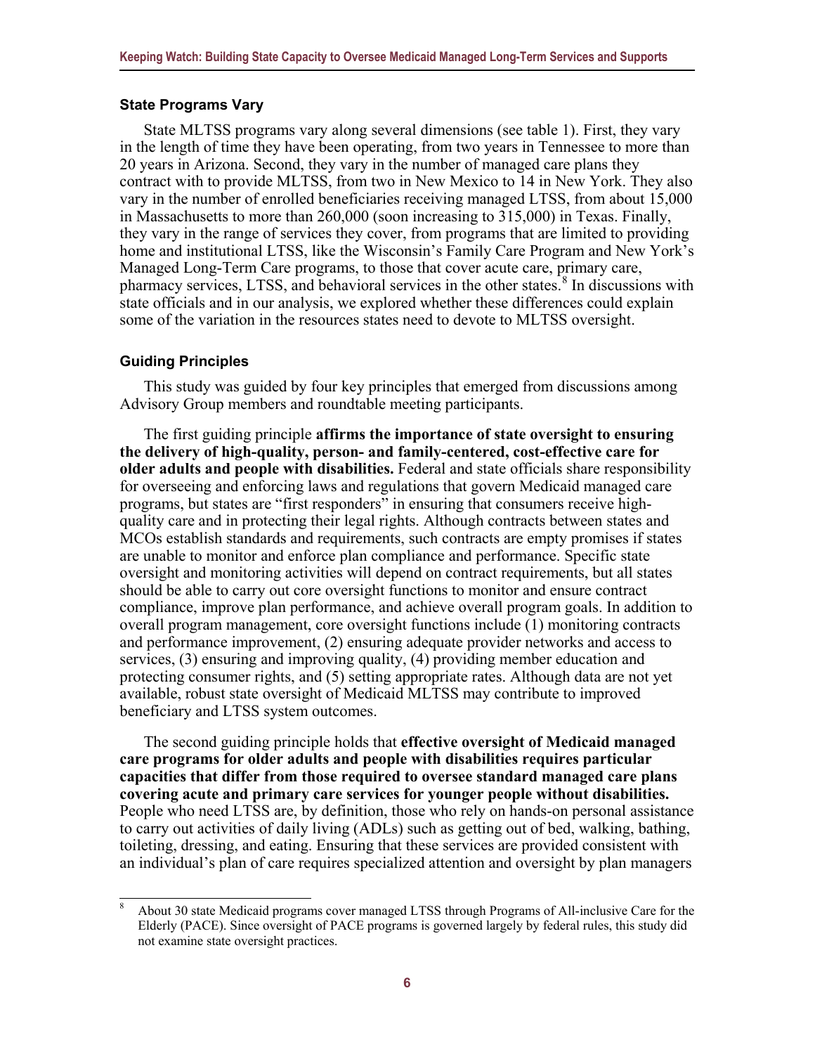### State Programs Vary

State MLTSS programs vary along several dimensions (see table 1). First, they vary in the length of time they have been operating, from two years in Tennessee to more than 20 years in Arizona. Second, they vary in the number of managed care plans they contract with to provide MLTSS, from two in New Mexico to 14 in New York. They also vary in the number of enrolled beneficiaries receiving managed LTSS, from about 15,000 in Massachusetts to more than 260,000 (soon increasing to 315,000) in Texas. Finally, they vary in the range of services they cover, from programs that are limited to providing home and institutional LTSS, like the Wisconsin's Family Care Program and New York's Managed Long-Term Care programs, to those that cover acute care, primary care, pharmacy services, LTSS, and behavioral services in the other states.[8] In discussions with state officials and in our analysis, we explored whether these differences could explain some of the variation in the resources states need to devote to MLTSS oversight.

### Guiding Principles

This study was guided by four key principles that emerged from discussions among Advisory Group members and roundtable meeting participants.

The first guiding principle **affirms the importance of state oversight to ensuring the delivery of high-quality, person- and family-centered, cost-effective care for older adults and people with disabilities.** Federal and state officials share responsibility for overseeing and enforcing laws and regulations that govern Medicaid managed care programs, but states are "first responders" in ensuring that consumers receive high-quality care and in protecting their legal rights. Although contracts between states and MCOs establish standards and requirements, such contracts are empty promises if states are unable to monitor and enforce plan compliance and performance. Specific state oversight and monitoring activities will depend on contract requirements, but all states should be able to carry out core oversight functions to monitor and ensure contract compliance, improve plan performance, and achieve overall program goals. In addition to overall program management, core oversight functions include (1) monitoring contracts and performance improvement, (2) ensuring adequate provider networks and access to services, (3) ensuring and improving quality, (4) providing member education and protecting consumer rights, and (5) setting appropriate rates. Although data are not yet available, robust state oversight of Medicaid MLTSS may contribute to improved beneficiary and LTSS system outcomes.

The second guiding principle holds that **effective oversight of Medicaid managed care programs for older adults and people with disabilities requires particular capacities that differ from those required to oversee standard managed care plans covering acute and primary care services for younger people without disabilities.** People who need LTSS are, by definition, those who rely on hands-on personal assistance to carry out activities of daily living (ADLs) such as getting out of bed, walking, bathing, toileting, dressing, and eating. Ensuring that these services are provided consistent with an individual's plan of care requires specialized attention and oversight by plan managers

---

[8] About 30 state Medicaid programs cover managed LTSS through Programs of All-inclusive Care for the Elderly (PACE). Since oversight of PACE programs is governed largely by federal rules, this study did not examine state oversight practices.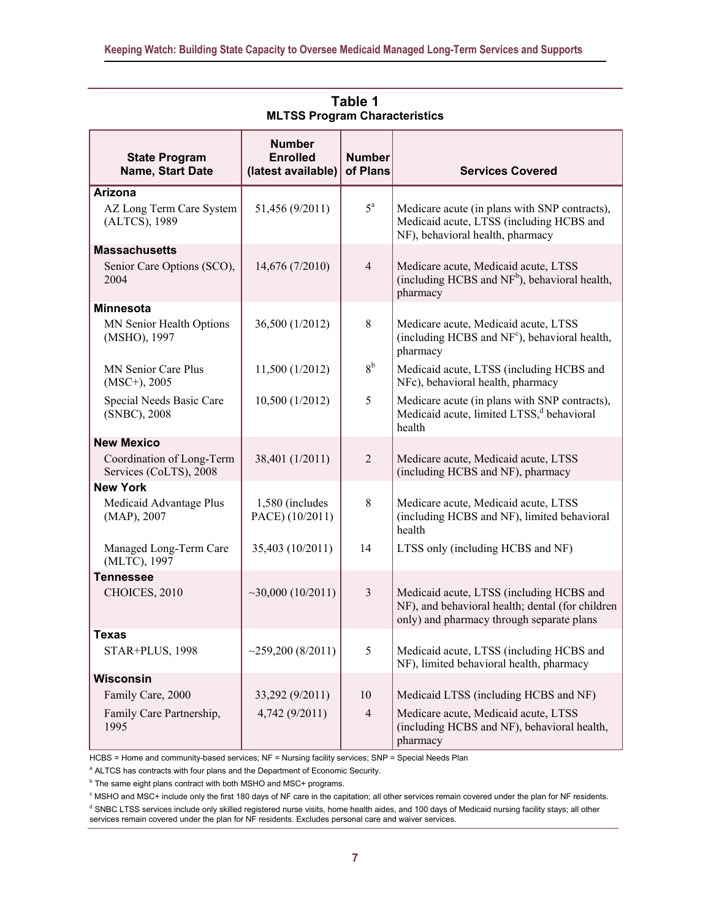**Table 1**
**MLTSS Program Characteristics**

| State Program Name, Start Date | Number Enrolled (latest available) | Number of Plans | Services Covered |
|---|---|---|---|
| **Arizona** | | | |
| AZ Long Term Care System (ALTCS), 1989 | 51,456 (9/2011) | 5[a] | Medicare acute (in plans with SNP contracts), Medicaid acute, LTSS (including HCBS and NF), behavioral health, pharmacy |
| **Massachusetts** | | | |
| Senior Care Options (SCO), 2004 | 14,676 (7/2010) | 4 | Medicare acute, Medicaid acute, LTSS (including HCBS and NF[b]), behavioral health, pharmacy |
| **Minnesota** | | | |
| MN Senior Health Options (MSHO), 1997 | 36,500 (1/2012) | 8 | Medicare acute, Medicaid acute, LTSS (including HCBS and NF[c]), behavioral health, pharmacy |
| MN Senior Care Plus (MSC+), 2005 | 11,500 (1/2012) | 8[b] | Medicaid acute, LTSS (including HCBS and NFc), behavioral health, pharmacy |
| Special Needs Basic Care (SNBC), 2008 | 10,500 (1/2012) | 5 | Medicare acute (in plans with SNP contracts), Medicaid acute, limited LTSS,[d] behavioral health |
| **New Mexico** | | | |
| Coordination of Long-Term Services (CoLTS), 2008 | 38,401 (1/2011) | 2 | Medicare acute, Medicaid acute, LTSS (including HCBS and NF), pharmacy |
| **New York** | | | |
| Medicaid Advantage Plus (MAP), 2007 | 1,580 (includes PACE) (10/2011) | 8 | Medicare acute, Medicaid acute, LTSS (including HCBS and NF), limited behavioral health |
| Managed Long-Term Care (MLTC), 1997 | 35,403 (10/2011) | 14 | LTSS only (including HCBS and NF) |
| **Tennessee** | | | |
| CHOICES, 2010 | ~30,000 (10/2011) | 3 | Medicaid acute, LTSS (including HCBS and NF), and behavioral health; dental (for children only) and pharmacy through separate plans |
| **Texas** | | | |
| STAR+PLUS, 1998 | ~259,200 (8/2011) | 5 | Medicaid acute, LTSS (including HCBS and NF), limited behavioral health, pharmacy |
| **Wisconsin** | | | |
| Family Care, 2000 | 33,292 (9/2011) | 10 | Medicaid LTSS (including HCBS and NF) |
| Family Care Partnership, 1995 | 4,742 (9/2011) | 4 | Medicare acute, Medicaid acute, LTSS (including HCBS and NF), behavioral health, pharmacy |

HCBS = Home and community-based services; NF = Nursing facility services; SNP = Special Needs Plan

[a] ALTCS has contracts with four plans and the Department of Economic Security.

[b] The same eight plans contract with both MSHO and MSC+ programs.

[c] MSHO and MSC+ include only the first 180 days of NF care in the capitation; all other services remain covered under the plan for NF residents.

[d] SNBC LTSS services include only skilled registered nurse visits, home health aides, and 100 days of Medicaid nursing facility stays; all other services remain covered under the plan for NF residents. Excludes personal care and waiver services.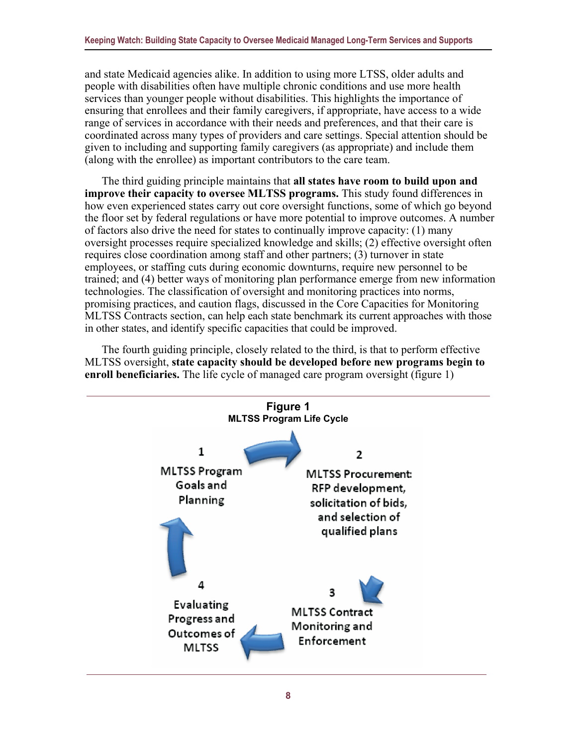and state Medicaid agencies alike. In addition to using more LTSS, older adults and people with disabilities often have multiple chronic conditions and use more health services than younger people without disabilities. This highlights the importance of ensuring that enrollees and their family caregivers, if appropriate, have access to a wide range of services in accordance with their needs and preferences, and that their care is coordinated across many types of providers and care settings. Special attention should be given to including and supporting family caregivers (as appropriate) and include them (along with the enrollee) as important contributors to the care team.

The third guiding principle maintains that **all states have room to build upon and improve their capacity to oversee MLTSS programs.** This study found differences in how even experienced states carry out core oversight functions, some of which go beyond the floor set by federal regulations or have more potential to improve outcomes. A number of factors also drive the need for states to continually improve capacity: (1) many oversight processes require specialized knowledge and skills; (2) effective oversight often requires close coordination among staff and other partners; (3) turnover in state employees, or staffing cuts during economic downturns, require new personnel to be trained; and (4) better ways of monitoring plan performance emerge from new information technologies. The classification of oversight and monitoring practices into norms, promising practices, and caution flags, discussed in the Core Capacities for Monitoring MLTSS Contracts section, can help each state benchmark its current approaches with those in other states, and identify specific capacities that could be improved.

The fourth guiding principle, closely related to the third, is that to perform effective MLTSS oversight, **state capacity should be developed before new programs begin to enroll beneficiaries.** The life cycle of managed care program oversight (figure 1)

**Figure 1**
**MLTSS Program Life Cycle**

1. MLTSS Program Goals and Planning
2. MLTSS Procurement: RFP development, solicitation of bids, and selection of qualified plans
3. MLTSS Contract Monitoring and Enforcement
4. Evaluating Progress and Outcomes of MLTSS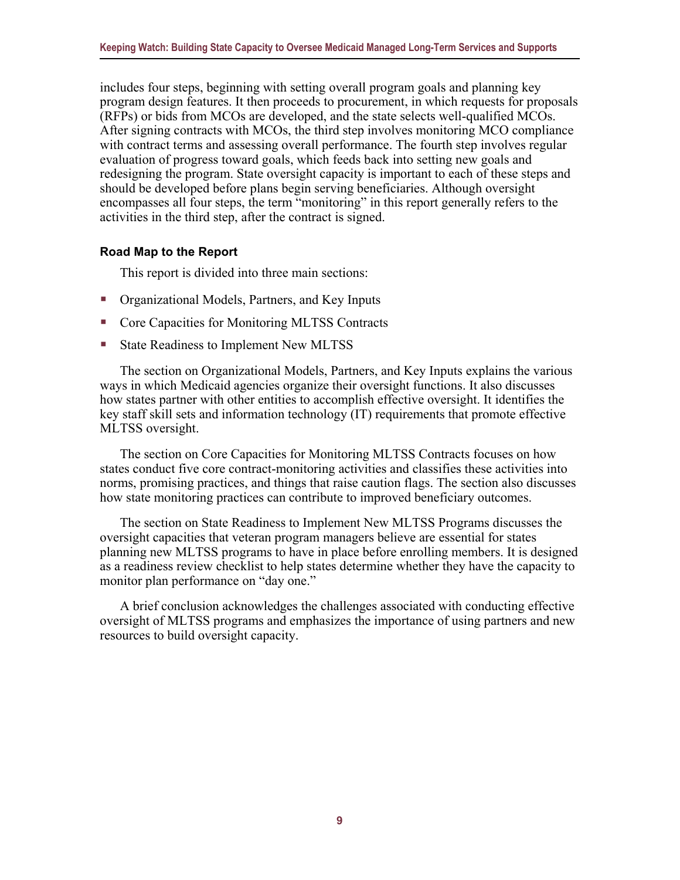includes four steps, beginning with setting overall program goals and planning key program design features. It then proceeds to procurement, in which requests for proposals (RFPs) or bids from MCOs are developed, and the state selects well-qualified MCOs. After signing contracts with MCOs, the third step involves monitoring MCO compliance with contract terms and assessing overall performance. The fourth step involves regular evaluation of progress toward goals, which feeds back into setting new goals and redesigning the program. State oversight capacity is important to each of these steps and should be developed before plans begin serving beneficiaries. Although oversight encompasses all four steps, the term "monitoring" in this report generally refers to the activities in the third step, after the contract is signed.

### Road Map to the Report

This report is divided into three main sections:

- Organizational Models, Partners, and Key Inputs
- Core Capacities for Monitoring MLTSS Contracts
- State Readiness to Implement New MLTSS

The section on Organizational Models, Partners, and Key Inputs explains the various ways in which Medicaid agencies organize their oversight functions. It also discusses how states partner with other entities to accomplish effective oversight. It identifies the key staff skill sets and information technology (IT) requirements that promote effective MLTSS oversight.

The section on Core Capacities for Monitoring MLTSS Contracts focuses on how states conduct five core contract-monitoring activities and classifies these activities into norms, promising practices, and things that raise caution flags. The section also discusses how state monitoring practices can contribute to improved beneficiary outcomes.

The section on State Readiness to Implement New MLTSS Programs discusses the oversight capacities that veteran program managers believe are essential for states planning new MLTSS programs to have in place before enrolling members. It is designed as a readiness review checklist to help states determine whether they have the capacity to monitor plan performance on "day one."

A brief conclusion acknowledges the challenges associated with conducting effective oversight of MLTSS programs and emphasizes the importance of using partners and new resources to build oversight capacity.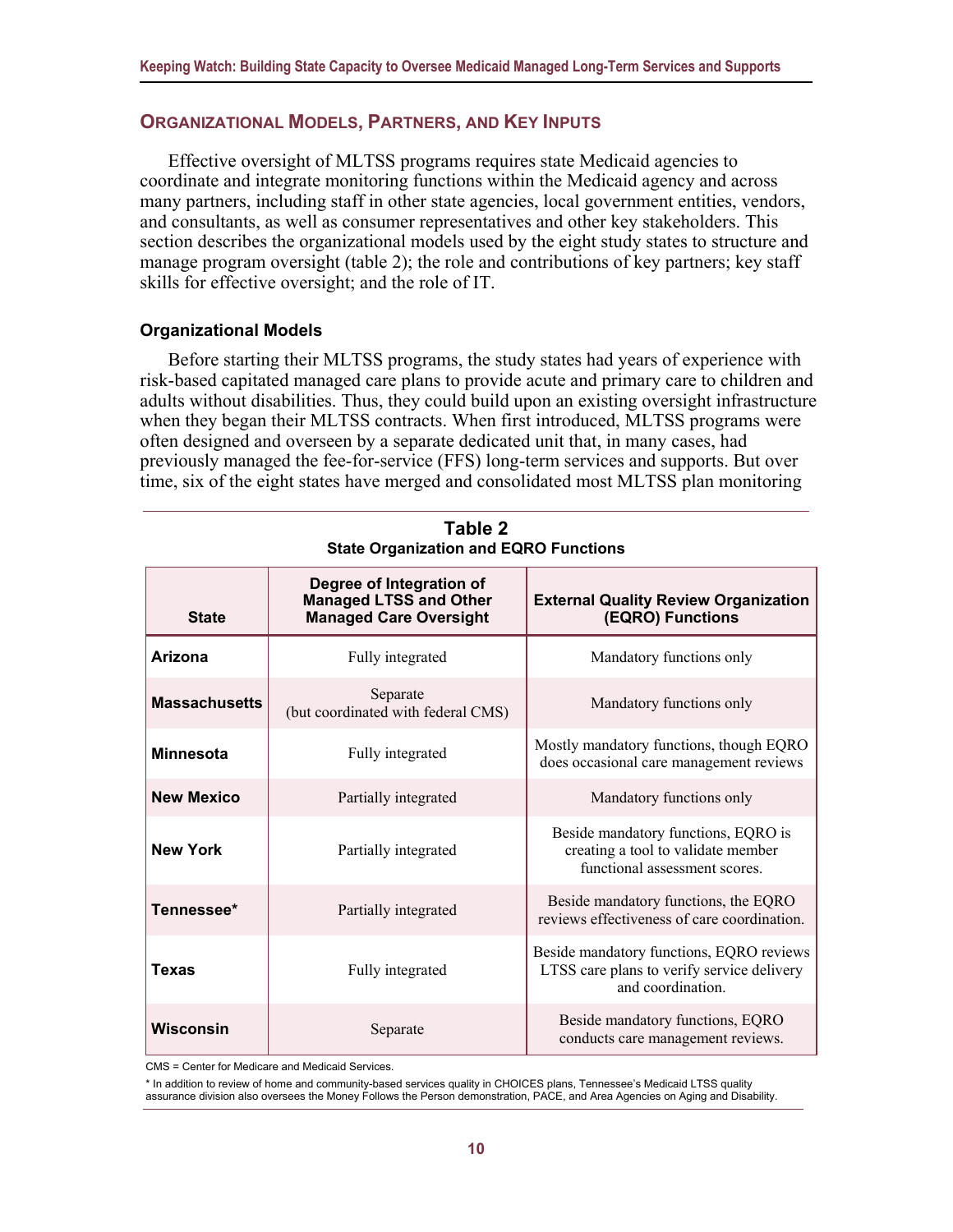## Organizational Models, Partners, and Key Inputs

Effective oversight of MLTSS programs requires state Medicaid agencies to coordinate and integrate monitoring functions within the Medicaid agency and across many partners, including staff in other state agencies, local government entities, vendors, and consultants, as well as consumer representatives and other key stakeholders. This section describes the organizational models used by the eight study states to structure and manage program oversight (table 2); the role and contributions of key partners; key staff skills for effective oversight; and the role of IT.

### Organizational Models

Before starting their MLTSS programs, the study states had years of experience with risk-based capitated managed care plans to provide acute and primary care to children and adults without disabilities. Thus, they could build upon an existing oversight infrastructure when they began their MLTSS contracts. When first introduced, MLTSS programs were often designed and overseen by a separate dedicated unit that, in many cases, had previously managed the fee-for-service (FFS) long-term services and supports. But over time, six of the eight states have merged and consolidated most MLTSS plan monitoring

**Table 2**
**State Organization and EQRO Functions**

| State | Degree of Integration of Managed LTSS and Other Managed Care Oversight | External Quality Review Organization (EQRO) Functions |
|---|---|---|
| **Arizona** | Fully integrated | Mandatory functions only |
| **Massachusetts** | Separate (but coordinated with federal CMS) | Mandatory functions only |
| **Minnesota** | Fully integrated | Mostly mandatory functions, though EQRO does occasional care management reviews |
| **New Mexico** | Partially integrated | Mandatory functions only |
| **New York** | Partially integrated | Beside mandatory functions, EQRO is creating a tool to validate member functional assessment scores. |
| **Tennessee*** | Partially integrated | Beside mandatory functions, the EQRO reviews effectiveness of care coordination. |
| **Texas** | Fully integrated | Beside mandatory functions, EQRO reviews LTSS care plans to verify service delivery and coordination. |
| **Wisconsin** | Separate | Beside mandatory functions, EQRO conducts care management reviews. |

CMS = Center for Medicare and Medicaid Services.

* In addition to review of home and community-based services quality in CHOICES plans, Tennessee's Medicaid LTSS quality assurance division also oversees the Money Follows the Person demonstration, PACE, and Area Agencies on Aging and Disability.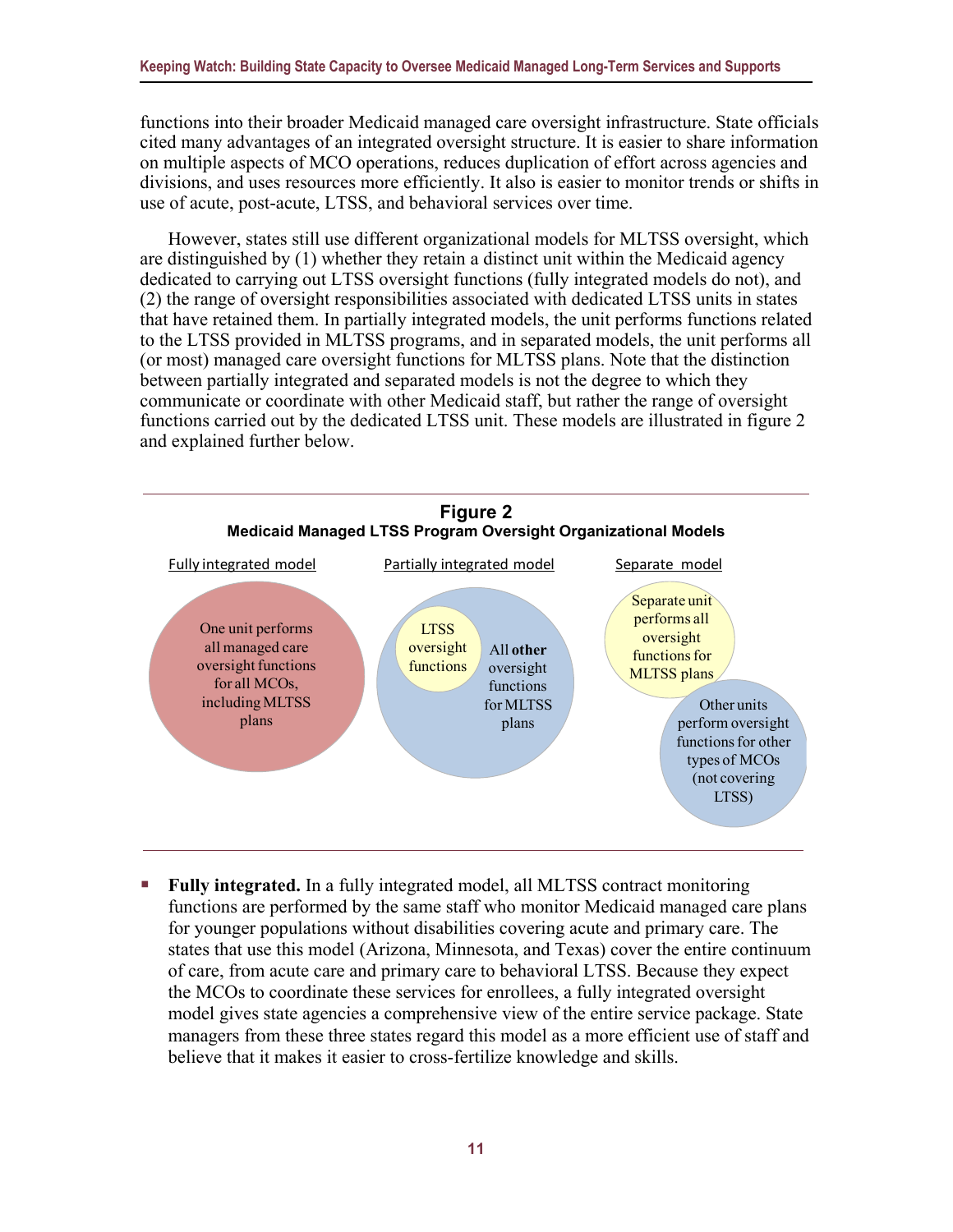functions into their broader Medicaid managed care oversight infrastructure. State officials cited many advantages of an integrated oversight structure. It is easier to share information on multiple aspects of MCO operations, reduces duplication of effort across agencies and divisions, and uses resources more efficiently. It also is easier to monitor trends or shifts in use of acute, post-acute, LTSS, and behavioral services over time.

However, states still use different organizational models for MLTSS oversight, which are distinguished by (1) whether they retain a distinct unit within the Medicaid agency dedicated to carrying out LTSS oversight functions (fully integrated models do not), and (2) the range of oversight responsibilities associated with dedicated LTSS units in states that have retained them. In partially integrated models, the unit performs functions related to the LTSS provided in MLTSS programs, and in separated models, the unit performs all (or most) managed care oversight functions for MLTSS plans. Note that the distinction between partially integrated and separated models is not the degree to which they communicate or coordinate with other Medicaid staff, but rather the range of oversight functions carried out by the dedicated LTSS unit. These models are illustrated in figure 2 and explained further below.

**Figure 2**
**Medicaid Managed LTSS Program Oversight Organizational Models**

| Fully integrated model | Partially integrated model | Separate model |
| --- | --- | --- |
| One unit performs all managed care oversight functions for all MCOs, including MLTSS plans | LTSS oversight functions; All **other** oversight functions for MLTSS plans | Separate unit performs all oversight functions for MLTSS plans; Other units perform oversight functions for other types of MCOs (not covering LTSS) |

- **Fully integrated.** In a fully integrated model, all MLTSS contract monitoring functions are performed by the same staff who monitor Medicaid managed care plans for younger populations without disabilities covering acute and primary care. The states that use this model (Arizona, Minnesota, and Texas) cover the entire continuum of care, from acute care and primary care to behavioral LTSS. Because they expect the MCOs to coordinate these services for enrollees, a fully integrated oversight model gives state agencies a comprehensive view of the entire service package. State managers from these three states regard this model as a more efficient use of staff and believe that it makes it easier to cross-fertilize knowledge and skills.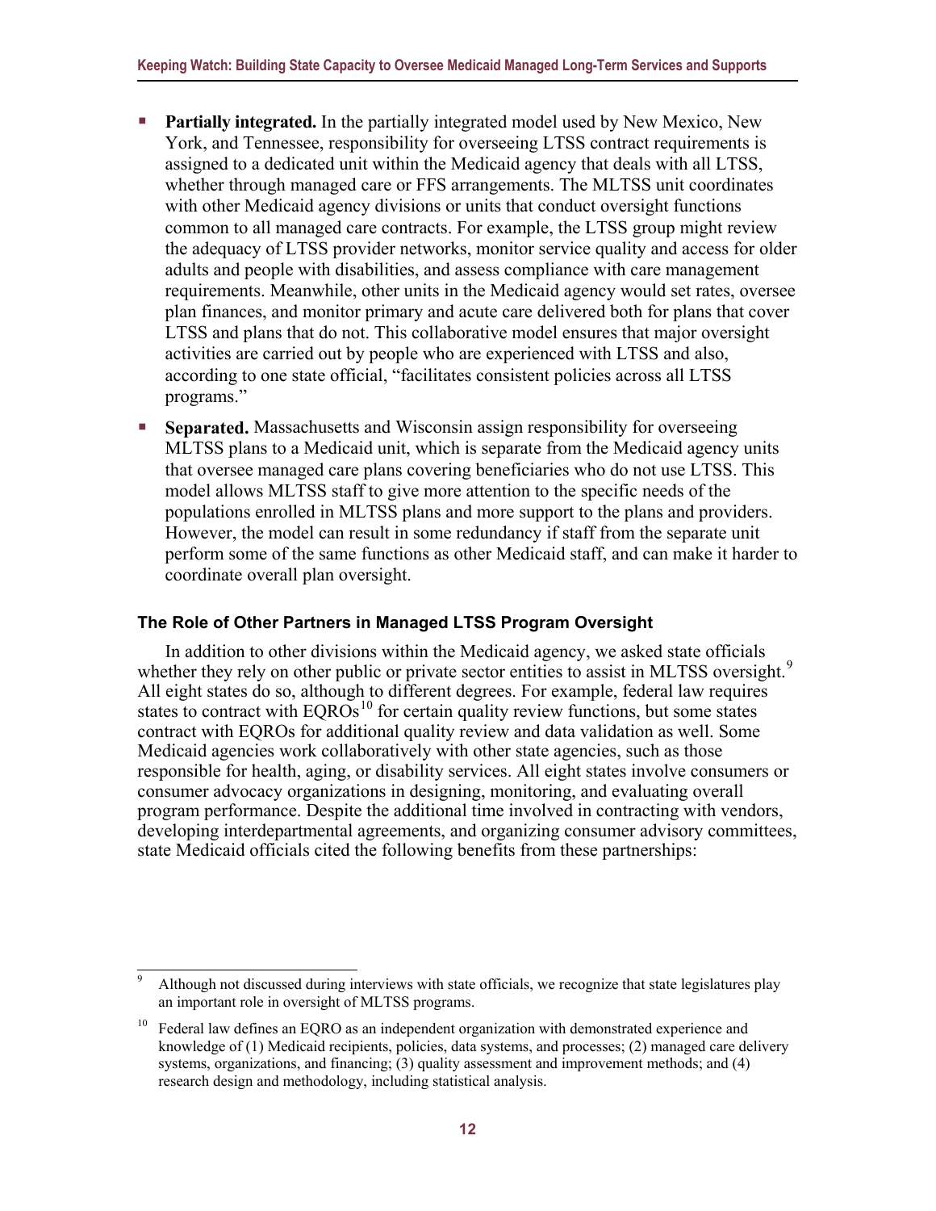- **Partially integrated.** In the partially integrated model used by New Mexico, New York, and Tennessee, responsibility for overseeing LTSS contract requirements is assigned to a dedicated unit within the Medicaid agency that deals with all LTSS, whether through managed care or FFS arrangements. The MLTSS unit coordinates with other Medicaid agency divisions or units that conduct oversight functions common to all managed care contracts. For example, the LTSS group might review the adequacy of LTSS provider networks, monitor service quality and access for older adults and people with disabilities, and assess compliance with care management requirements. Meanwhile, other units in the Medicaid agency would set rates, oversee plan finances, and monitor primary and acute care delivered both for plans that cover LTSS and plans that do not. This collaborative model ensures that major oversight activities are carried out by people who are experienced with LTSS and also, according to one state official, "facilitates consistent policies across all LTSS programs."
- **Separated.** Massachusetts and Wisconsin assign responsibility for overseeing MLTSS plans to a Medicaid unit, which is separate from the Medicaid agency units that oversee managed care plans covering beneficiaries who do not use LTSS. This model allows MLTSS staff to give more attention to the specific needs of the populations enrolled in MLTSS plans and more support to the plans and providers. However, the model can result in some redundancy if staff from the separate unit perform some of the same functions as other Medicaid staff, and can make it harder to coordinate overall plan oversight.

### The Role of Other Partners in Managed LTSS Program Oversight

In addition to other divisions within the Medicaid agency, we asked state officials whether they rely on other public or private sector entities to assist in MLTSS oversight.[9] All eight states do so, although to different degrees. For example, federal law requires states to contract with EQROs[10] for certain quality review functions, but some states contract with EQROs for additional quality review and data validation as well. Some Medicaid agencies work collaboratively with other state agencies, such as those responsible for health, aging, or disability services. All eight states involve consumers or consumer advocacy organizations in designing, monitoring, and evaluating overall program performance. Despite the additional time involved in contracting with vendors, developing interdepartmental agreements, and organizing consumer advisory committees, state Medicaid officials cited the following benefits from these partnerships:

---

[9] Although not discussed during interviews with state officials, we recognize that state legislatures play an important role in oversight of MLTSS programs.

[10] Federal law defines an EQRO as an independent organization with demonstrated experience and knowledge of (1) Medicaid recipients, policies, data systems, and processes; (2) managed care delivery systems, organizations, and financing; (3) quality assessment and improvement methods; and (4) research design and methodology, including statistical analysis.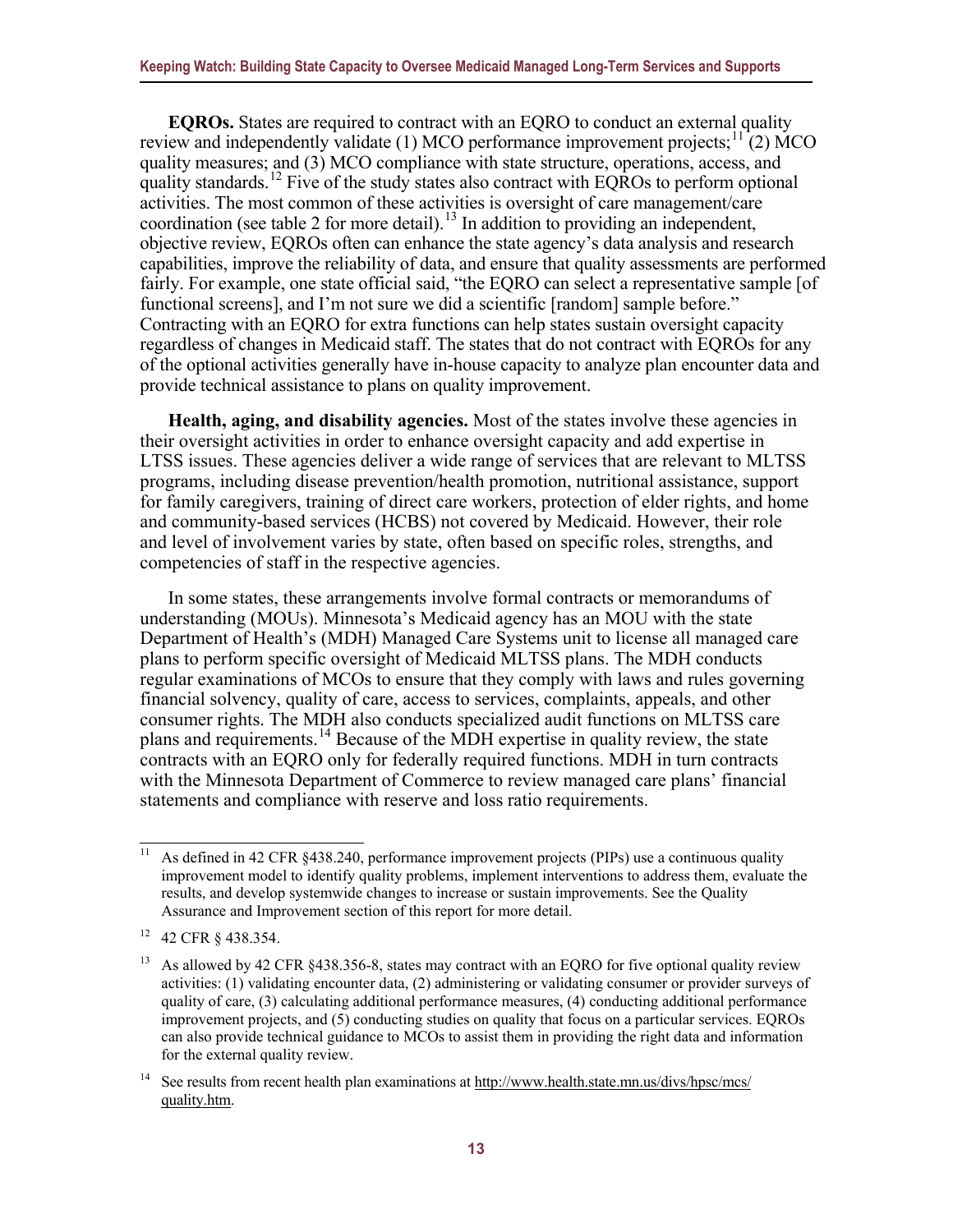**EQROs.** States are required to contract with an EQRO to conduct an external quality review and independently validate (1) MCO performance improvement projects;[11] (2) MCO quality measures; and (3) MCO compliance with state structure, operations, access, and quality standards.[12] Five of the study states also contract with EQROs to perform optional activities. The most common of these activities is oversight of care management/care coordination (see table 2 for more detail).[13] In addition to providing an independent, objective review, EQROs often can enhance the state agency's data analysis and research capabilities, improve the reliability of data, and ensure that quality assessments are performed fairly. For example, one state official said, "the EQRO can select a representative sample [of functional screens], and I'm not sure we did a scientific [random] sample before." Contracting with an EQRO for extra functions can help states sustain oversight capacity regardless of changes in Medicaid staff. The states that do not contract with EQROs for any of the optional activities generally have in-house capacity to analyze plan encounter data and provide technical assistance to plans on quality improvement.

**Health, aging, and disability agencies.** Most of the states involve these agencies in their oversight activities in order to enhance oversight capacity and add expertise in LTSS issues. These agencies deliver a wide range of services that are relevant to MLTSS programs, including disease prevention/health promotion, nutritional assistance, support for family caregivers, training of direct care workers, protection of elder rights, and home and community-based services (HCBS) not covered by Medicaid. However, their role and level of involvement varies by state, often based on specific roles, strengths, and competencies of staff in the respective agencies.

In some states, these arrangements involve formal contracts or memorandums of understanding (MOUs). Minnesota's Medicaid agency has an MOU with the state Department of Health's (MDH) Managed Care Systems unit to license all managed care plans to perform specific oversight of Medicaid MLTSS plans. The MDH conducts regular examinations of MCOs to ensure that they comply with laws and rules governing financial solvency, quality of care, access to services, complaints, appeals, and other consumer rights. The MDH also conducts specialized audit functions on MLTSS care plans and requirements.[14] Because of the MDH expertise in quality review, the state contracts with an EQRO only for federally required functions. MDH in turn contracts with the Minnesota Department of Commerce to review managed care plans' financial statements and compliance with reserve and loss ratio requirements.

---

[11] As defined in 42 CFR §438.240, performance improvement projects (PIPs) use a continuous quality improvement model to identify quality problems, implement interventions to address them, evaluate the results, and develop systemwide changes to increase or sustain improvements. See the Quality Assurance and Improvement section of this report for more detail.

[12] 42 CFR § 438.354.

[13] As allowed by 42 CFR §438.356-8, states may contract with an EQRO for five optional quality review activities: (1) validating encounter data, (2) administering or validating consumer or provider surveys of quality of care, (3) calculating additional performance measures, (4) conducting additional performance improvement projects, and (5) conducting studies on quality that focus on a particular services. EQROs can also provide technical guidance to MCOs to assist them in providing the right data and information for the external quality review.

[14] See results from recent health plan examinations at http://www.health.state.mn.us/divs/hpsc/mcs/quality.htm.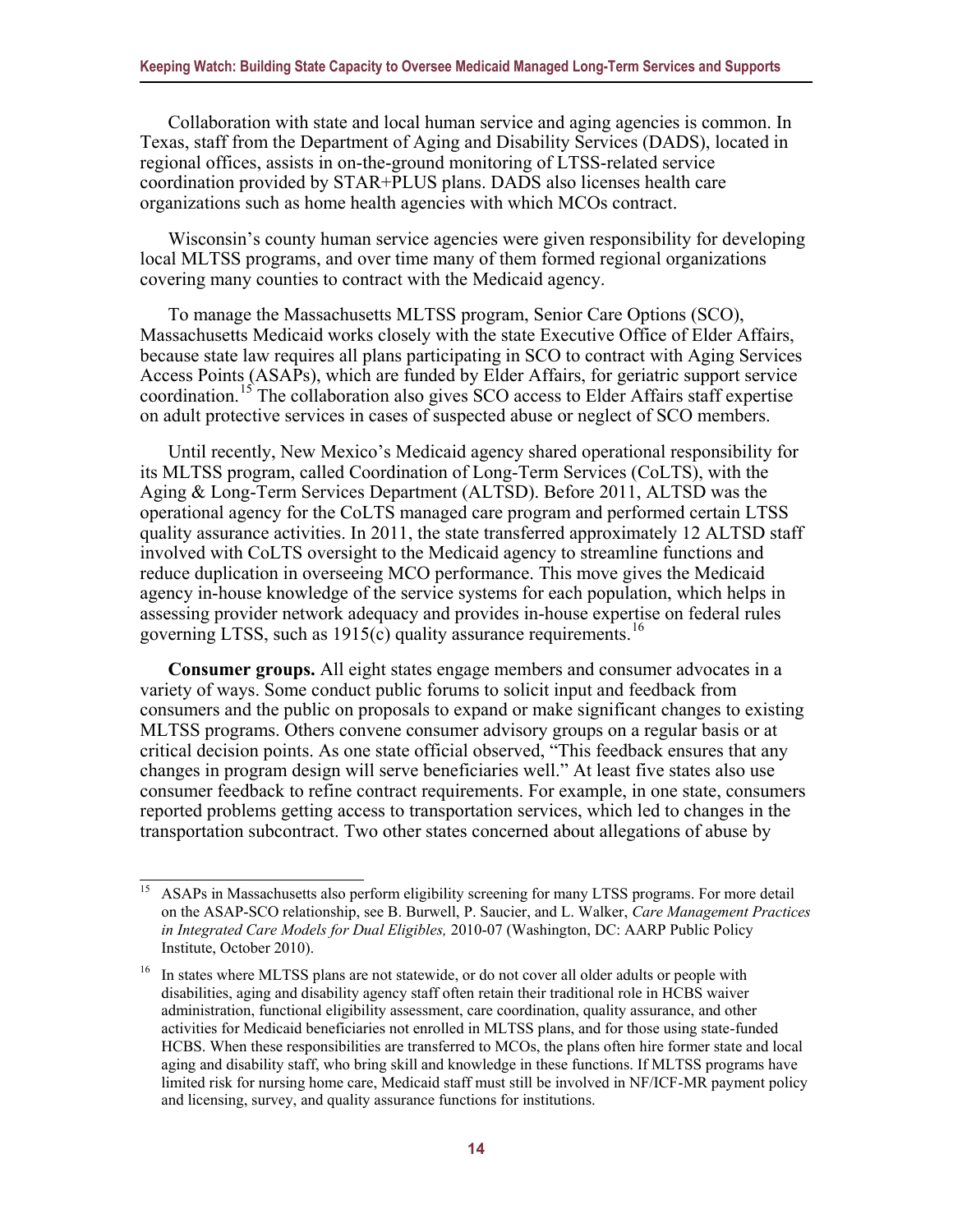Collaboration with state and local human service and aging agencies is common. In Texas, staff from the Department of Aging and Disability Services (DADS), located in regional offices, assists in on-the-ground monitoring of LTSS-related service coordination provided by STAR+PLUS plans. DADS also licenses health care organizations such as home health agencies with which MCOs contract.

Wisconsin's county human service agencies were given responsibility for developing local MLTSS programs, and over time many of them formed regional organizations covering many counties to contract with the Medicaid agency.

To manage the Massachusetts MLTSS program, Senior Care Options (SCO), Massachusetts Medicaid works closely with the state Executive Office of Elder Affairs, because state law requires all plans participating in SCO to contract with Aging Services Access Points (ASAPs), which are funded by Elder Affairs, for geriatric support service coordination.[15] The collaboration also gives SCO access to Elder Affairs staff expertise on adult protective services in cases of suspected abuse or neglect of SCO members.

Until recently, New Mexico's Medicaid agency shared operational responsibility for its MLTSS program, called Coordination of Long-Term Services (CoLTS), with the Aging & Long-Term Services Department (ALTSD). Before 2011, ALTSD was the operational agency for the CoLTS managed care program and performed certain LTSS quality assurance activities. In 2011, the state transferred approximately 12 ALTSD staff involved with CoLTS oversight to the Medicaid agency to streamline functions and reduce duplication in overseeing MCO performance. This move gives the Medicaid agency in-house knowledge of the service systems for each population, which helps in assessing provider network adequacy and provides in-house expertise on federal rules governing LTSS, such as 1915(c) quality assurance requirements.[16]

**Consumer groups.** All eight states engage members and consumer advocates in a variety of ways. Some conduct public forums to solicit input and feedback from consumers and the public on proposals to expand or make significant changes to existing MLTSS programs. Others convene consumer advisory groups on a regular basis or at critical decision points. As one state official observed, "This feedback ensures that any changes in program design will serve beneficiaries well." At least five states also use consumer feedback to refine contract requirements. For example, in one state, consumers reported problems getting access to transportation services, which led to changes in the transportation subcontract. Two other states concerned about allegations of abuse by

---

[15] ASAPs in Massachusetts also perform eligibility screening for many LTSS programs. For more detail on the ASAP-SCO relationship, see B. Burwell, P. Saucier, and L. Walker, *Care Management Practices in Integrated Care Models for Dual Eligibles,* 2010-07 (Washington, DC: AARP Public Policy Institute, October 2010).

[16] In states where MLTSS plans are not statewide, or do not cover all older adults or people with disabilities, aging and disability agency staff often retain their traditional role in HCBS waiver administration, functional eligibility assessment, care coordination, quality assurance, and other activities for Medicaid beneficiaries not enrolled in MLTSS plans, and for those using state-funded HCBS. When these responsibilities are transferred to MCOs, the plans often hire former state and local aging and disability staff, who bring skill and knowledge in these functions. If MLTSS programs have limited risk for nursing home care, Medicaid staff must still be involved in NF/ICF-MR payment policy and licensing, survey, and quality assurance functions for institutions.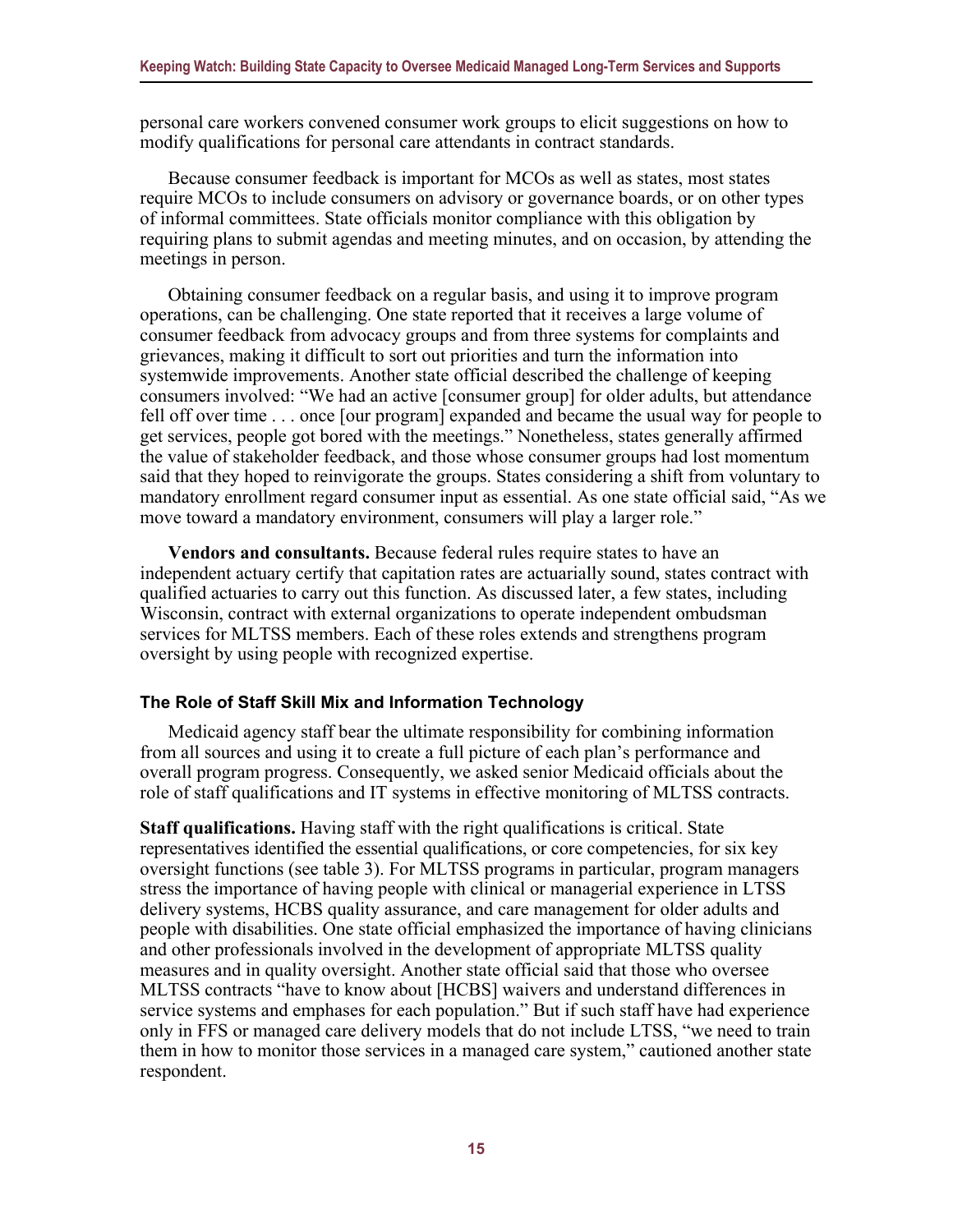personal care workers convened consumer work groups to elicit suggestions on how to modify qualifications for personal care attendants in contract standards.

Because consumer feedback is important for MCOs as well as states, most states require MCOs to include consumers on advisory or governance boards, or on other types of informal committees. State officials monitor compliance with this obligation by requiring plans to submit agendas and meeting minutes, and on occasion, by attending the meetings in person.

Obtaining consumer feedback on a regular basis, and using it to improve program operations, can be challenging. One state reported that it receives a large volume of consumer feedback from advocacy groups and from three systems for complaints and grievances, making it difficult to sort out priorities and turn the information into systemwide improvements. Another state official described the challenge of keeping consumers involved: "We had an active [consumer group] for older adults, but attendance fell off over time . . . once [our program] expanded and became the usual way for people to get services, people got bored with the meetings." Nonetheless, states generally affirmed the value of stakeholder feedback, and those whose consumer groups had lost momentum said that they hoped to reinvigorate the groups. States considering a shift from voluntary to mandatory enrollment regard consumer input as essential. As one state official said, "As we move toward a mandatory environment, consumers will play a larger role."

**Vendors and consultants.** Because federal rules require states to have an independent actuary certify that capitation rates are actuarially sound, states contract with qualified actuaries to carry out this function. As discussed later, a few states, including Wisconsin, contract with external organizations to operate independent ombudsman services for MLTSS members. Each of these roles extends and strengthens program oversight by using people with recognized expertise.

### The Role of Staff Skill Mix and Information Technology

Medicaid agency staff bear the ultimate responsibility for combining information from all sources and using it to create a full picture of each plan's performance and overall program progress. Consequently, we asked senior Medicaid officials about the role of staff qualifications and IT systems in effective monitoring of MLTSS contracts.

**Staff qualifications.** Having staff with the right qualifications is critical. State representatives identified the essential qualifications, or core competencies, for six key oversight functions (see table 3). For MLTSS programs in particular, program managers stress the importance of having people with clinical or managerial experience in LTSS delivery systems, HCBS quality assurance, and care management for older adults and people with disabilities. One state official emphasized the importance of having clinicians and other professionals involved in the development of appropriate MLTSS quality measures and in quality oversight. Another state official said that those who oversee MLTSS contracts "have to know about [HCBS] waivers and understand differences in service systems and emphases for each population." But if such staff have had experience only in FFS or managed care delivery models that do not include LTSS, "we need to train them in how to monitor those services in a managed care system," cautioned another state respondent.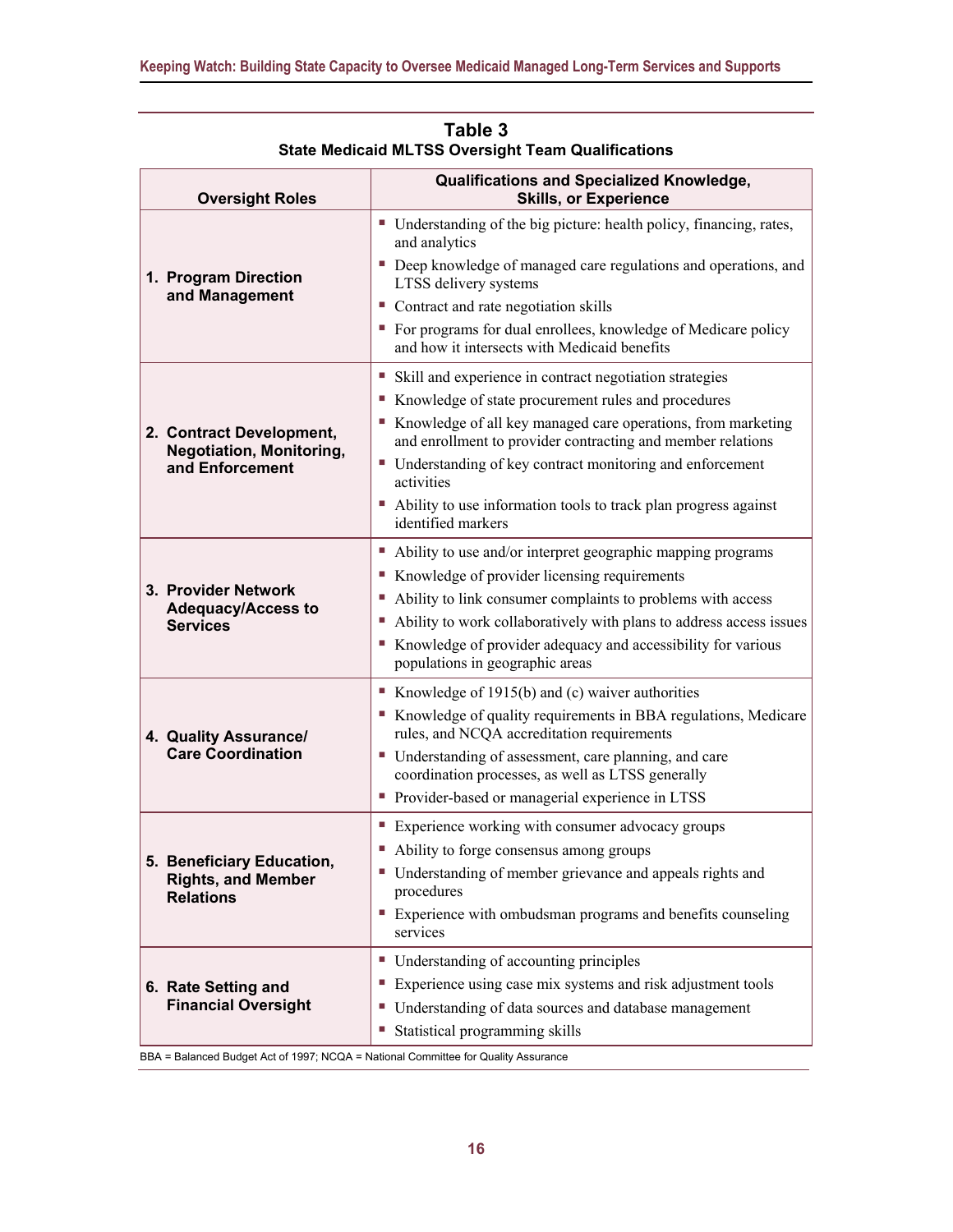**Table 3**
**State Medicaid MLTSS Oversight Team Qualifications**

| Oversight Roles | Qualifications and Specialized Knowledge, Skills, or Experience |
| --- | --- |
| **1. Program Direction and Management** | ▪ Understanding of the big picture: health policy, financing, rates, and analytics<br>▪ Deep knowledge of managed care regulations and operations, and LTSS delivery systems<br>▪ Contract and rate negotiation skills<br>▪ For programs for dual enrollees, knowledge of Medicare policy and how it intersects with Medicaid benefits |
| **2. Contract Development, Negotiation, Monitoring, and Enforcement** | ▪ Skill and experience in contract negotiation strategies<br>▪ Knowledge of state procurement rules and procedures<br>▪ Knowledge of all key managed care operations, from marketing and enrollment to provider contracting and member relations<br>▪ Understanding of key contract monitoring and enforcement activities<br>▪ Ability to use information tools to track plan progress against identified markers |
| **3. Provider Network Adequacy/Access to Services** | ▪ Ability to use and/or interpret geographic mapping programs<br>▪ Knowledge of provider licensing requirements<br>▪ Ability to link consumer complaints to problems with access<br>▪ Ability to work collaboratively with plans to address access issues<br>▪ Knowledge of provider adequacy and accessibility for various populations in geographic areas |
| **4. Quality Assurance/ Care Coordination** | ▪ Knowledge of 1915(b) and (c) waiver authorities<br>▪ Knowledge of quality requirements in BBA regulations, Medicare rules, and NCQA accreditation requirements<br>▪ Understanding of assessment, care planning, and care coordination processes, as well as LTSS generally<br>▪ Provider-based or managerial experience in LTSS |
| **5. Beneficiary Education, Rights, and Member Relations** | ▪ Experience working with consumer advocacy groups<br>▪ Ability to forge consensus among groups<br>▪ Understanding of member grievance and appeals rights and procedures<br>▪ Experience with ombudsman programs and benefits counseling services |
| **6. Rate Setting and Financial Oversight** | ▪ Understanding of accounting principles<br>▪ Experience using case mix systems and risk adjustment tools<br>▪ Understanding of data sources and database management<br>▪ Statistical programming skills |

BBA = Balanced Budget Act of 1997; NCQA = National Committee for Quality Assurance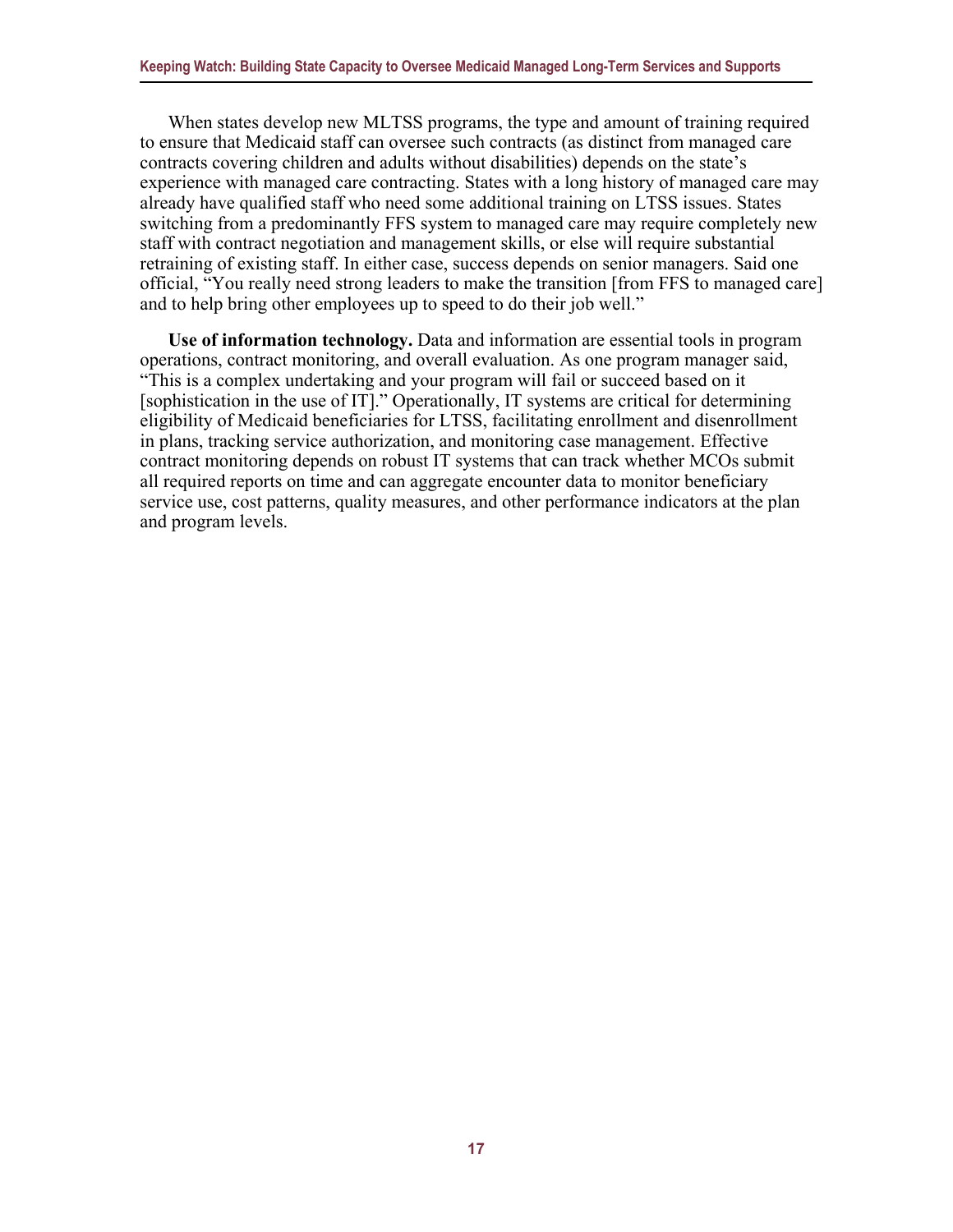When states develop new MLTSS programs, the type and amount of training required to ensure that Medicaid staff can oversee such contracts (as distinct from managed care contracts covering children and adults without disabilities) depends on the state's experience with managed care contracting. States with a long history of managed care may already have qualified staff who need some additional training on LTSS issues. States switching from a predominantly FFS system to managed care may require completely new staff with contract negotiation and management skills, or else will require substantial retraining of existing staff. In either case, success depends on senior managers. Said one official, "You really need strong leaders to make the transition [from FFS to managed care] and to help bring other employees up to speed to do their job well."

**Use of information technology.** Data and information are essential tools in program operations, contract monitoring, and overall evaluation. As one program manager said, "This is a complex undertaking and your program will fail or succeed based on it [sophistication in the use of IT]." Operationally, IT systems are critical for determining eligibility of Medicaid beneficiaries for LTSS, facilitating enrollment and disenrollment in plans, tracking service authorization, and monitoring case management. Effective contract monitoring depends on robust IT systems that can track whether MCOs submit all required reports on time and can aggregate encounter data to monitor beneficiary service use, cost patterns, quality measures, and other performance indicators at the plan and program levels.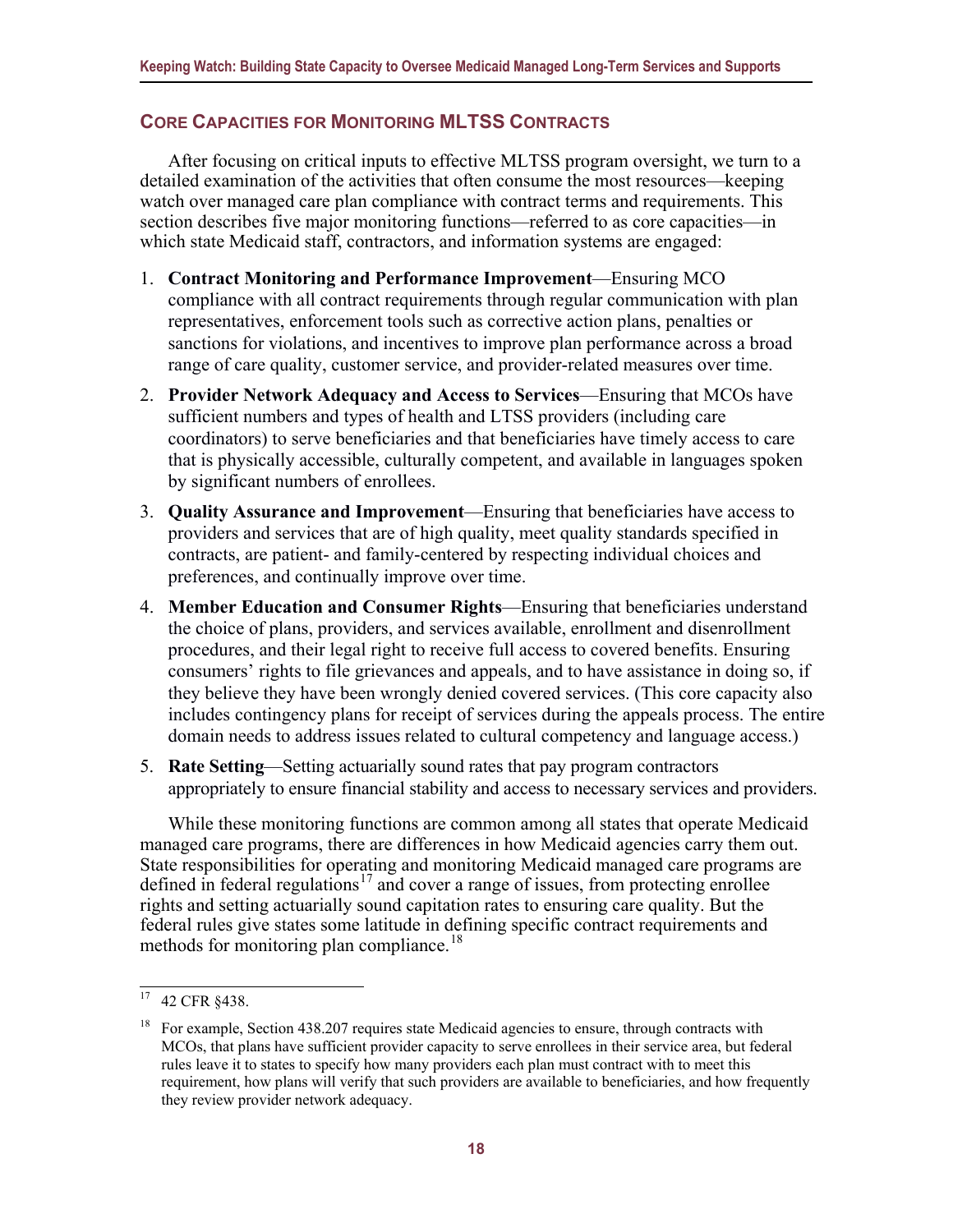## Core Capacities for Monitoring MLTSS Contracts

After focusing on critical inputs to effective MLTSS program oversight, we turn to a detailed examination of the activities that often consume the most resources—keeping watch over managed care plan compliance with contract terms and requirements. This section describes five major monitoring functions—referred to as core capacities—in which state Medicaid staff, contractors, and information systems are engaged:

1. **Contract Monitoring and Performance Improvement**—Ensuring MCO compliance with all contract requirements through regular communication with plan representatives, enforcement tools such as corrective action plans, penalties or sanctions for violations, and incentives to improve plan performance across a broad range of care quality, customer service, and provider-related measures over time.
2. **Provider Network Adequacy and Access to Services**—Ensuring that MCOs have sufficient numbers and types of health and LTSS providers (including care coordinators) to serve beneficiaries and that beneficiaries have timely access to care that is physically accessible, culturally competent, and available in languages spoken by significant numbers of enrollees.
3. **Quality Assurance and Improvement**—Ensuring that beneficiaries have access to providers and services that are of high quality, meet quality standards specified in contracts, are patient- and family-centered by respecting individual choices and preferences, and continually improve over time.
4. **Member Education and Consumer Rights**—Ensuring that beneficiaries understand the choice of plans, providers, and services available, enrollment and disenrollment procedures, and their legal right to receive full access to covered benefits. Ensuring consumers' rights to file grievances and appeals, and to have assistance in doing so, if they believe they have been wrongly denied covered services. (This core capacity also includes contingency plans for receipt of services during the appeals process. The entire domain needs to address issues related to cultural competency and language access.)
5. **Rate Setting**—Setting actuarially sound rates that pay program contractors appropriately to ensure financial stability and access to necessary services and providers.

While these monitoring functions are common among all states that operate Medicaid managed care programs, there are differences in how Medicaid agencies carry them out. State responsibilities for operating and monitoring Medicaid managed care programs are defined in federal regulations[17] and cover a range of issues, from protecting enrollee rights and setting actuarially sound capitation rates to ensuring care quality. But the federal rules give states some latitude in defining specific contract requirements and methods for monitoring plan compliance.[18]

---

[17] 42 CFR §438.

[18] For example, Section 438.207 requires state Medicaid agencies to ensure, through contracts with MCOs, that plans have sufficient provider capacity to serve enrollees in their service area, but federal rules leave it to states to specify how many providers each plan must contract with to meet this requirement, how plans will verify that such providers are available to beneficiaries, and how frequently they review provider network adequacy.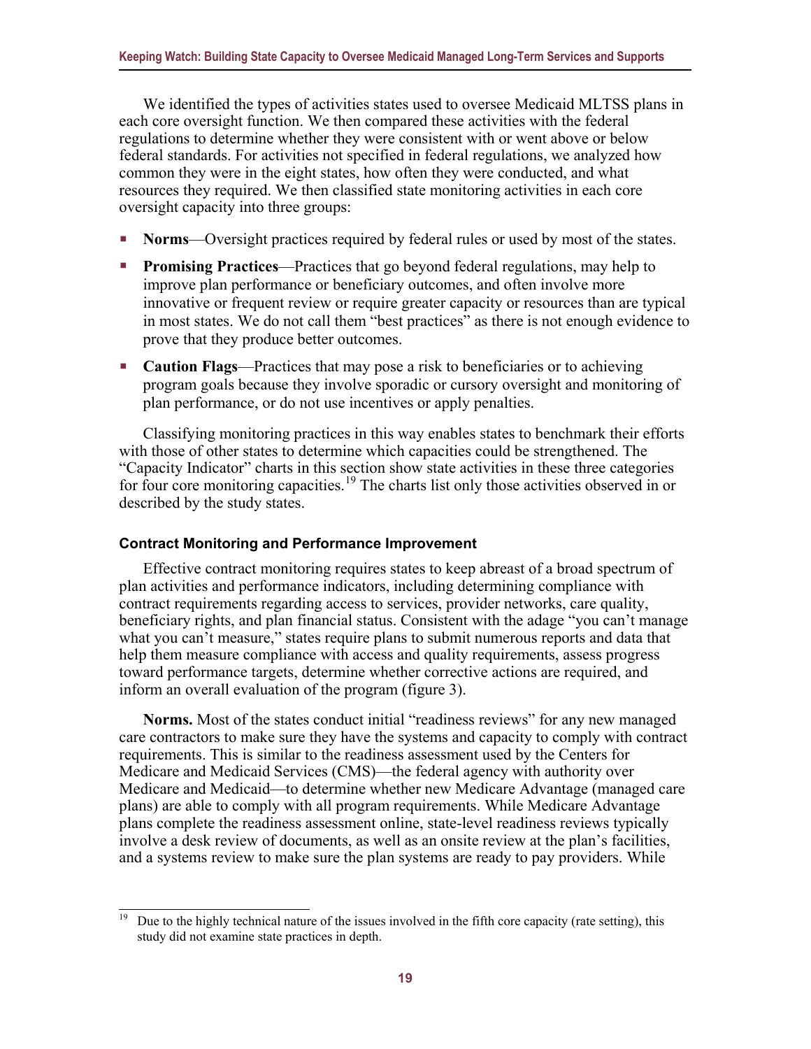We identified the types of activities states used to oversee Medicaid MLTSS plans in each core oversight function. We then compared these activities with the federal regulations to determine whether they were consistent with or went above or below federal standards. For activities not specified in federal regulations, we analyzed how common they were in the eight states, how often they were conducted, and what resources they required. We then classified state monitoring activities in each core oversight capacity into three groups:

- **Norms**—Oversight practices required by federal rules or used by most of the states.
- **Promising Practices**—Practices that go beyond federal regulations, may help to improve plan performance or beneficiary outcomes, and often involve more innovative or frequent review or require greater capacity or resources than are typical in most states. We do not call them "best practices" as there is not enough evidence to prove that they produce better outcomes.
- **Caution Flags**—Practices that may pose a risk to beneficiaries or to achieving program goals because they involve sporadic or cursory oversight and monitoring of plan performance, or do not use incentives or apply penalties.

Classifying monitoring practices in this way enables states to benchmark their efforts with those of other states to determine which capacities could be strengthened. The "Capacity Indicator" charts in this section show state activities in these three categories for four core monitoring capacities.[19] The charts list only those activities observed in or described by the study states.

### Contract Monitoring and Performance Improvement

Effective contract monitoring requires states to keep abreast of a broad spectrum of plan activities and performance indicators, including determining compliance with contract requirements regarding access to services, provider networks, care quality, beneficiary rights, and plan financial status. Consistent with the adage "you can't manage what you can't measure," states require plans to submit numerous reports and data that help them measure compliance with access and quality requirements, assess progress toward performance targets, determine whether corrective actions are required, and inform an overall evaluation of the program (figure 3).

**Norms.** Most of the states conduct initial "readiness reviews" for any new managed care contractors to make sure they have the systems and capacity to comply with contract requirements. This is similar to the readiness assessment used by the Centers for Medicare and Medicaid Services (CMS)—the federal agency with authority over Medicare and Medicaid—to determine whether new Medicare Advantage (managed care plans) are able to comply with all program requirements. While Medicare Advantage plans complete the readiness assessment online, state-level readiness reviews typically involve a desk review of documents, as well as an onsite review at the plan's facilities, and a systems review to make sure the plan systems are ready to pay providers. While

---

[19] Due to the highly technical nature of the issues involved in the fifth core capacity (rate setting), this study did not examine state practices in depth.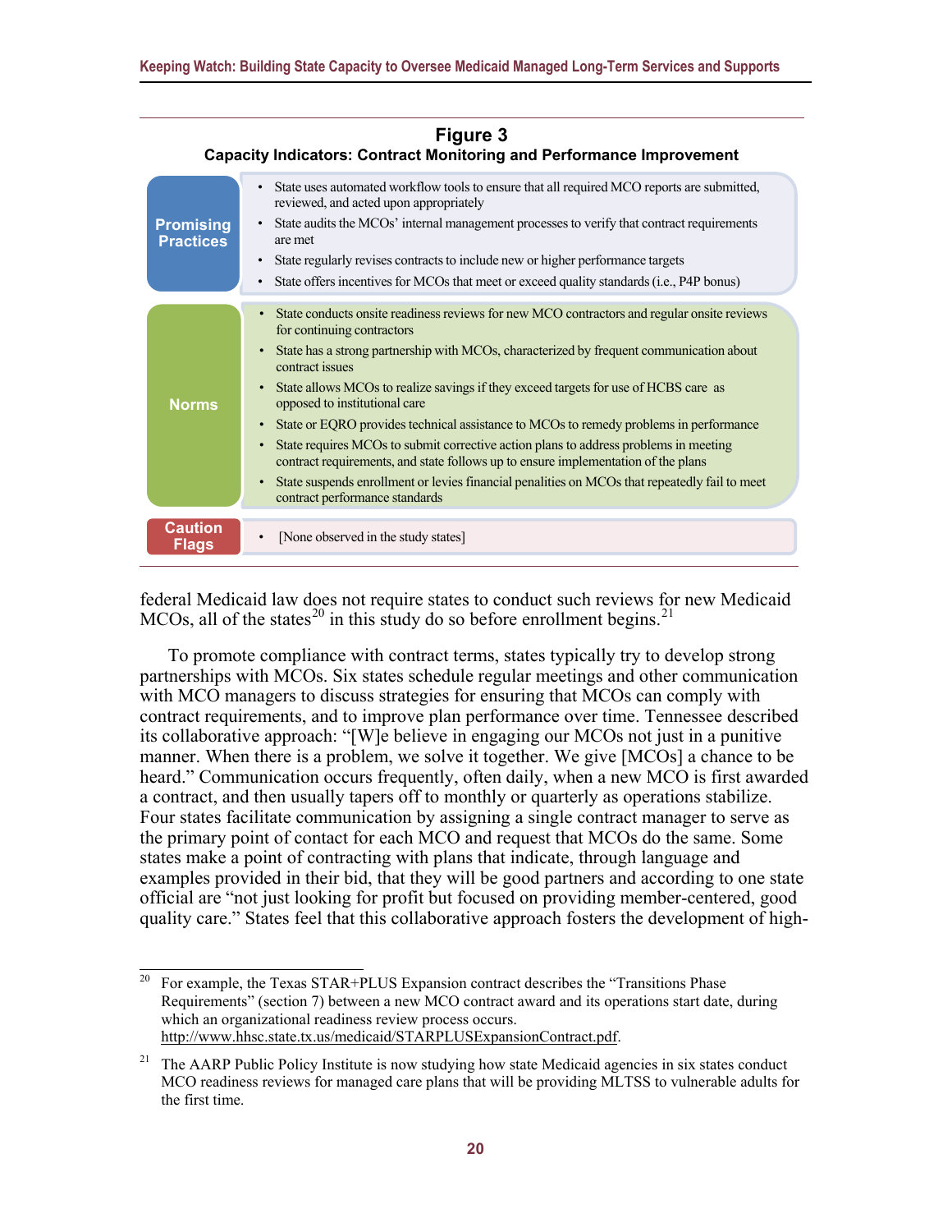**Figure 3**
**Capacity Indicators: Contract Monitoring and Performance Improvement**

| Category | Indicators |
| --- | --- |
| **Promising Practices** | • State uses automated workflow tools to ensure that all required MCO reports are submitted, reviewed, and acted upon appropriately<br>• State audits the MCOs' internal management processes to verify that contract requirements are met<br>• State regularly revises contracts to include new or higher performance targets<br>• State offers incentives for MCOs that meet or exceed quality standards (i.e., P4P bonus) |
| **Norms** | • State conducts onsite readiness reviews for new MCO contractors and regular onsite reviews for continuing contractors<br>• State has a strong partnership with MCOs, characterized by frequent communication about contract issues<br>• State allows MCOs to realize savings if they exceed targets for use of HCBS care as opposed to institutional care<br>• State or EQRO provides technical assistance to MCOs to remedy problems in performance<br>• State requires MCOs to submit corrective action plans to address problems in meeting contract requirements, and state follows up to ensure implementation of the plans<br>• State suspends enrollment or levies financial penalties on MCOs that repeatedly fail to meet contract performance standards |
| **Caution Flags** | • [None observed in the study states] |

federal Medicaid law does not require states to conduct such reviews for new Medicaid MCOs, all of the states[20] in this study do so before enrollment begins.[21]

To promote compliance with contract terms, states typically try to develop strong partnerships with MCOs. Six states schedule regular meetings and other communication with MCO managers to discuss strategies for ensuring that MCOs can comply with contract requirements, and to improve plan performance over time. Tennessee described its collaborative approach: "[W]e believe in engaging our MCOs not just in a punitive manner. When there is a problem, we solve it together. We give [MCOs] a chance to be heard." Communication occurs frequently, often daily, when a new MCO is first awarded a contract, and then usually tapers off to monthly or quarterly as operations stabilize. Four states facilitate communication by assigning a single contract manager to serve as the primary point of contact for each MCO and request that MCOs do the same. Some states make a point of contracting with plans that indicate, through language and examples provided in their bid, that they will be good partners and according to one state official are "not just looking for profit but focused on providing member-centered, good quality care." States feel that this collaborative approach fosters the development of high-

---

[20] For example, the Texas STAR+PLUS Expansion contract describes the "Transitions Phase Requirements" (section 7) between a new MCO contract award and its operations start date, during which an organizational readiness review process occurs. http://www.hhsc.state.tx.us/medicaid/STARPLUSExpansionContract.pdf.

[21] The AARP Public Policy Institute is now studying how state Medicaid agencies in six states conduct MCO readiness reviews for managed care plans that will be providing MLTSS to vulnerable adults for the first time.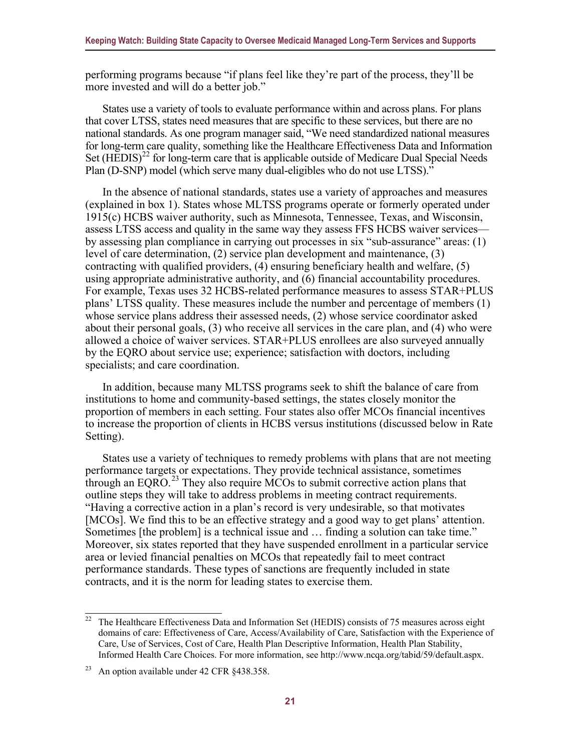performing programs because "if plans feel like they're part of the process, they'll be more invested and will do a better job."

States use a variety of tools to evaluate performance within and across plans. For plans that cover LTSS, states need measures that are specific to these services, but there are no national standards. As one program manager said, "We need standardized national measures for long-term care quality, something like the Healthcare Effectiveness Data and Information Set (HEDIS)[22] for long-term care that is applicable outside of Medicare Dual Special Needs Plan (D-SNP) model (which serve many dual-eligibles who do not use LTSS)."

In the absence of national standards, states use a variety of approaches and measures (explained in box 1). States whose MLTSS programs operate or formerly operated under 1915(c) HCBS waiver authority, such as Minnesota, Tennessee, Texas, and Wisconsin, assess LTSS access and quality in the same way they assess FFS HCBS waiver services—by assessing plan compliance in carrying out processes in six "sub-assurance" areas: (1) level of care determination, (2) service plan development and maintenance, (3) contracting with qualified providers, (4) ensuring beneficiary health and welfare, (5) using appropriate administrative authority, and (6) financial accountability procedures. For example, Texas uses 32 HCBS-related performance measures to assess STAR+PLUS plans' LTSS quality. These measures include the number and percentage of members (1) whose service plans address their assessed needs, (2) whose service coordinator asked about their personal goals, (3) who receive all services in the care plan, and (4) who were allowed a choice of waiver services. STAR+PLUS enrollees are also surveyed annually by the EQRO about service use; experience; satisfaction with doctors, including specialists; and care coordination.

In addition, because many MLTSS programs seek to shift the balance of care from institutions to home and community-based settings, the states closely monitor the proportion of members in each setting. Four states also offer MCOs financial incentives to increase the proportion of clients in HCBS versus institutions (discussed below in Rate Setting).

States use a variety of techniques to remedy problems with plans that are not meeting performance targets or expectations. They provide technical assistance, sometimes through an EQRO.[23] They also require MCOs to submit corrective action plans that outline steps they will take to address problems in meeting contract requirements. "Having a corrective action in a plan's record is very undesirable, so that motivates [MCOs]. We find this to be an effective strategy and a good way to get plans' attention. Sometimes [the problem] is a technical issue and … finding a solution can take time." Moreover, six states reported that they have suspended enrollment in a particular service area or levied financial penalties on MCOs that repeatedly fail to meet contract performance standards. These types of sanctions are frequently included in state contracts, and it is the norm for leading states to exercise them.

---

[22] The Healthcare Effectiveness Data and Information Set (HEDIS) consists of 75 measures across eight domains of care: Effectiveness of Care, Access/Availability of Care, Satisfaction with the Experience of Care, Use of Services, Cost of Care, Health Plan Descriptive Information, Health Plan Stability, Informed Health Care Choices. For more information, see http://www.ncqa.org/tabid/59/default.aspx.

[23] An option available under 42 CFR §438.358.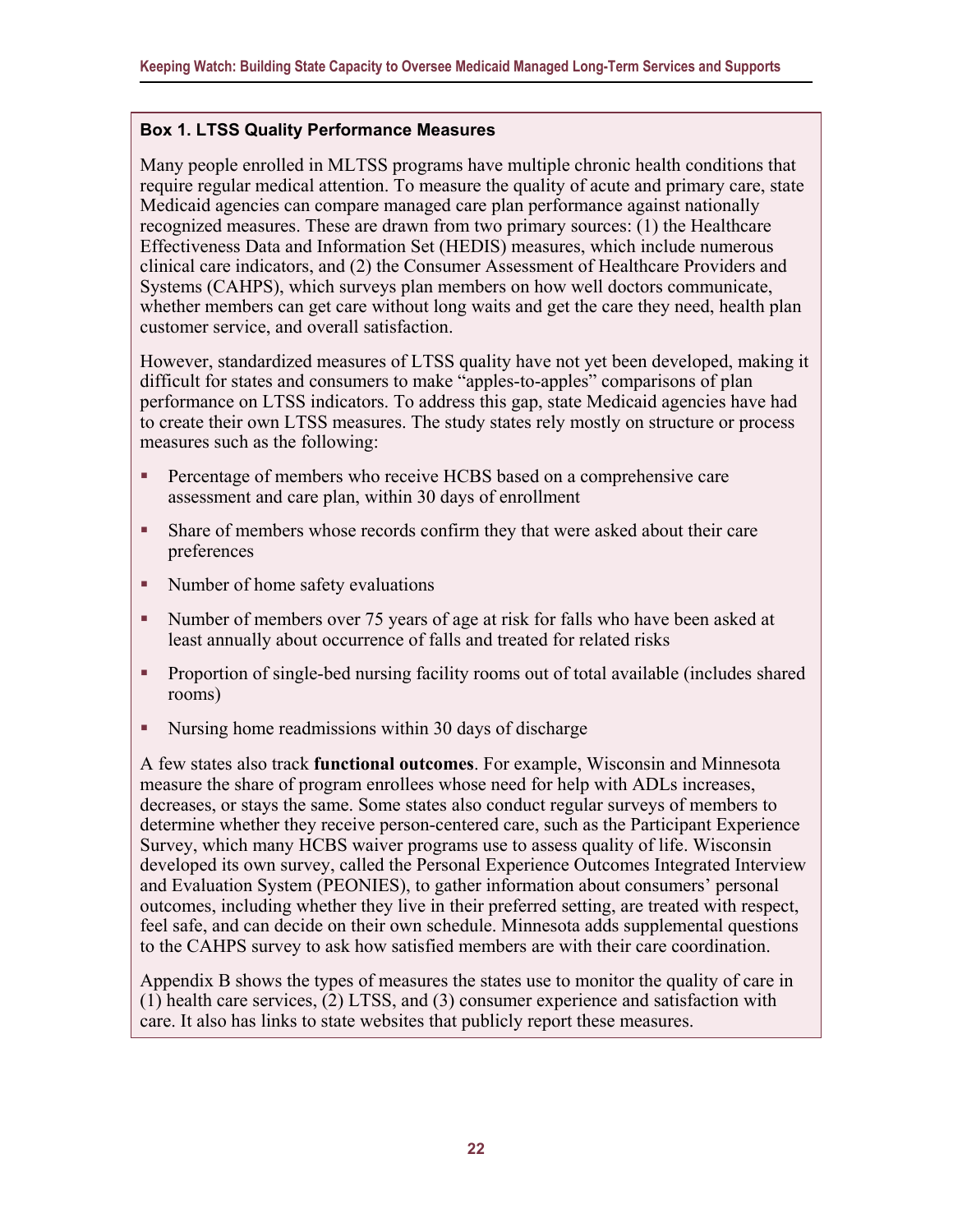### Box 1. LTSS Quality Performance Measures

Many people enrolled in MLTSS programs have multiple chronic health conditions that require regular medical attention. To measure the quality of acute and primary care, state Medicaid agencies can compare managed care plan performance against nationally recognized measures. These are drawn from two primary sources: (1) the Healthcare Effectiveness Data and Information Set (HEDIS) measures, which include numerous clinical care indicators, and (2) the Consumer Assessment of Healthcare Providers and Systems (CAHPS), which surveys plan members on how well doctors communicate, whether members can get care without long waits and get the care they need, health plan customer service, and overall satisfaction.

However, standardized measures of LTSS quality have not yet been developed, making it difficult for states and consumers to make "apples-to-apples" comparisons of plan performance on LTSS indicators. To address this gap, state Medicaid agencies have had to create their own LTSS measures. The study states rely mostly on structure or process measures such as the following:

- Percentage of members who receive HCBS based on a comprehensive care assessment and care plan, within 30 days of enrollment
- Share of members whose records confirm they that were asked about their care preferences
- Number of home safety evaluations
- Number of members over 75 years of age at risk for falls who have been asked at least annually about occurrence of falls and treated for related risks
- Proportion of single-bed nursing facility rooms out of total available (includes shared rooms)
- Nursing home readmissions within 30 days of discharge

A few states also track **functional outcomes**. For example, Wisconsin and Minnesota measure the share of program enrollees whose need for help with ADLs increases, decreases, or stays the same. Some states also conduct regular surveys of members to determine whether they receive person-centered care, such as the Participant Experience Survey, which many HCBS waiver programs use to assess quality of life. Wisconsin developed its own survey, called the Personal Experience Outcomes Integrated Interview and Evaluation System (PEONIES), to gather information about consumers' personal outcomes, including whether they live in their preferred setting, are treated with respect, feel safe, and can decide on their own schedule. Minnesota adds supplemental questions to the CAHPS survey to ask how satisfied members are with their care coordination.

Appendix B shows the types of measures the states use to monitor the quality of care in (1) health care services, (2) LTSS, and (3) consumer experience and satisfaction with care. It also has links to state websites that publicly report these measures.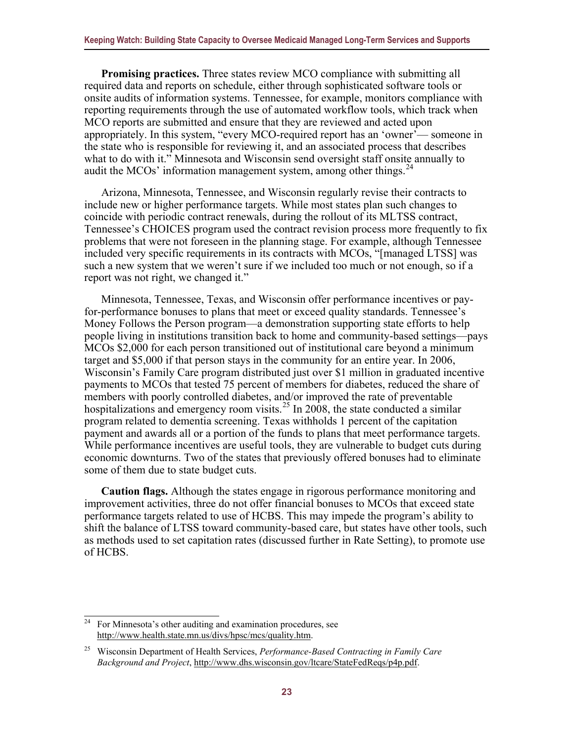**Promising practices.** Three states review MCO compliance with submitting all required data and reports on schedule, either through sophisticated software tools or onsite audits of information systems. Tennessee, for example, monitors compliance with reporting requirements through the use of automated workflow tools, which track when MCO reports are submitted and ensure that they are reviewed and acted upon appropriately. In this system, "every MCO-required report has an 'owner'— someone in the state who is responsible for reviewing it, and an associated process that describes what to do with it." Minnesota and Wisconsin send oversight staff onsite annually to audit the MCOs' information management system, among other things.[24]

Arizona, Minnesota, Tennessee, and Wisconsin regularly revise their contracts to include new or higher performance targets. While most states plan such changes to coincide with periodic contract renewals, during the rollout of its MLTSS contract, Tennessee's CHOICES program used the contract revision process more frequently to fix problems that were not foreseen in the planning stage. For example, although Tennessee included very specific requirements in its contracts with MCOs, "[managed LTSS] was such a new system that we weren't sure if we included too much or not enough, so if a report was not right, we changed it."

Minnesota, Tennessee, Texas, and Wisconsin offer performance incentives or pay-for-performance bonuses to plans that meet or exceed quality standards. Tennessee's Money Follows the Person program—a demonstration supporting state efforts to help people living in institutions transition back to home and community-based settings—pays MCOs $2,000 for each person transitioned out of institutional care beyond a minimum target and $5,000 if that person stays in the community for an entire year. In 2006, Wisconsin's Family Care program distributed just over $1 million in graduated incentive payments to MCOs that tested 75 percent of members for diabetes, reduced the share of members with poorly controlled diabetes, and/or improved the rate of preventable hospitalizations and emergency room visits.[25] In 2008, the state conducted a similar program related to dementia screening. Texas withholds 1 percent of the capitation payment and awards all or a portion of the funds to plans that meet performance targets. While performance incentives are useful tools, they are vulnerable to budget cuts during economic downturns. Two of the states that previously offered bonuses had to eliminate some of them due to state budget cuts.

**Caution flags.** Although the states engage in rigorous performance monitoring and improvement activities, three do not offer financial bonuses to MCOs that exceed state performance targets related to use of HCBS. This may impede the program's ability to shift the balance of LTSS toward community-based care, but states have other tools, such as methods used to set capitation rates (discussed further in Rate Setting), to promote use of HCBS.

---

[24] For Minnesota's other auditing and examination procedures, see http://www.health.state.mn.us/divs/hpsc/mcs/quality.htm.

[25] Wisconsin Department of Health Services, *Performance-Based Contracting in Family Care Background and Project*, http://www.dhs.wisconsin.gov/ltcare/StateFedReqs/p4p.pdf.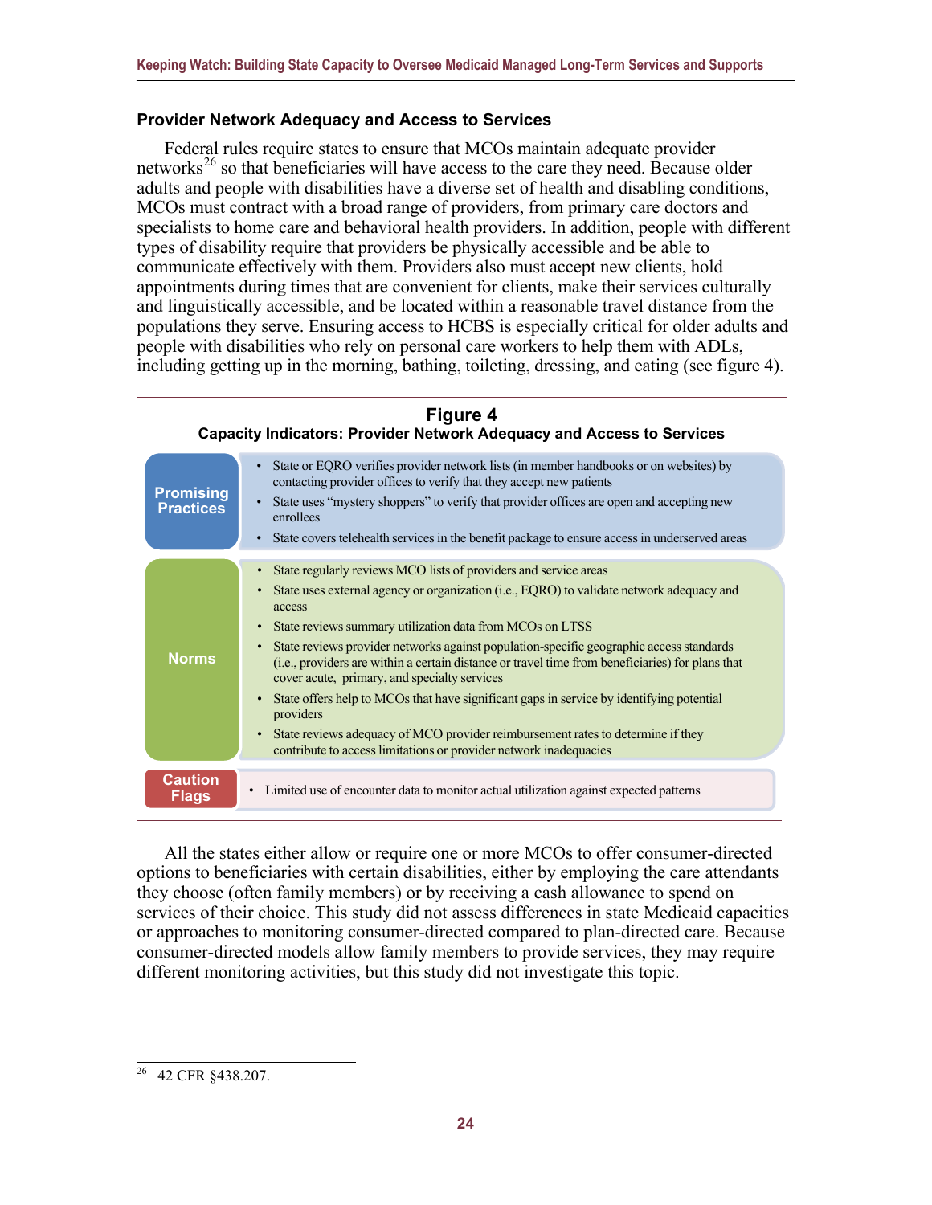### Provider Network Adequacy and Access to Services

Federal rules require states to ensure that MCOs maintain adequate provider networks[26] so that beneficiaries will have access to the care they need. Because older adults and people with disabilities have a diverse set of health and disabling conditions, MCOs must contract with a broad range of providers, from primary care doctors and specialists to home care and behavioral health providers. In addition, people with different types of disability require that providers be physically accessible and be able to communicate effectively with them. Providers also must accept new clients, hold appointments during times that are convenient for clients, make their services culturally and linguistically accessible, and be located within a reasonable travel distance from the populations they serve. Ensuring access to HCBS is especially critical for older adults and people with disabilities who rely on personal care workers to help them with ADLs, including getting up in the morning, bathing, toileting, dressing, and eating (see figure 4).

**Figure 4**
**Capacity Indicators: Provider Network Adequacy and Access to Services**

| | |
|---|---|
| **Promising Practices** | • State or EQRO verifies provider network lists (in member handbooks or on websites) by contacting provider offices to verify that they accept new patients<br>• State uses "mystery shoppers" to verify that provider offices are open and accepting new enrollees<br>• State covers telehealth services in the benefit package to ensure access in underserved areas |
| **Norms** | • State regularly reviews MCO lists of providers and service areas<br>• State uses external agency or organization (i.e., EQRO) to validate network adequacy and access<br>• State reviews summary utilization data from MCOs on LTSS<br>• State reviews provider networks against population-specific geographic access standards (i.e., providers are within a certain distance or travel time from beneficiaries) for plans that cover acute, primary, and specialty services<br>• State offers help to MCOs that have significant gaps in service by identifying potential providers<br>• State reviews adequacy of MCO provider reimbursement rates to determine if they contribute to access limitations or provider network inadequacies |
| **Caution Flags** | • Limited use of encounter data to monitor actual utilization against expected patterns |

All the states either allow or require one or more MCOs to offer consumer-directed options to beneficiaries with certain disabilities, either by employing the care attendants they choose (often family members) or by receiving a cash allowance to spend on services of their choice. This study did not assess differences in state Medicaid capacities or approaches to monitoring consumer-directed compared to plan-directed care. Because consumer-directed models allow family members to provide services, they may require different monitoring activities, but this study did not investigate this topic.

---

[26] 42 CFR §438.207.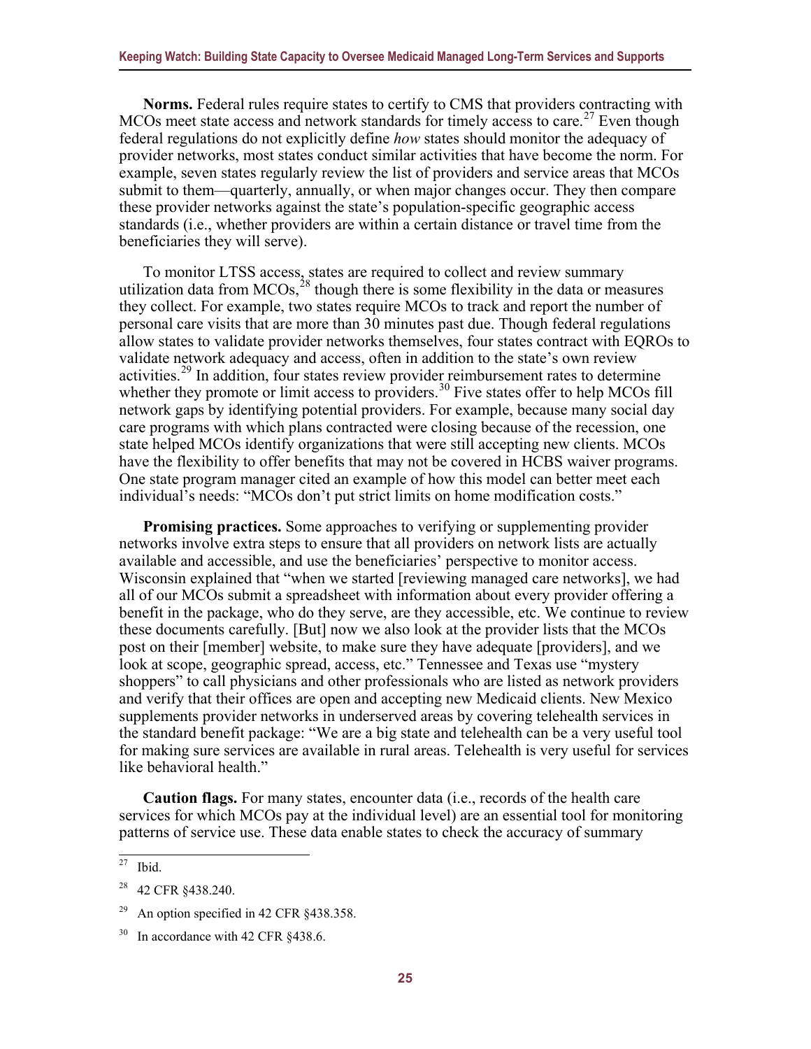**Norms.** Federal rules require states to certify to CMS that providers contracting with MCOs meet state access and network standards for timely access to care.[27] Even though federal regulations do not explicitly define *how* states should monitor the adequacy of provider networks, most states conduct similar activities that have become the norm. For example, seven states regularly review the list of providers and service areas that MCOs submit to them—quarterly, annually, or when major changes occur. They then compare these provider networks against the state's population-specific geographic access standards (i.e., whether providers are within a certain distance or travel time from the beneficiaries they will serve).

To monitor LTSS access, states are required to collect and review summary utilization data from MCOs,[28] though there is some flexibility in the data or measures they collect. For example, two states require MCOs to track and report the number of personal care visits that are more than 30 minutes past due. Though federal regulations allow states to validate provider networks themselves, four states contract with EQROs to validate network adequacy and access, often in addition to the state's own review activities.[29] In addition, four states review provider reimbursement rates to determine whether they promote or limit access to providers.[30] Five states offer to help MCOs fill network gaps by identifying potential providers. For example, because many social day care programs with which plans contracted were closing because of the recession, one state helped MCOs identify organizations that were still accepting new clients. MCOs have the flexibility to offer benefits that may not be covered in HCBS waiver programs. One state program manager cited an example of how this model can better meet each individual's needs: "MCOs don't put strict limits on home modification costs."

**Promising practices.** Some approaches to verifying or supplementing provider networks involve extra steps to ensure that all providers on network lists are actually available and accessible, and use the beneficiaries' perspective to monitor access. Wisconsin explained that "when we started [reviewing managed care networks], we had all of our MCOs submit a spreadsheet with information about every provider offering a benefit in the package, who do they serve, are they accessible, etc. We continue to review these documents carefully. [But] now we also look at the provider lists that the MCOs post on their [member] website, to make sure they have adequate [providers], and we look at scope, geographic spread, access, etc." Tennessee and Texas use "mystery shoppers" to call physicians and other professionals who are listed as network providers and verify that their offices are open and accepting new Medicaid clients. New Mexico supplements provider networks in underserved areas by covering telehealth services in the standard benefit package: "We are a big state and telehealth can be a very useful tool for making sure services are available in rural areas. Telehealth is very useful for services like behavioral health."

**Caution flags.** For many states, encounter data (i.e., records of the health care services for which MCOs pay at the individual level) are an essential tool for monitoring patterns of service use. These data enable states to check the accuracy of summary

---

[27] Ibid.

[28] 42 CFR §438.240.

[29] An option specified in 42 CFR §438.358.

[30] In accordance with 42 CFR §438.6.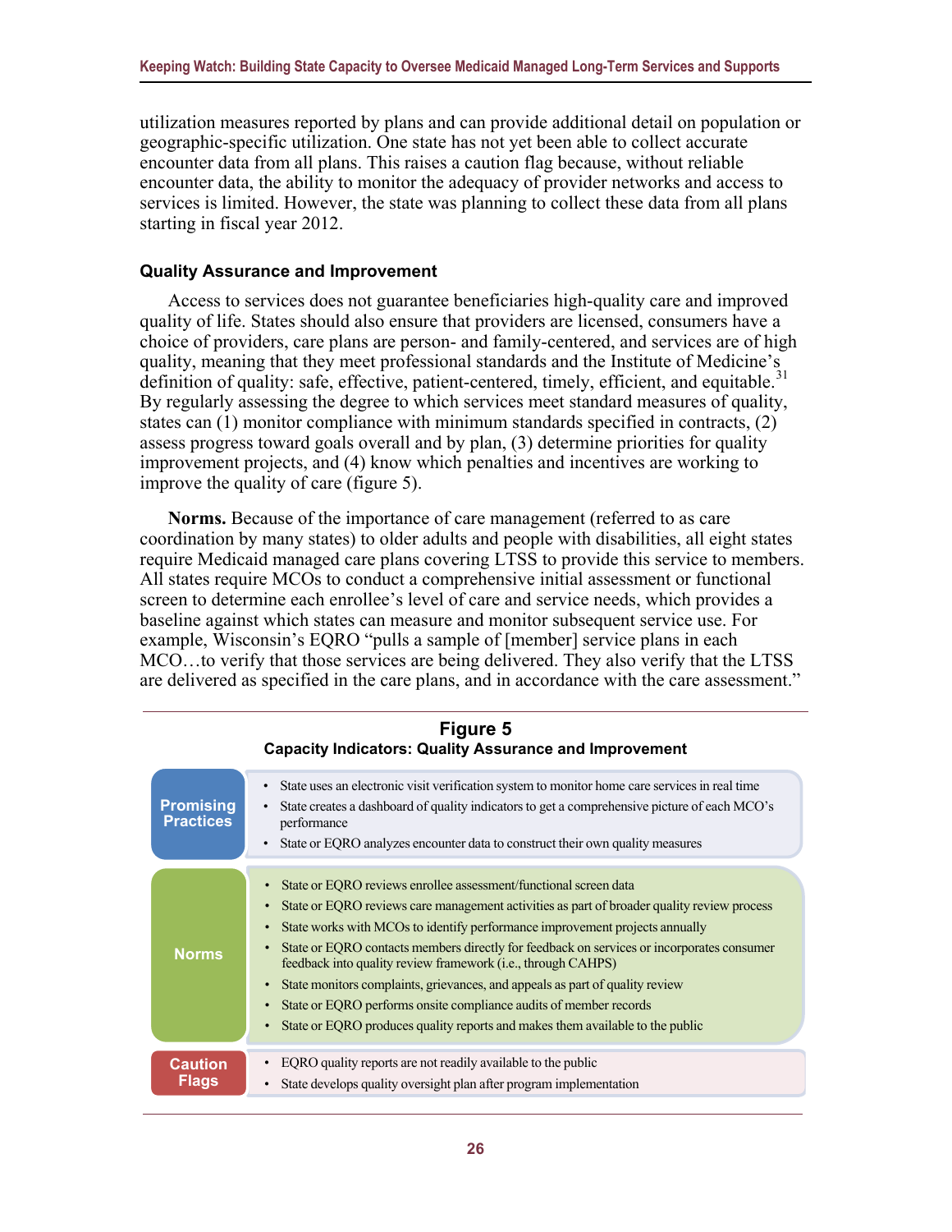utilization measures reported by plans and can provide additional detail on population or geographic-specific utilization. One state has not yet been able to collect accurate encounter data from all plans. This raises a caution flag because, without reliable encounter data, the ability to monitor the adequacy of provider networks and access to services is limited. However, the state was planning to collect these data from all plans starting in fiscal year 2012.

### Quality Assurance and Improvement

Access to services does not guarantee beneficiaries high-quality care and improved quality of life. States should also ensure that providers are licensed, consumers have a choice of providers, care plans are person- and family-centered, and services are of high quality, meaning that they meet professional standards and the Institute of Medicine's definition of quality: safe, effective, patient-centered, timely, efficient, and equitable.[31] By regularly assessing the degree to which services meet standard measures of quality, states can (1) monitor compliance with minimum standards specified in contracts, (2) assess progress toward goals overall and by plan, (3) determine priorities for quality improvement projects, and (4) know which penalties and incentives are working to improve the quality of care (figure 5).

**Norms.** Because of the importance of care management (referred to as care coordination by many states) to older adults and people with disabilities, all eight states require Medicaid managed care plans covering LTSS to provide this service to members. All states require MCOs to conduct a comprehensive initial assessment or functional screen to determine each enrollee's level of care and service needs, which provides a baseline against which states can measure and monitor subsequent service use. For example, Wisconsin's EQRO "pulls a sample of [member] service plans in each MCO…to verify that those services are being delivered. They also verify that the LTSS are delivered as specified in the care plans, and in accordance with the care assessment."

**Figure 5**
**Capacity Indicators: Quality Assurance and Improvement**

| | |
|---|---|
| **Promising Practices** | • State uses an electronic visit verification system to monitor home care services in real time<br>• State creates a dashboard of quality indicators to get a comprehensive picture of each MCO's performance<br>• State or EQRO analyzes encounter data to construct their own quality measures |
| **Norms** | • State or EQRO reviews enrollee assessment/functional screen data<br>• State or EQRO reviews care management activities as part of broader quality review process<br>• State works with MCOs to identify performance improvement projects annually<br>• State or EQRO contacts members directly for feedback on services or incorporates consumer feedback into quality review framework (i.e., through CAHPS)<br>• State monitors complaints, grievances, and appeals as part of quality review<br>• State or EQRO performs onsite compliance audits of member records<br>• State or EQRO produces quality reports and makes them available to the public |
| **Caution Flags** | • EQRO quality reports are not readily available to the public<br>• State develops quality oversight plan after program implementation |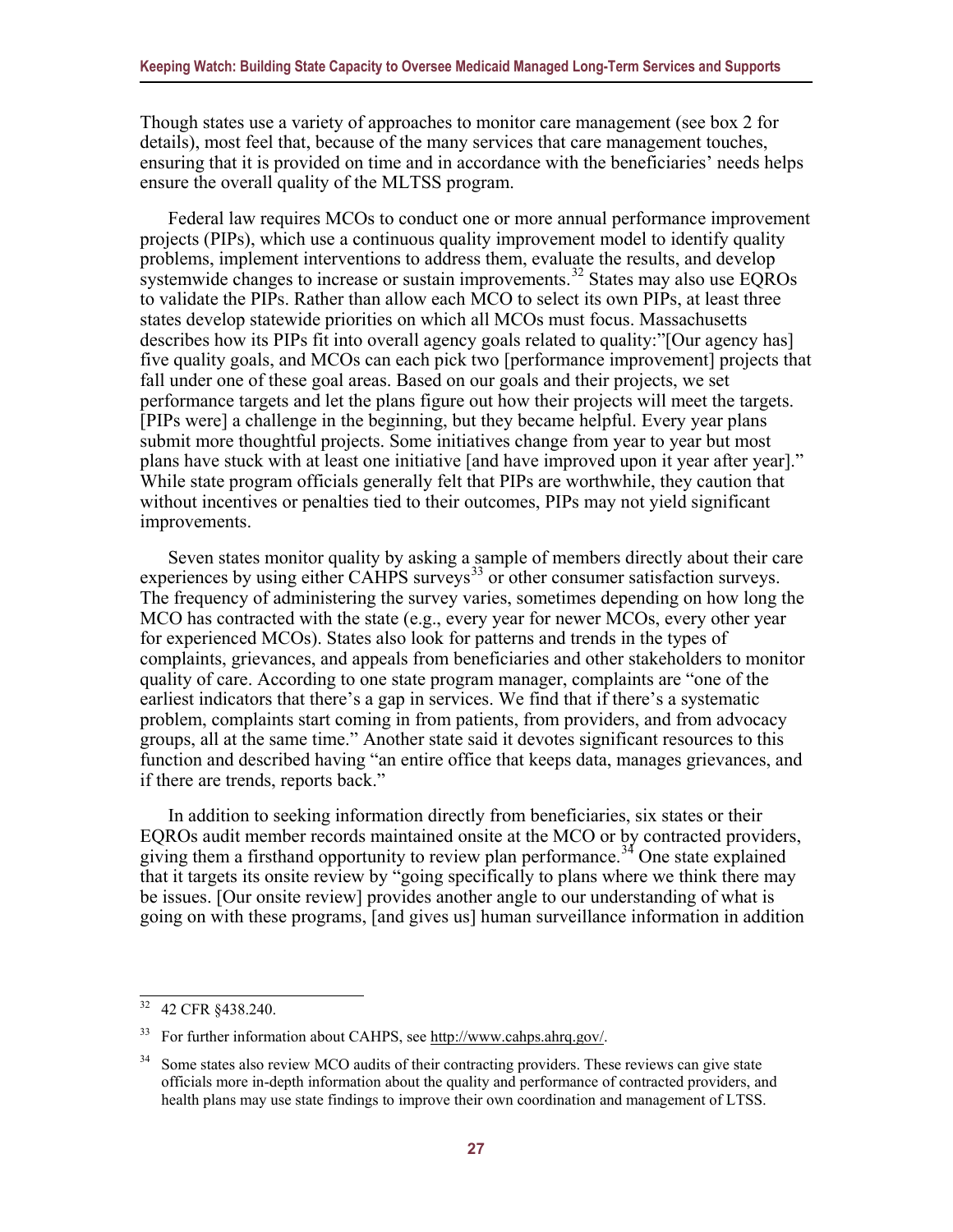Though states use a variety of approaches to monitor care management (see box 2 for details), most feel that, because of the many services that care management touches, ensuring that it is provided on time and in accordance with the beneficiaries' needs helps ensure the overall quality of the MLTSS program.

Federal law requires MCOs to conduct one or more annual performance improvement projects (PIPs), which use a continuous quality improvement model to identify quality problems, implement interventions to address them, evaluate the results, and develop systemwide changes to increase or sustain improvements.[32] States may also use EQROs to validate the PIPs. Rather than allow each MCO to select its own PIPs, at least three states develop statewide priorities on which all MCOs must focus. Massachusetts describes how its PIPs fit into overall agency goals related to quality:"[Our agency has] five quality goals, and MCOs can each pick two [performance improvement] projects that fall under one of these goal areas. Based on our goals and their projects, we set performance targets and let the plans figure out how their projects will meet the targets. [PIPs were] a challenge in the beginning, but they became helpful. Every year plans submit more thoughtful projects. Some initiatives change from year to year but most plans have stuck with at least one initiative [and have improved upon it year after year]." While state program officials generally felt that PIPs are worthwhile, they caution that without incentives or penalties tied to their outcomes, PIPs may not yield significant improvements.

Seven states monitor quality by asking a sample of members directly about their care experiences by using either CAHPS surveys[33] or other consumer satisfaction surveys. The frequency of administering the survey varies, sometimes depending on how long the MCO has contracted with the state (e.g., every year for newer MCOs, every other year for experienced MCOs). States also look for patterns and trends in the types of complaints, grievances, and appeals from beneficiaries and other stakeholders to monitor quality of care. According to one state program manager, complaints are "one of the earliest indicators that there's a gap in services. We find that if there's a systematic problem, complaints start coming in from patients, from providers, and from advocacy groups, all at the same time." Another state said it devotes significant resources to this function and described having "an entire office that keeps data, manages grievances, and if there are trends, reports back."

In addition to seeking information directly from beneficiaries, six states or their EQROs audit member records maintained onsite at the MCO or by contracted providers, giving them a firsthand opportunity to review plan performance.[34] One state explained that it targets its onsite review by "going specifically to plans where we think there may be issues. [Our onsite review] provides another angle to our understanding of what is going on with these programs, [and gives us] human surveillance information in addition

---

[32] 42 CFR §438.240.

[33] For further information about CAHPS, see http://www.cahps.ahrq.gov/.

[34] Some states also review MCO audits of their contracting providers. These reviews can give state officials more in-depth information about the quality and performance of contracted providers, and health plans may use state findings to improve their own coordination and management of LTSS.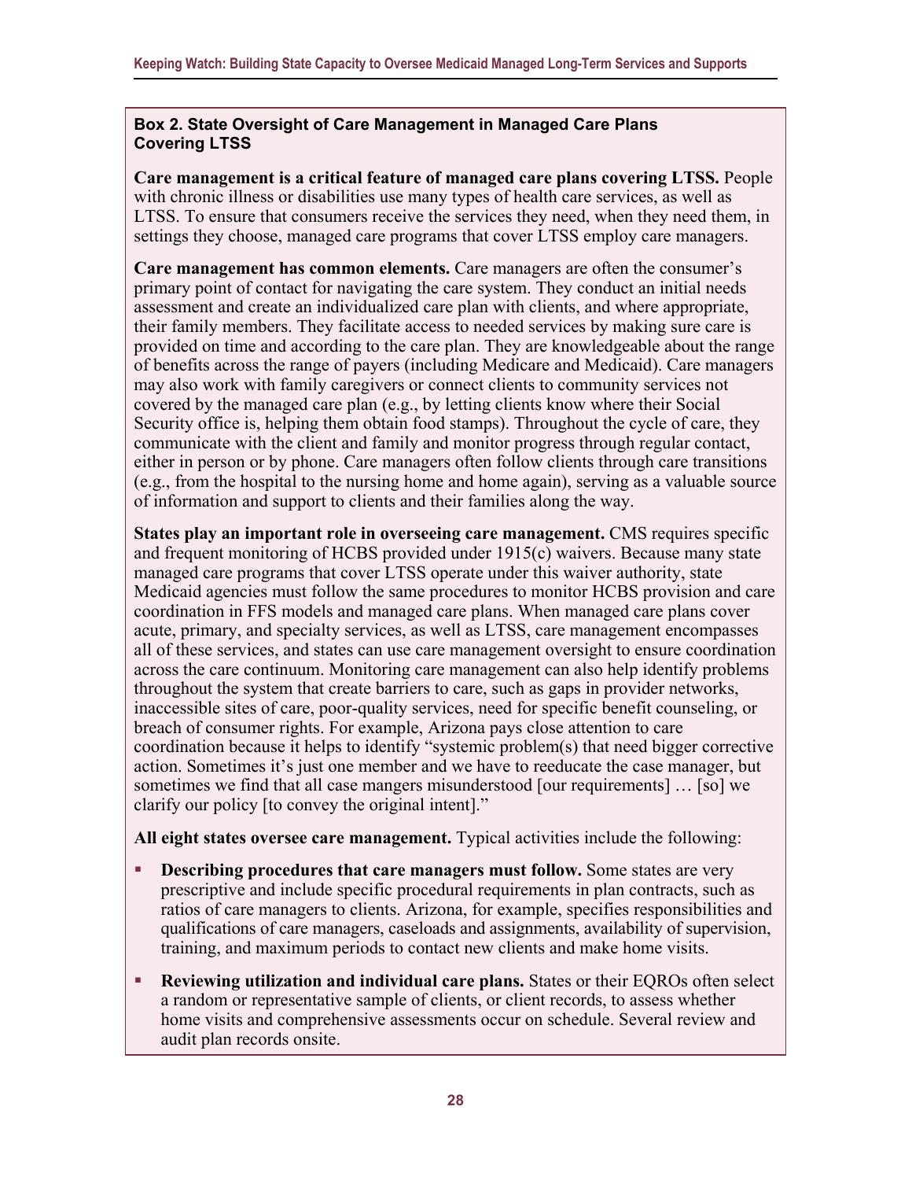**Box 2. State Oversight of Care Management in Managed Care Plans Covering LTSS**

**Care management is a critical feature of managed care plans covering LTSS.** People with chronic illness or disabilities use many types of health care services, as well as LTSS. To ensure that consumers receive the services they need, when they need them, in settings they choose, managed care programs that cover LTSS employ care managers.

**Care management has common elements.** Care managers are often the consumer's primary point of contact for navigating the care system. They conduct an initial needs assessment and create an individualized care plan with clients, and where appropriate, their family members. They facilitate access to needed services by making sure care is provided on time and according to the care plan. They are knowledgeable about the range of benefits across the range of payers (including Medicare and Medicaid). Care managers may also work with family caregivers or connect clients to community services not covered by the managed care plan (e.g., by letting clients know where their Social Security office is, helping them obtain food stamps). Throughout the cycle of care, they communicate with the client and family and monitor progress through regular contact, either in person or by phone. Care managers often follow clients through care transitions (e.g., from the hospital to the nursing home and home again), serving as a valuable source of information and support to clients and their families along the way.

**States play an important role in overseeing care management.** CMS requires specific and frequent monitoring of HCBS provided under 1915(c) waivers. Because many state managed care programs that cover LTSS operate under this waiver authority, state Medicaid agencies must follow the same procedures to monitor HCBS provision and care coordination in FFS models and managed care plans. When managed care plans cover acute, primary, and specialty services, as well as LTSS, care management encompasses all of these services, and states can use care management oversight to ensure coordination across the care continuum. Monitoring care management can also help identify problems throughout the system that create barriers to care, such as gaps in provider networks, inaccessible sites of care, poor-quality services, need for specific benefit counseling, or breach of consumer rights. For example, Arizona pays close attention to care coordination because it helps to identify "systemic problem(s) that need bigger corrective action. Sometimes it's just one member and we have to reeducate the case manager, but sometimes we find that all case mangers misunderstood [our requirements] … [so] we clarify our policy [to convey the original intent]."

**All eight states oversee care management.** Typical activities include the following:

- **Describing procedures that care managers must follow.** Some states are very prescriptive and include specific procedural requirements in plan contracts, such as ratios of care managers to clients. Arizona, for example, specifies responsibilities and qualifications of care managers, caseloads and assignments, availability of supervision, training, and maximum periods to contact new clients and make home visits.
- **Reviewing utilization and individual care plans.** States or their EQROs often select a random or representative sample of clients, or client records, to assess whether home visits and comprehensive assessments occur on schedule. Several review and audit plan records onsite.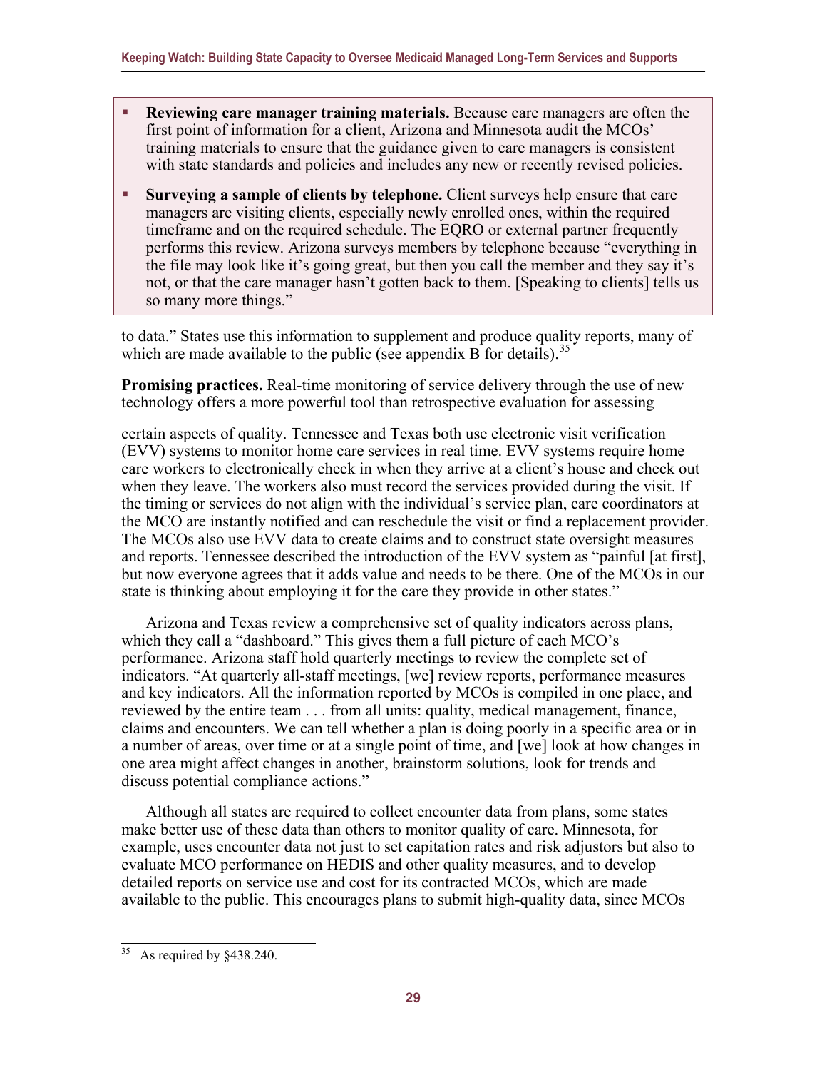- **Reviewing care manager training materials.** Because care managers are often the first point of information for a client, Arizona and Minnesota audit the MCOs' training materials to ensure that the guidance given to care managers is consistent with state standards and policies and includes any new or recently revised policies.
- **Surveying a sample of clients by telephone.** Client surveys help ensure that care managers are visiting clients, especially newly enrolled ones, within the required timeframe and on the required schedule. The EQRO or external partner frequently performs this review. Arizona surveys members by telephone because "everything in the file may look like it's going great, but then you call the member and they say it's not, or that the care manager hasn't gotten back to them. [Speaking to clients] tells us so many more things."

to data." States use this information to supplement and produce quality reports, many of which are made available to the public (see appendix B for details).[35]

**Promising practices.** Real-time monitoring of service delivery through the use of new technology offers a more powerful tool than retrospective evaluation for assessing certain aspects of quality. Tennessee and Texas both use electronic visit verification (EVV) systems to monitor home care services in real time. EVV systems require home care workers to electronically check in when they arrive at a client's house and check out when they leave. The workers also must record the services provided during the visit. If the timing or services do not align with the individual's service plan, care coordinators at the MCO are instantly notified and can reschedule the visit or find a replacement provider. The MCOs also use EVV data to create claims and to construct state oversight measures and reports. Tennessee described the introduction of the EVV system as "painful [at first], but now everyone agrees that it adds value and needs to be there. One of the MCOs in our state is thinking about employing it for the care they provide in other states."

Arizona and Texas review a comprehensive set of quality indicators across plans, which they call a "dashboard." This gives them a full picture of each MCO's performance. Arizona staff hold quarterly meetings to review the complete set of indicators. "At quarterly all-staff meetings, [we] review reports, performance measures and key indicators. All the information reported by MCOs is compiled in one place, and reviewed by the entire team . . . from all units: quality, medical management, finance, claims and encounters. We can tell whether a plan is doing poorly in a specific area or in a number of areas, over time or at a single point of time, and [we] look at how changes in one area might affect changes in another, brainstorm solutions, look for trends and discuss potential compliance actions."

Although all states are required to collect encounter data from plans, some states make better use of these data than others to monitor quality of care. Minnesota, for example, uses encounter data not just to set capitation rates and risk adjustors but also to evaluate MCO performance on HEDIS and other quality measures, and to develop detailed reports on service use and cost for its contracted MCOs, which are made available to the public. This encourages plans to submit high-quality data, since MCOs

---

[35] As required by §438.240.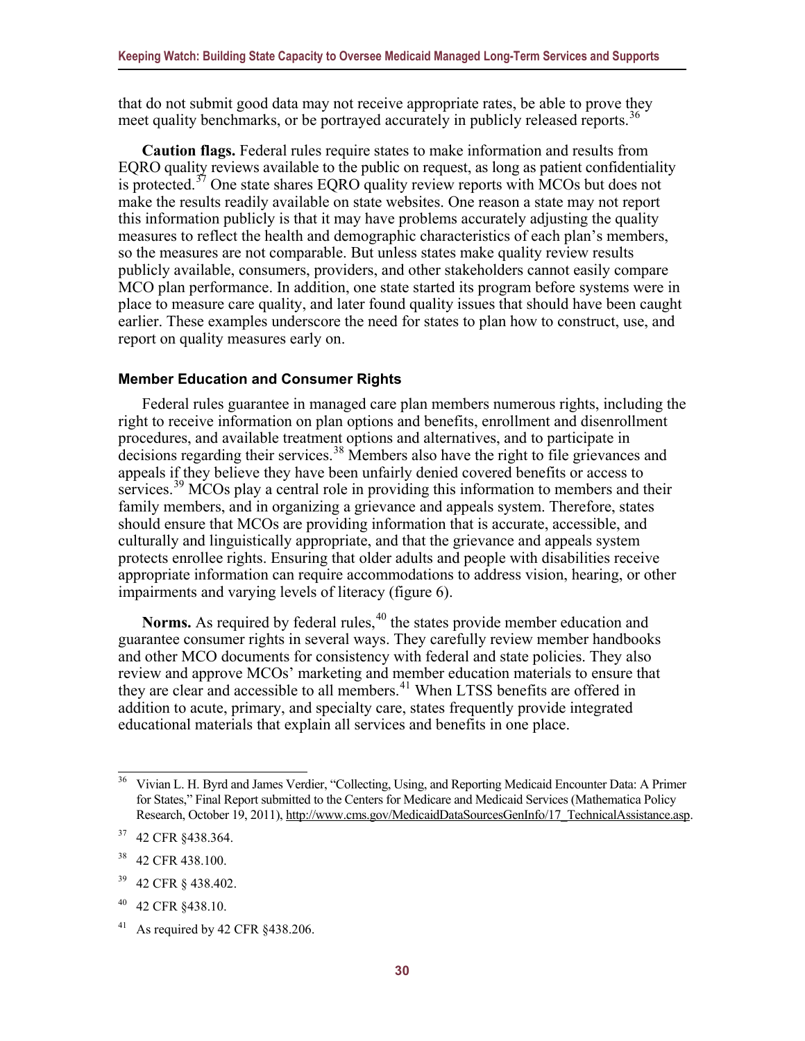that do not submit good data may not receive appropriate rates, be able to prove they meet quality benchmarks, or be portrayed accurately in publicly released reports.[36]

**Caution flags.** Federal rules require states to make information and results from EQRO quality reviews available to the public on request, as long as patient confidentiality is protected.[37] One state shares EQRO quality review reports with MCOs but does not make the results readily available on state websites. One reason a state may not report this information publicly is that it may have problems accurately adjusting the quality measures to reflect the health and demographic characteristics of each plan's members, so the measures are not comparable. But unless states make quality review results publicly available, consumers, providers, and other stakeholders cannot easily compare MCO plan performance. In addition, one state started its program before systems were in place to measure care quality, and later found quality issues that should have been caught earlier. These examples underscore the need for states to plan how to construct, use, and report on quality measures early on.

### Member Education and Consumer Rights

Federal rules guarantee in managed care plan members numerous rights, including the right to receive information on plan options and benefits, enrollment and disenrollment procedures, and available treatment options and alternatives, and to participate in decisions regarding their services.[38] Members also have the right to file grievances and appeals if they believe they have been unfairly denied covered benefits or access to services.[39] MCOs play a central role in providing this information to members and their family members, and in organizing a grievance and appeals system. Therefore, states should ensure that MCOs are providing information that is accurate, accessible, and culturally and linguistically appropriate, and that the grievance and appeals system protects enrollee rights. Ensuring that older adults and people with disabilities receive appropriate information can require accommodations to address vision, hearing, or other impairments and varying levels of literacy (figure 6).

**Norms.** As required by federal rules,[40] the states provide member education and guarantee consumer rights in several ways. They carefully review member handbooks and other MCO documents for consistency with federal and state policies. They also review and approve MCOs' marketing and member education materials to ensure that they are clear and accessible to all members.[41] When LTSS benefits are offered in addition to acute, primary, and specialty care, states frequently provide integrated educational materials that explain all services and benefits in one place.

---

[36] Vivian L. H. Byrd and James Verdier, "Collecting, Using, and Reporting Medicaid Encounter Data: A Primer for States," Final Report submitted to the Centers for Medicare and Medicaid Services (Mathematica Policy Research, October 19, 2011), http://www.cms.gov/MedicaidDataSourcesGenInfo/17_TechnicalAssistance.asp.

[37] 42 CFR §438.364.

[38] 42 CFR 438.100.

[39] 42 CFR § 438.402.

[40] 42 CFR §438.10.

[41] As required by 42 CFR §438.206.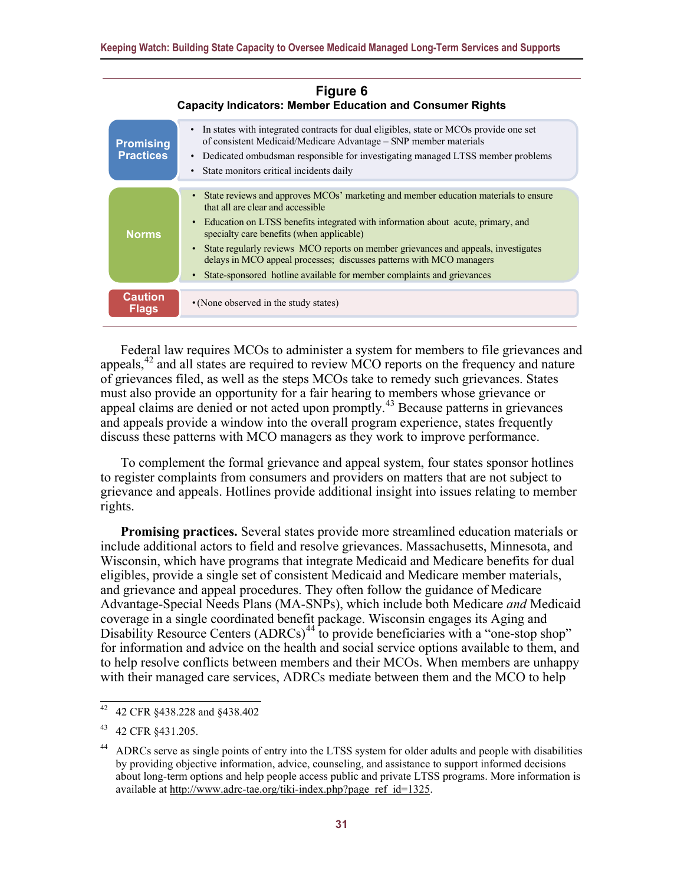**Figure 6**
**Capacity Indicators: Member Education and Consumer Rights**

| | |
|---|---|
| **Promising Practices** | • In states with integrated contracts for dual eligibles, state or MCOs provide one set of consistent Medicaid/Medicare Advantage – SNP member materials<br>• Dedicated ombudsman responsible for investigating managed LTSS member problems<br>• State monitors critical incidents daily |
| **Norms** | • State reviews and approves MCOs' marketing and member education materials to ensure that all are clear and accessible<br>• Education on LTSS benefits integrated with information about acute, primary, and specialty care benefits (when applicable)<br>• State regularly reviews MCO reports on member grievances and appeals, investigates delays in MCO appeal processes; discusses patterns with MCO managers<br>• State-sponsored hotline available for member complaints and grievances |
| **Caution Flags** | • (None observed in the study states) |

Federal law requires MCOs to administer a system for members to file grievances and appeals,[42] and all states are required to review MCO reports on the frequency and nature of grievances filed, as well as the steps MCOs take to remedy such grievances. States must also provide an opportunity for a fair hearing to members whose grievance or appeal claims are denied or not acted upon promptly.[43] Because patterns in grievances and appeals provide a window into the overall program experience, states frequently discuss these patterns with MCO managers as they work to improve performance.

To complement the formal grievance and appeal system, four states sponsor hotlines to register complaints from consumers and providers on matters that are not subject to grievance and appeals. Hotlines provide additional insight into issues relating to member rights.

**Promising practices.** Several states provide more streamlined education materials or include additional actors to field and resolve grievances. Massachusetts, Minnesota, and Wisconsin, which have programs that integrate Medicaid and Medicare benefits for dual eligibles, provide a single set of consistent Medicaid and Medicare member materials, and grievance and appeal procedures. They often follow the guidance of Medicare Advantage-Special Needs Plans (MA-SNPs), which include both Medicare *and* Medicaid coverage in a single coordinated benefit package. Wisconsin engages its Aging and Disability Resource Centers (ADRCs)[44] to provide beneficiaries with a "one-stop shop" for information and advice on the health and social service options available to them, and to help resolve conflicts between members and their MCOs. When members are unhappy with their managed care services, ADRCs mediate between them and the MCO to help

---

[42] 42 CFR §438.228 and §438.402

[43] 42 CFR §431.205.

[44] ADRCs serve as single points of entry into the LTSS system for older adults and people with disabilities by providing objective information, advice, counseling, and assistance to support informed decisions about long-term options and help people access public and private LTSS programs. More information is available at http://www.adrc-tae.org/tiki-index.php?page_ref_id=1325.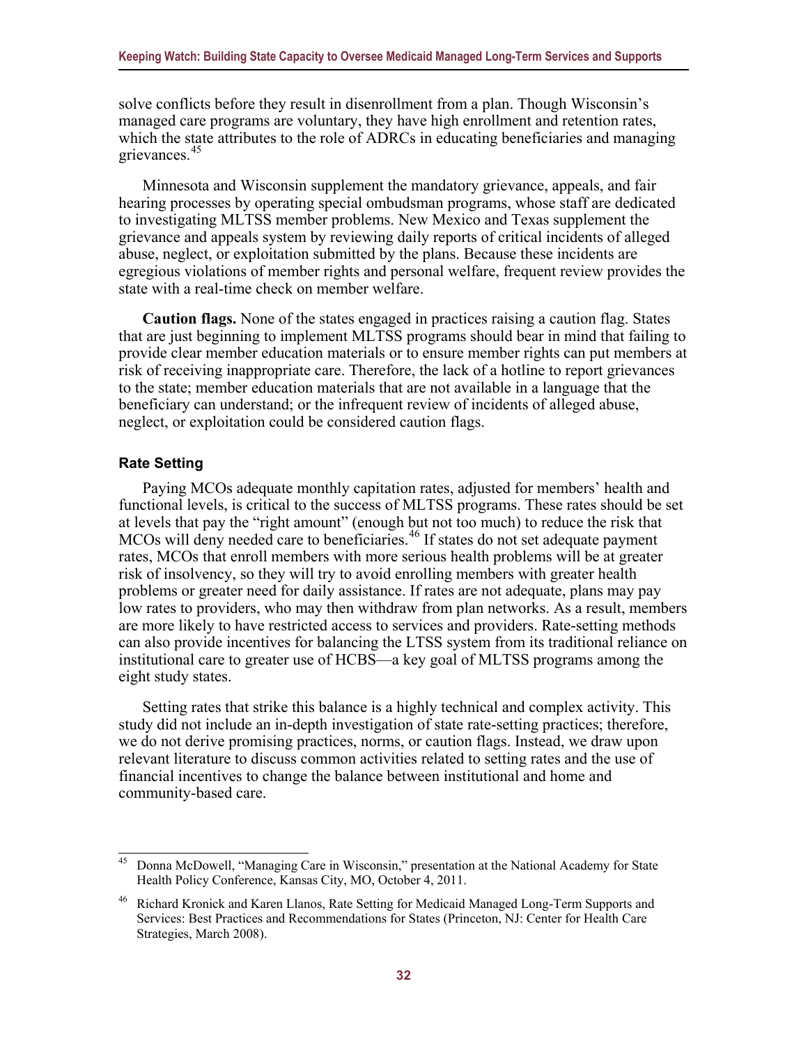solve conflicts before they result in disenrollment from a plan. Though Wisconsin's managed care programs are voluntary, they have high enrollment and retention rates, which the state attributes to the role of ADRCs in educating beneficiaries and managing grievances.[45]

Minnesota and Wisconsin supplement the mandatory grievance, appeals, and fair hearing processes by operating special ombudsman programs, whose staff are dedicated to investigating MLTSS member problems. New Mexico and Texas supplement the grievance and appeals system by reviewing daily reports of critical incidents of alleged abuse, neglect, or exploitation submitted by the plans. Because these incidents are egregious violations of member rights and personal welfare, frequent review provides the state with a real-time check on member welfare.

**Caution flags.** None of the states engaged in practices raising a caution flag. States that are just beginning to implement MLTSS programs should bear in mind that failing to provide clear member education materials or to ensure member rights can put members at risk of receiving inappropriate care. Therefore, the lack of a hotline to report grievances to the state; member education materials that are not available in a language that the beneficiary can understand; or the infrequent review of incidents of alleged abuse, neglect, or exploitation could be considered caution flags.

### Rate Setting

Paying MCOs adequate monthly capitation rates, adjusted for members' health and functional levels, is critical to the success of MLTSS programs. These rates should be set at levels that pay the "right amount" (enough but not too much) to reduce the risk that MCOs will deny needed care to beneficiaries.[46] If states do not set adequate payment rates, MCOs that enroll members with more serious health problems will be at greater risk of insolvency, so they will try to avoid enrolling members with greater health problems or greater need for daily assistance. If rates are not adequate, plans may pay low rates to providers, who may then withdraw from plan networks. As a result, members are more likely to have restricted access to services and providers. Rate-setting methods can also provide incentives for balancing the LTSS system from its traditional reliance on institutional care to greater use of HCBS—a key goal of MLTSS programs among the eight study states.

Setting rates that strike this balance is a highly technical and complex activity. This study did not include an in-depth investigation of state rate-setting practices; therefore, we do not derive promising practices, norms, or caution flags. Instead, we draw upon relevant literature to discuss common activities related to setting rates and the use of financial incentives to change the balance between institutional and home and community-based care.

---

[45] Donna McDowell, "Managing Care in Wisconsin," presentation at the National Academy for State Health Policy Conference, Kansas City, MO, October 4, 2011.

[46] Richard Kronick and Karen Llanos, Rate Setting for Medicaid Managed Long-Term Supports and Services: Best Practices and Recommendations for States (Princeton, NJ: Center for Health Care Strategies, March 2008).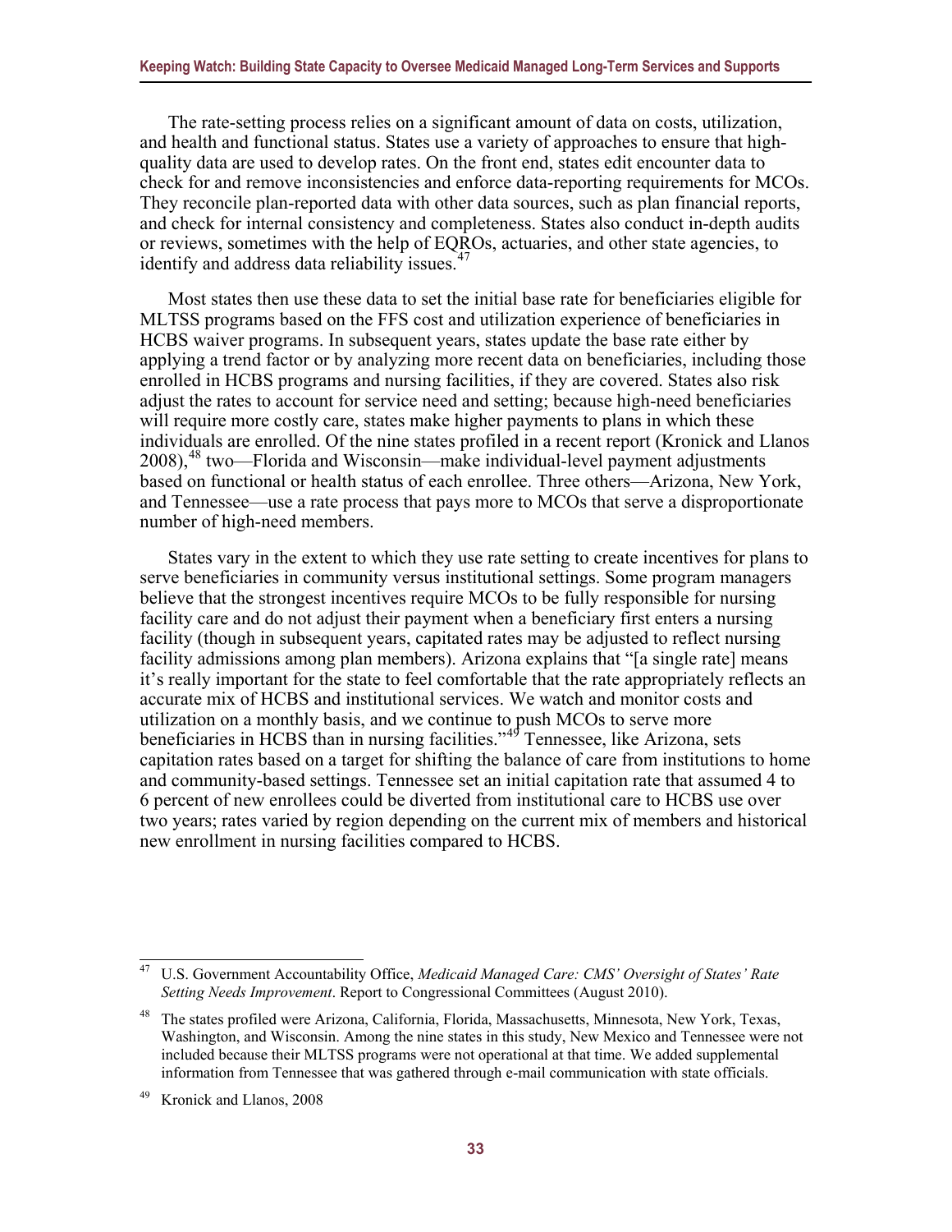The rate-setting process relies on a significant amount of data on costs, utilization, and health and functional status. States use a variety of approaches to ensure that high-quality data are used to develop rates. On the front end, states edit encounter data to check for and remove inconsistencies and enforce data-reporting requirements for MCOs. They reconcile plan-reported data with other data sources, such as plan financial reports, and check for internal consistency and completeness. States also conduct in-depth audits or reviews, sometimes with the help of EQROs, actuaries, and other state agencies, to identify and address data reliability issues.[47]

Most states then use these data to set the initial base rate for beneficiaries eligible for MLTSS programs based on the FFS cost and utilization experience of beneficiaries in HCBS waiver programs. In subsequent years, states update the base rate either by applying a trend factor or by analyzing more recent data on beneficiaries, including those enrolled in HCBS programs and nursing facilities, if they are covered. States also risk adjust the rates to account for service need and setting; because high-need beneficiaries will require more costly care, states make higher payments to plans in which these individuals are enrolled. Of the nine states profiled in a recent report (Kronick and Llanos 2008),[48] two—Florida and Wisconsin—make individual-level payment adjustments based on functional or health status of each enrollee. Three others—Arizona, New York, and Tennessee—use a rate process that pays more to MCOs that serve a disproportionate number of high-need members.

States vary in the extent to which they use rate setting to create incentives for plans to serve beneficiaries in community versus institutional settings. Some program managers believe that the strongest incentives require MCOs to be fully responsible for nursing facility care and do not adjust their payment when a beneficiary first enters a nursing facility (though in subsequent years, capitated rates may be adjusted to reflect nursing facility admissions among plan members). Arizona explains that "[a single rate] means it's really important for the state to feel comfortable that the rate appropriately reflects an accurate mix of HCBS and institutional services. We watch and monitor costs and utilization on a monthly basis, and we continue to push MCOs to serve more beneficiaries in HCBS than in nursing facilities."[49] Tennessee, like Arizona, sets capitation rates based on a target for shifting the balance of care from institutions to home and community-based settings. Tennessee set an initial capitation rate that assumed 4 to 6 percent of new enrollees could be diverted from institutional care to HCBS use over two years; rates varied by region depending on the current mix of members and historical new enrollment in nursing facilities compared to HCBS.

---

[47] U.S. Government Accountability Office, *Medicaid Managed Care: CMS' Oversight of States' Rate Setting Needs Improvement*. Report to Congressional Committees (August 2010).

[48] The states profiled were Arizona, California, Florida, Massachusetts, Minnesota, New York, Texas, Washington, and Wisconsin. Among the nine states in this study, New Mexico and Tennessee were not included because their MLTSS programs were not operational at that time. We added supplemental information from Tennessee that was gathered through e-mail communication with state officials.

[49] Kronick and Llanos, 2008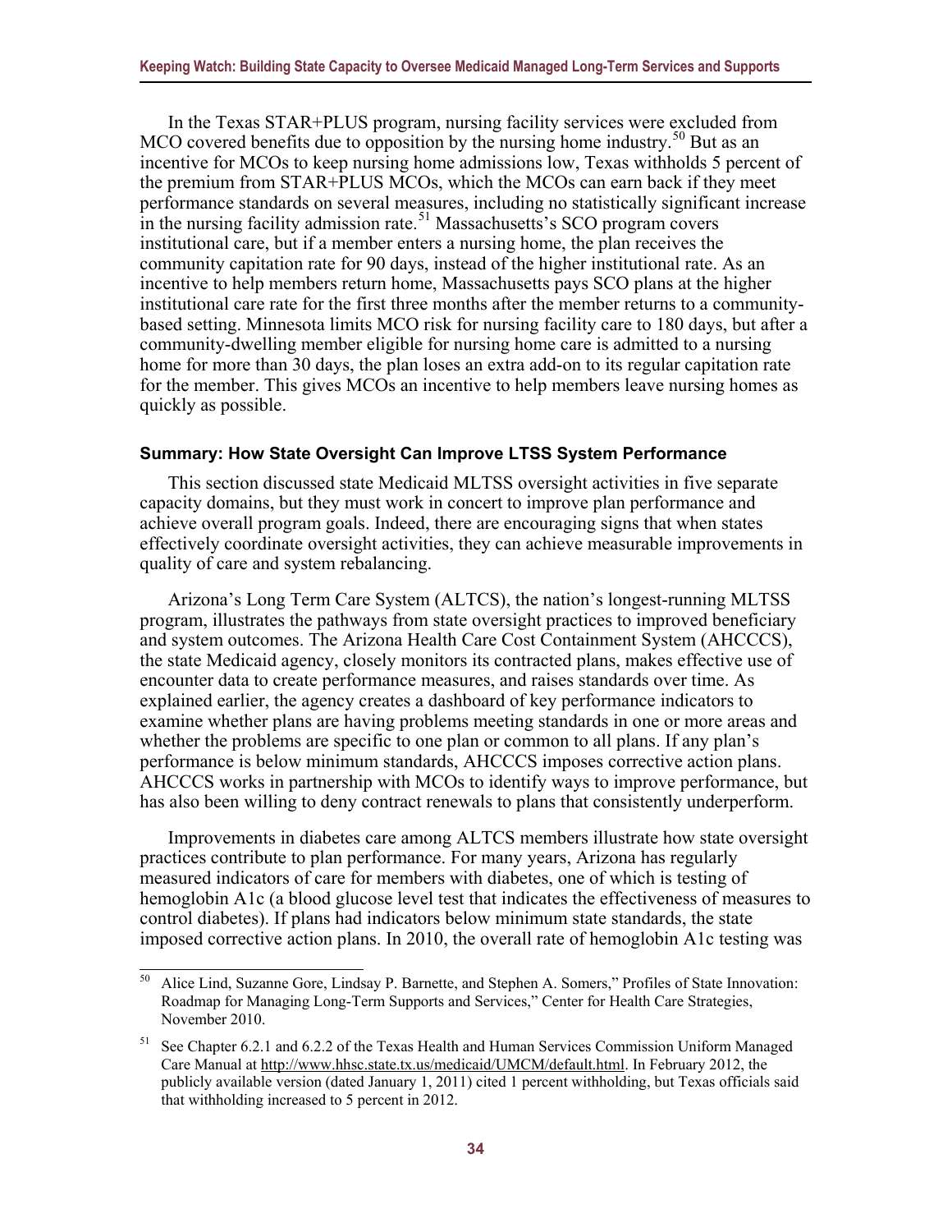In the Texas STAR+PLUS program, nursing facility services were excluded from MCO covered benefits due to opposition by the nursing home industry.[50] But as an incentive for MCOs to keep nursing home admissions low, Texas withholds 5 percent of the premium from STAR+PLUS MCOs, which the MCOs can earn back if they meet performance standards on several measures, including no statistically significant increase in the nursing facility admission rate.[51] Massachusetts's SCO program covers institutional care, but if a member enters a nursing home, the plan receives the community capitation rate for 90 days, instead of the higher institutional rate. As an incentive to help members return home, Massachusetts pays SCO plans at the higher institutional care rate for the first three months after the member returns to a community-based setting. Minnesota limits MCO risk for nursing facility care to 180 days, but after a community-dwelling member eligible for nursing home care is admitted to a nursing home for more than 30 days, the plan loses an extra add-on to its regular capitation rate for the member. This gives MCOs an incentive to help members leave nursing homes as quickly as possible.

### Summary: How State Oversight Can Improve LTSS System Performance

This section discussed state Medicaid MLTSS oversight activities in five separate capacity domains, but they must work in concert to improve plan performance and achieve overall program goals. Indeed, there are encouraging signs that when states effectively coordinate oversight activities, they can achieve measurable improvements in quality of care and system rebalancing.

Arizona's Long Term Care System (ALTCS), the nation's longest-running MLTSS program, illustrates the pathways from state oversight practices to improved beneficiary and system outcomes. The Arizona Health Care Cost Containment System (AHCCCS), the state Medicaid agency, closely monitors its contracted plans, makes effective use of encounter data to create performance measures, and raises standards over time. As explained earlier, the agency creates a dashboard of key performance indicators to examine whether plans are having problems meeting standards in one or more areas and whether the problems are specific to one plan or common to all plans. If any plan's performance is below minimum standards, AHCCCS imposes corrective action plans. AHCCCS works in partnership with MCOs to identify ways to improve performance, but has also been willing to deny contract renewals to plans that consistently underperform.

Improvements in diabetes care among ALTCS members illustrate how state oversight practices contribute to plan performance. For many years, Arizona has regularly measured indicators of care for members with diabetes, one of which is testing of hemoglobin A1c (a blood glucose level test that indicates the effectiveness of measures to control diabetes). If plans had indicators below minimum state standards, the state imposed corrective action plans. In 2010, the overall rate of hemoglobin A1c testing was

---

[50] Alice Lind, Suzanne Gore, Lindsay P. Barnette, and Stephen A. Somers," Profiles of State Innovation: Roadmap for Managing Long-Term Supports and Services," Center for Health Care Strategies, November 2010.

[51] See Chapter 6.2.1 and 6.2.2 of the Texas Health and Human Services Commission Uniform Managed Care Manual at http://www.hhsc.state.tx.us/medicaid/UMCM/default.html. In February 2012, the publicly available version (dated January 1, 2011) cited 1 percent withholding, but Texas officials said that withholding increased to 5 percent in 2012.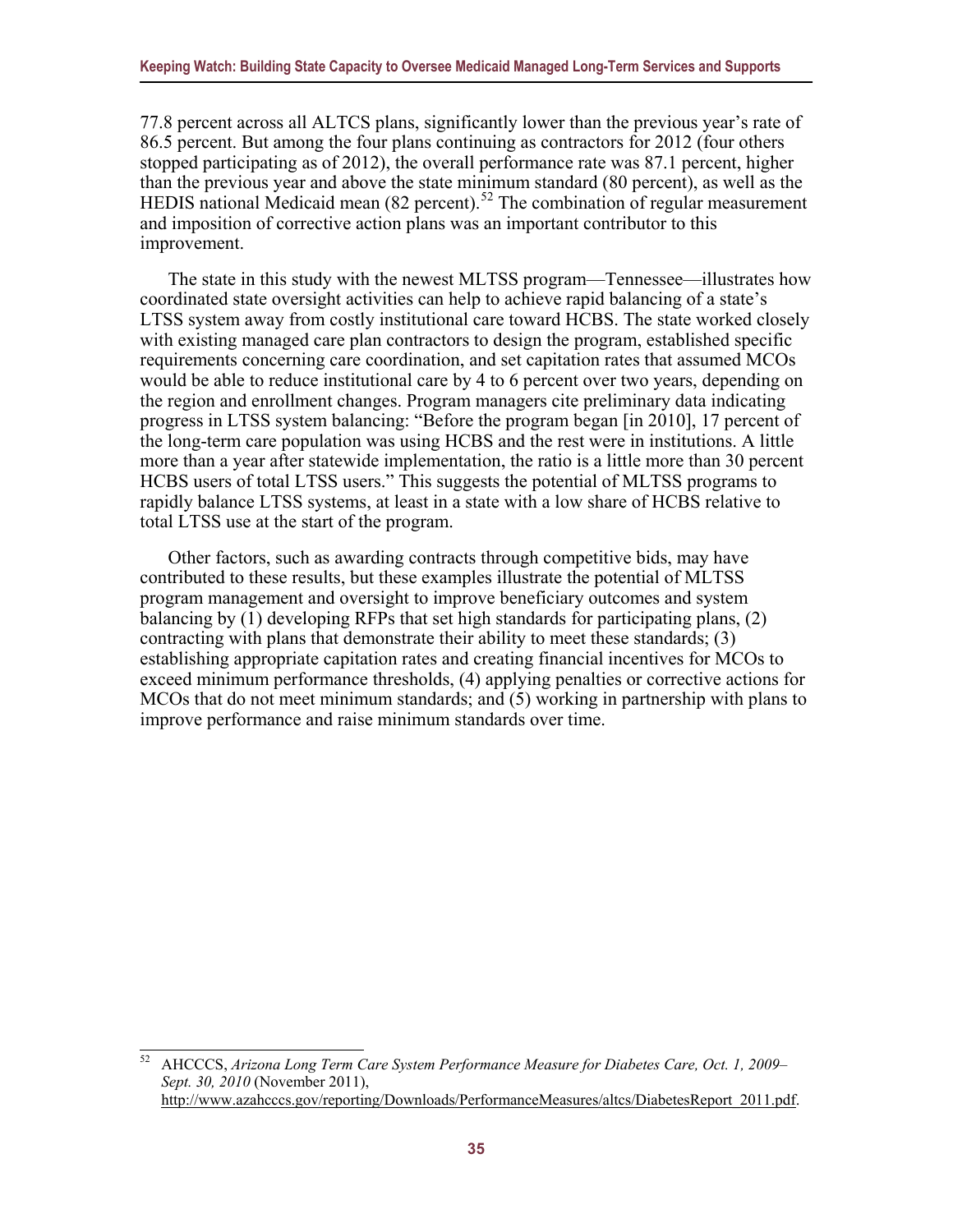77.8 percent across all ALTCS plans, significantly lower than the previous year's rate of 86.5 percent. But among the four plans continuing as contractors for 2012 (four others stopped participating as of 2012), the overall performance rate was 87.1 percent, higher than the previous year and above the state minimum standard (80 percent), as well as the HEDIS national Medicaid mean (82 percent).[52] The combination of regular measurement and imposition of corrective action plans was an important contributor to this improvement.

The state in this study with the newest MLTSS program—Tennessee—illustrates how coordinated state oversight activities can help to achieve rapid balancing of a state's LTSS system away from costly institutional care toward HCBS. The state worked closely with existing managed care plan contractors to design the program, established specific requirements concerning care coordination, and set capitation rates that assumed MCOs would be able to reduce institutional care by 4 to 6 percent over two years, depending on the region and enrollment changes. Program managers cite preliminary data indicating progress in LTSS system balancing: "Before the program began [in 2010], 17 percent of the long-term care population was using HCBS and the rest were in institutions. A little more than a year after statewide implementation, the ratio is a little more than 30 percent HCBS users of total LTSS users." This suggests the potential of MLTSS programs to rapidly balance LTSS systems, at least in a state with a low share of HCBS relative to total LTSS use at the start of the program.

Other factors, such as awarding contracts through competitive bids, may have contributed to these results, but these examples illustrate the potential of MLTSS program management and oversight to improve beneficiary outcomes and system balancing by (1) developing RFPs that set high standards for participating plans, (2) contracting with plans that demonstrate their ability to meet these standards; (3) establishing appropriate capitation rates and creating financial incentives for MCOs to exceed minimum performance thresholds, (4) applying penalties or corrective actions for MCOs that do not meet minimum standards; and (5) working in partnership with plans to improve performance and raise minimum standards over time.

---

[52] AHCCCS, *Arizona Long Term Care System Performance Measure for Diabetes Care, Oct. 1, 2009–Sept. 30, 2010* (November 2011), http://www.azahcccs.gov/reporting/Downloads/PerformanceMeasures/altcs/DiabetesReport_2011.pdf.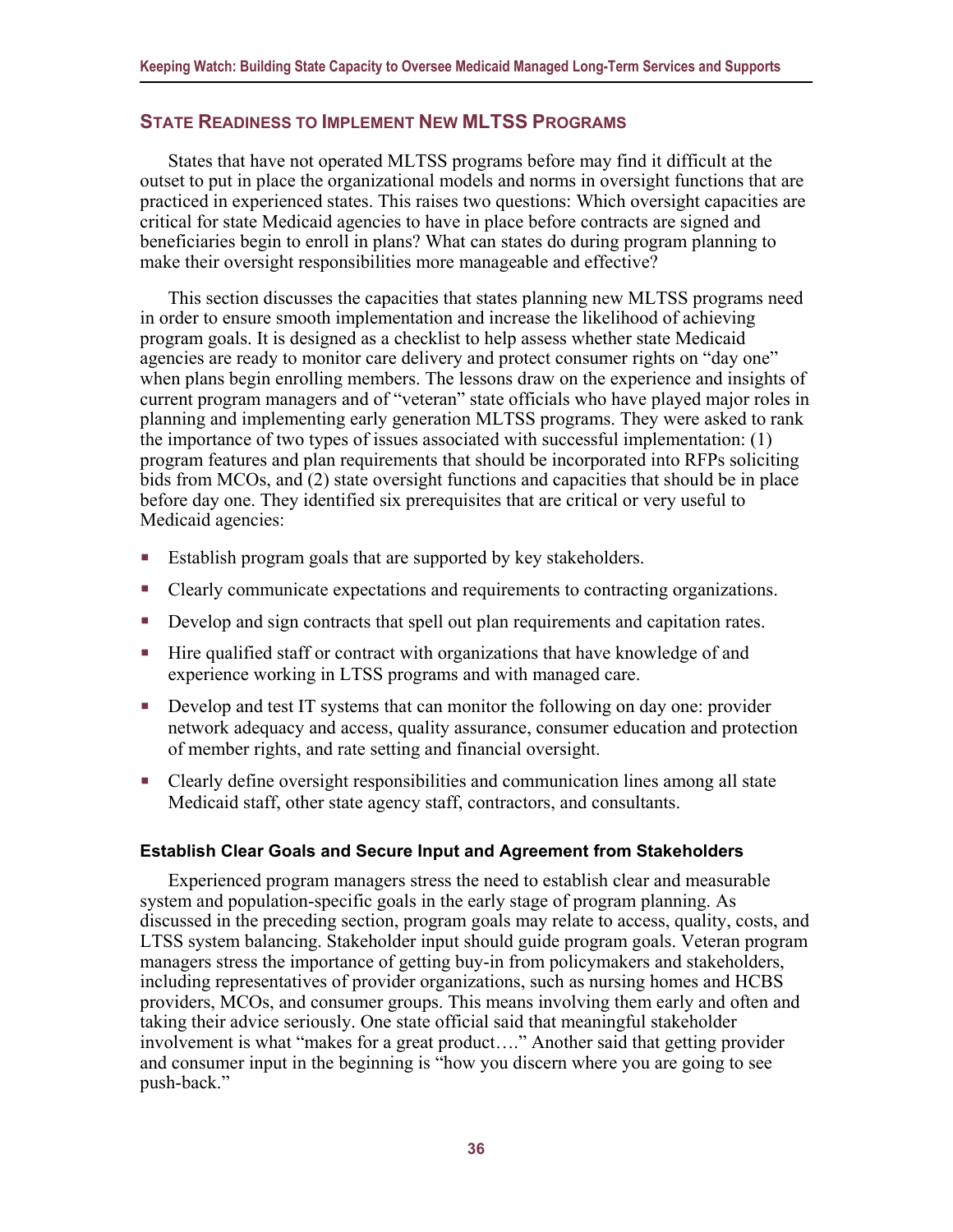## State Readiness to Implement New MLTSS Programs

States that have not operated MLTSS programs before may find it difficult at the outset to put in place the organizational models and norms in oversight functions that are practiced in experienced states. This raises two questions: Which oversight capacities are critical for state Medicaid agencies to have in place before contracts are signed and beneficiaries begin to enroll in plans? What can states do during program planning to make their oversight responsibilities more manageable and effective?

This section discusses the capacities that states planning new MLTSS programs need in order to ensure smooth implementation and increase the likelihood of achieving program goals. It is designed as a checklist to help assess whether state Medicaid agencies are ready to monitor care delivery and protect consumer rights on "day one" when plans begin enrolling members. The lessons draw on the experience and insights of current program managers and of "veteran" state officials who have played major roles in planning and implementing early generation MLTSS programs. They were asked to rank the importance of two types of issues associated with successful implementation: (1) program features and plan requirements that should be incorporated into RFPs soliciting bids from MCOs, and (2) state oversight functions and capacities that should be in place before day one. They identified six prerequisites that are critical or very useful to Medicaid agencies:

- Establish program goals that are supported by key stakeholders.
- Clearly communicate expectations and requirements to contracting organizations.
- Develop and sign contracts that spell out plan requirements and capitation rates.
- Hire qualified staff or contract with organizations that have knowledge of and experience working in LTSS programs and with managed care.
- Develop and test IT systems that can monitor the following on day one: provider network adequacy and access, quality assurance, consumer education and protection of member rights, and rate setting and financial oversight.
- Clearly define oversight responsibilities and communication lines among all state Medicaid staff, other state agency staff, contractors, and consultants.

### Establish Clear Goals and Secure Input and Agreement from Stakeholders

Experienced program managers stress the need to establish clear and measurable system and population-specific goals in the early stage of program planning. As discussed in the preceding section, program goals may relate to access, quality, costs, and LTSS system balancing. Stakeholder input should guide program goals. Veteran program managers stress the importance of getting buy-in from policymakers and stakeholders, including representatives of provider organizations, such as nursing homes and HCBS providers, MCOs, and consumer groups. This means involving them early and often and taking their advice seriously. One state official said that meaningful stakeholder involvement is what "makes for a great product…." Another said that getting provider and consumer input in the beginning is "how you discern where you are going to see push-back."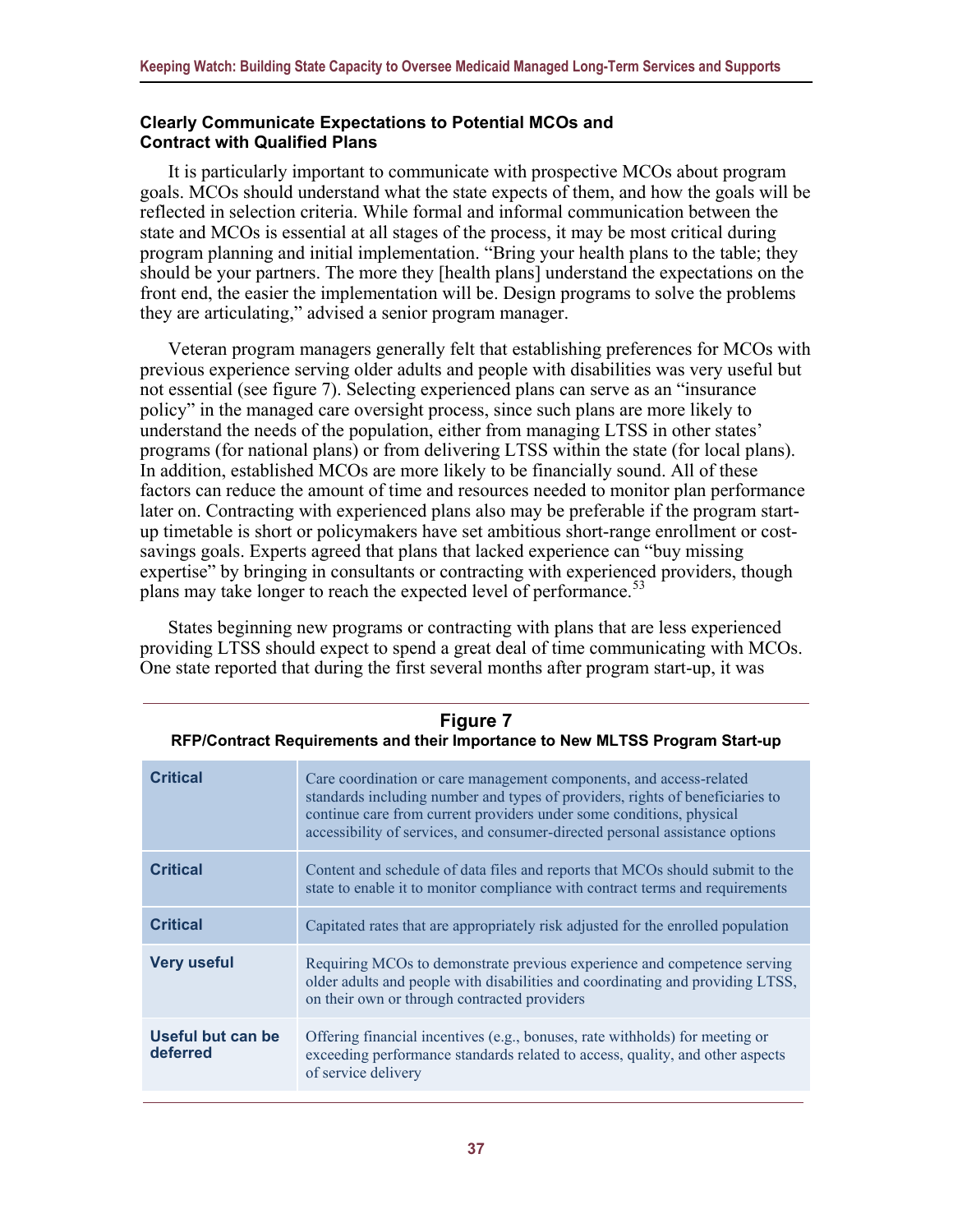### Clearly Communicate Expectations to Potential MCOs and Contract with Qualified Plans

It is particularly important to communicate with prospective MCOs about program goals. MCOs should understand what the state expects of them, and how the goals will be reflected in selection criteria. While formal and informal communication between the state and MCOs is essential at all stages of the process, it may be most critical during program planning and initial implementation. "Bring your health plans to the table; they should be your partners. The more they [health plans] understand the expectations on the front end, the easier the implementation will be. Design programs to solve the problems they are articulating," advised a senior program manager.

Veteran program managers generally felt that establishing preferences for MCOs with previous experience serving older adults and people with disabilities was very useful but not essential (see figure 7). Selecting experienced plans can serve as an "insurance policy" in the managed care oversight process, since such plans are more likely to understand the needs of the population, either from managing LTSS in other states' programs (for national plans) or from delivering LTSS within the state (for local plans). In addition, established MCOs are more likely to be financially sound. All of these factors can reduce the amount of time and resources needed to monitor plan performance later on. Contracting with experienced plans also may be preferable if the program start-up timetable is short or policymakers have set ambitious short-range enrollment or cost-savings goals. Experts agreed that plans that lacked experience can "buy missing expertise" by bringing in consultants or contracting with experienced providers, though plans may take longer to reach the expected level of performance.[53]

States beginning new programs or contracting with plans that are less experienced providing LTSS should expect to spend a great deal of time communicating with MCOs. One state reported that during the first several months after program start-up, it was

**Figure 7**
**RFP/Contract Requirements and their Importance to New MLTSS Program Start-up**

| Importance | Requirement |
|---|---|
| **Critical** | Care coordination or care management components, and access-related standards including number and types of providers, rights of beneficiaries to continue care from current providers under some conditions, physical accessibility of services, and consumer-directed personal assistance options |
| **Critical** | Content and schedule of data files and reports that MCOs should submit to the state to enable it to monitor compliance with contract terms and requirements |
| **Critical** | Capitated rates that are appropriately risk adjusted for the enrolled population |
| **Very useful** | Requiring MCOs to demonstrate previous experience and competence serving older adults and people with disabilities and coordinating and providing LTSS, on their own or through contracted providers |
| **Useful but can be deferred** | Offering financial incentives (e.g., bonuses, rate withholds) for meeting or exceeding performance standards related to access, quality, and other aspects of service delivery |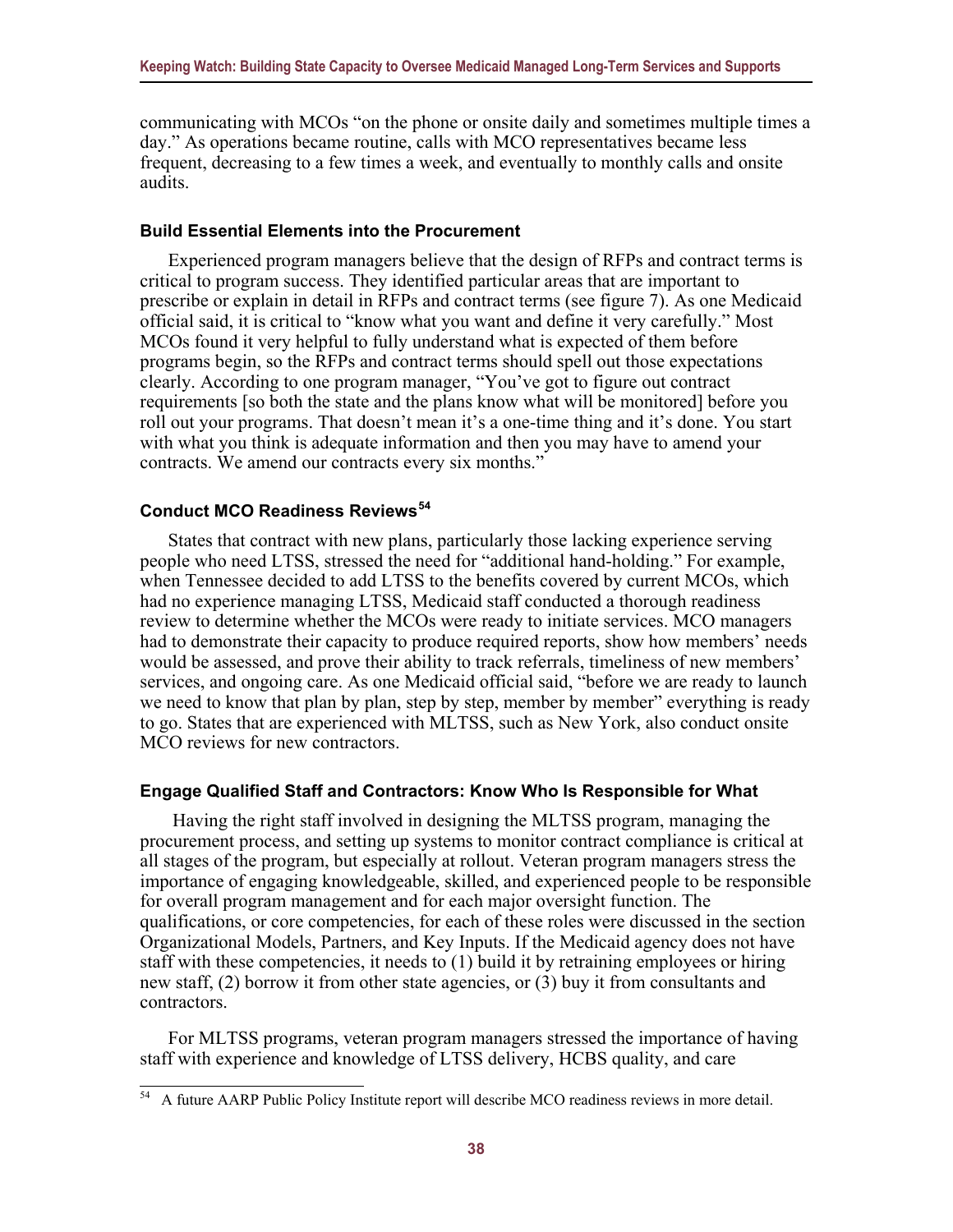communicating with MCOs "on the phone or onsite daily and sometimes multiple times a day." As operations became routine, calls with MCO representatives became less frequent, decreasing to a few times a week, and eventually to monthly calls and onsite audits.

### Build Essential Elements into the Procurement

Experienced program managers believe that the design of RFPs and contract terms is critical to program success. They identified particular areas that are important to prescribe or explain in detail in RFPs and contract terms (see figure 7). As one Medicaid official said, it is critical to "know what you want and define it very carefully." Most MCOs found it very helpful to fully understand what is expected of them before programs begin, so the RFPs and contract terms should spell out those expectations clearly. According to one program manager, "You've got to figure out contract requirements [so both the state and the plans know what will be monitored] before you roll out your programs. That doesn't mean it's a one-time thing and it's done. You start with what you think is adequate information and then you may have to amend your contracts. We amend our contracts every six months."

### Conduct MCO Readiness Reviews[54]

States that contract with new plans, particularly those lacking experience serving people who need LTSS, stressed the need for "additional hand-holding." For example, when Tennessee decided to add LTSS to the benefits covered by current MCOs, which had no experience managing LTSS, Medicaid staff conducted a thorough readiness review to determine whether the MCOs were ready to initiate services. MCO managers had to demonstrate their capacity to produce required reports, show how members' needs would be assessed, and prove their ability to track referrals, timeliness of new members' services, and ongoing care. As one Medicaid official said, "before we are ready to launch we need to know that plan by plan, step by step, member by member" everything is ready to go. States that are experienced with MLTSS, such as New York, also conduct onsite MCO reviews for new contractors.

### Engage Qualified Staff and Contractors: Know Who Is Responsible for What

Having the right staff involved in designing the MLTSS program, managing the procurement process, and setting up systems to monitor contract compliance is critical at all stages of the program, but especially at rollout. Veteran program managers stress the importance of engaging knowledgeable, skilled, and experienced people to be responsible for overall program management and for each major oversight function. The qualifications, or core competencies, for each of these roles were discussed in the section Organizational Models, Partners, and Key Inputs. If the Medicaid agency does not have staff with these competencies, it needs to (1) build it by retraining employees or hiring new staff, (2) borrow it from other state agencies, or (3) buy it from consultants and contractors.

For MLTSS programs, veteran program managers stressed the importance of having staff with experience and knowledge of LTSS delivery, HCBS quality, and care

---

[54] A future AARP Public Policy Institute report will describe MCO readiness reviews in more detail.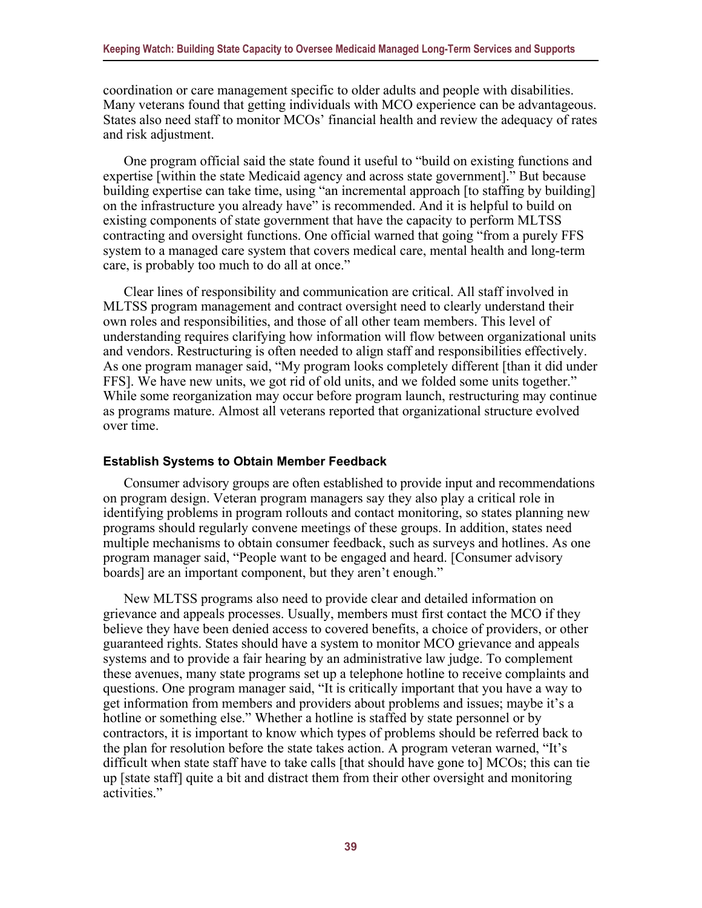coordination or care management specific to older adults and people with disabilities. Many veterans found that getting individuals with MCO experience can be advantageous. States also need staff to monitor MCOs' financial health and review the adequacy of rates and risk adjustment.

One program official said the state found it useful to "build on existing functions and expertise [within the state Medicaid agency and across state government]." But because building expertise can take time, using "an incremental approach [to staffing by building] on the infrastructure you already have" is recommended. And it is helpful to build on existing components of state government that have the capacity to perform MLTSS contracting and oversight functions. One official warned that going "from a purely FFS system to a managed care system that covers medical care, mental health and long-term care, is probably too much to do all at once."

Clear lines of responsibility and communication are critical. All staff involved in MLTSS program management and contract oversight need to clearly understand their own roles and responsibilities, and those of all other team members. This level of understanding requires clarifying how information will flow between organizational units and vendors. Restructuring is often needed to align staff and responsibilities effectively. As one program manager said, "My program looks completely different [than it did under FFS]. We have new units, we got rid of old units, and we folded some units together." While some reorganization may occur before program launch, restructuring may continue as programs mature. Almost all veterans reported that organizational structure evolved over time.

### Establish Systems to Obtain Member Feedback

Consumer advisory groups are often established to provide input and recommendations on program design. Veteran program managers say they also play a critical role in identifying problems in program rollouts and contact monitoring, so states planning new programs should regularly convene meetings of these groups. In addition, states need multiple mechanisms to obtain consumer feedback, such as surveys and hotlines. As one program manager said, "People want to be engaged and heard. [Consumer advisory boards] are an important component, but they aren't enough."

New MLTSS programs also need to provide clear and detailed information on grievance and appeals processes. Usually, members must first contact the MCO if they believe they have been denied access to covered benefits, a choice of providers, or other guaranteed rights. States should have a system to monitor MCO grievance and appeals systems and to provide a fair hearing by an administrative law judge. To complement these avenues, many state programs set up a telephone hotline to receive complaints and questions. One program manager said, "It is critically important that you have a way to get information from members and providers about problems and issues; maybe it's a hotline or something else." Whether a hotline is staffed by state personnel or by contractors, it is important to know which types of problems should be referred back to the plan for resolution before the state takes action. A program veteran warned, "It's difficult when state staff have to take calls [that should have gone to] MCOs; this can tie up [state staff] quite a bit and distract them from their other oversight and monitoring activities."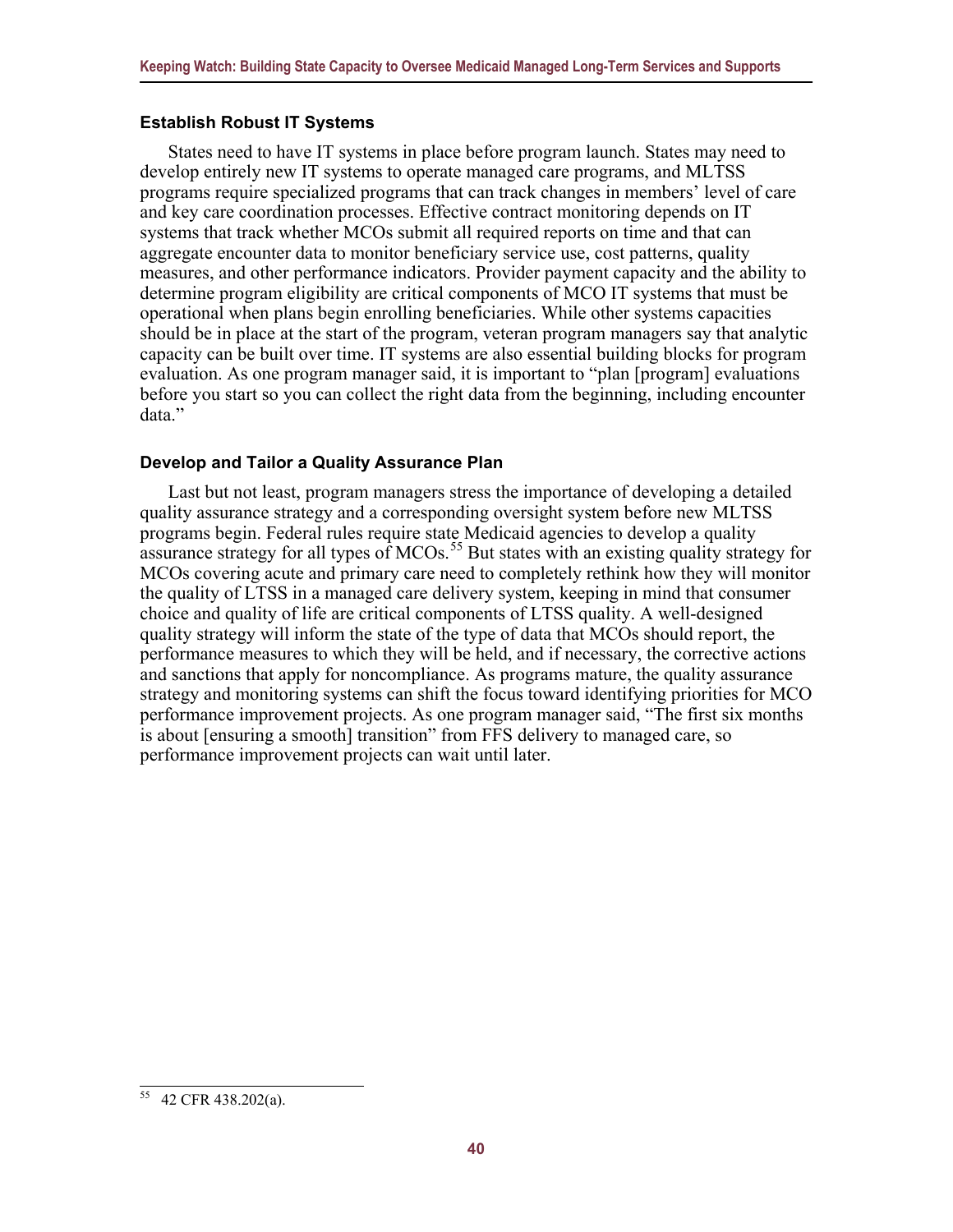### Establish Robust IT Systems

States need to have IT systems in place before program launch. States may need to develop entirely new IT systems to operate managed care programs, and MLTSS programs require specialized programs that can track changes in members' level of care and key care coordination processes. Effective contract monitoring depends on IT systems that track whether MCOs submit all required reports on time and that can aggregate encounter data to monitor beneficiary service use, cost patterns, quality measures, and other performance indicators. Provider payment capacity and the ability to determine program eligibility are critical components of MCO IT systems that must be operational when plans begin enrolling beneficiaries. While other systems capacities should be in place at the start of the program, veteran program managers say that analytic capacity can be built over time. IT systems are also essential building blocks for program evaluation. As one program manager said, it is important to "plan [program] evaluations before you start so you can collect the right data from the beginning, including encounter data."

### Develop and Tailor a Quality Assurance Plan

Last but not least, program managers stress the importance of developing a detailed quality assurance strategy and a corresponding oversight system before new MLTSS programs begin. Federal rules require state Medicaid agencies to develop a quality assurance strategy for all types of MCOs.[55] But states with an existing quality strategy for MCOs covering acute and primary care need to completely rethink how they will monitor the quality of LTSS in a managed care delivery system, keeping in mind that consumer choice and quality of life are critical components of LTSS quality. A well-designed quality strategy will inform the state of the type of data that MCOs should report, the performance measures to which they will be held, and if necessary, the corrective actions and sanctions that apply for noncompliance. As programs mature, the quality assurance strategy and monitoring systems can shift the focus toward identifying priorities for MCO performance improvement projects. As one program manager said, "The first six months is about [ensuring a smooth] transition" from FFS delivery to managed care, so performance improvement projects can wait until later.

---

[55] 42 CFR 438.202(a).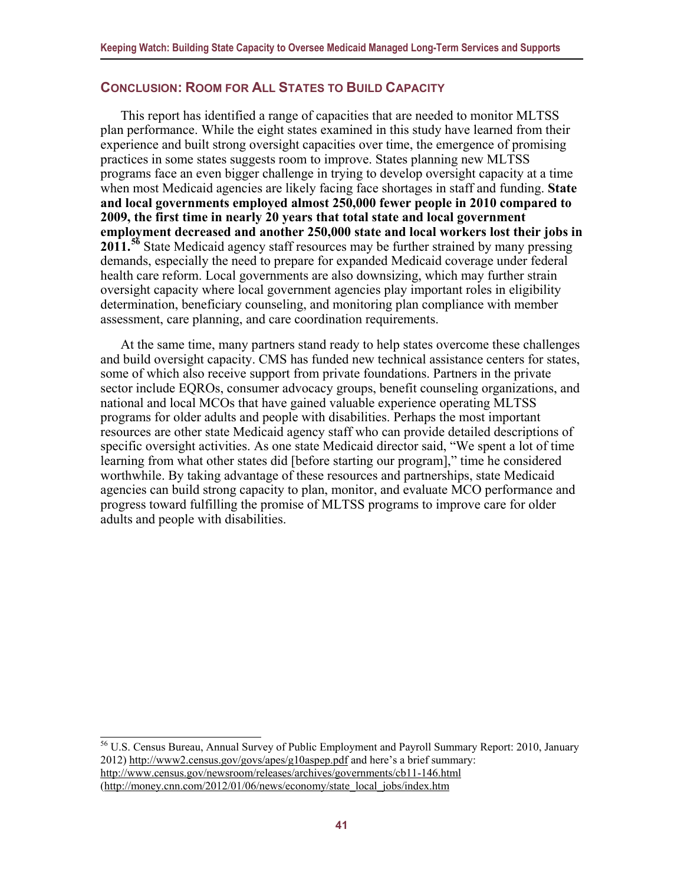## Conclusion: Room for All States to Build Capacity

This report has identified a range of capacities that are needed to monitor MLTSS plan performance. While the eight states examined in this study have learned from their experience and built strong oversight capacities over time, the emergence of promising practices in some states suggests room to improve. States planning new MLTSS programs face an even bigger challenge in trying to develop oversight capacity at a time when most Medicaid agencies are likely facing face shortages in staff and funding. **State and local governments employed almost 250,000 fewer people in 2010 compared to 2009, the first time in nearly 20 years that total state and local government employment decreased and another 250,000 state and local workers lost their jobs in 2011.**[56] State Medicaid agency staff resources may be further strained by many pressing demands, especially the need to prepare for expanded Medicaid coverage under federal health care reform. Local governments are also downsizing, which may further strain oversight capacity where local government agencies play important roles in eligibility determination, beneficiary counseling, and monitoring plan compliance with member assessment, care planning, and care coordination requirements.

At the same time, many partners stand ready to help states overcome these challenges and build oversight capacity. CMS has funded new technical assistance centers for states, some of which also receive support from private foundations. Partners in the private sector include EQROs, consumer advocacy groups, benefit counseling organizations, and national and local MCOs that have gained valuable experience operating MLTSS programs for older adults and people with disabilities. Perhaps the most important resources are other state Medicaid agency staff who can provide detailed descriptions of specific oversight activities. As one state Medicaid director said, "We spent a lot of time learning from what other states did [before starting our program]," time he considered worthwhile. By taking advantage of these resources and partnerships, state Medicaid agencies can build strong capacity to plan, monitor, and evaluate MCO performance and progress toward fulfilling the promise of MLTSS programs to improve care for older adults and people with disabilities.

---

[56] U.S. Census Bureau, Annual Survey of Public Employment and Payroll Summary Report: 2010, January 2012) http://www2.census.gov/govs/apes/g10aspep.pdf and here's a brief summary: http://www.census.gov/newsroom/releases/archives/governments/cb11-146.html (http://money.cnn.com/2012/01/06/news/economy/state_local_jobs/index.htm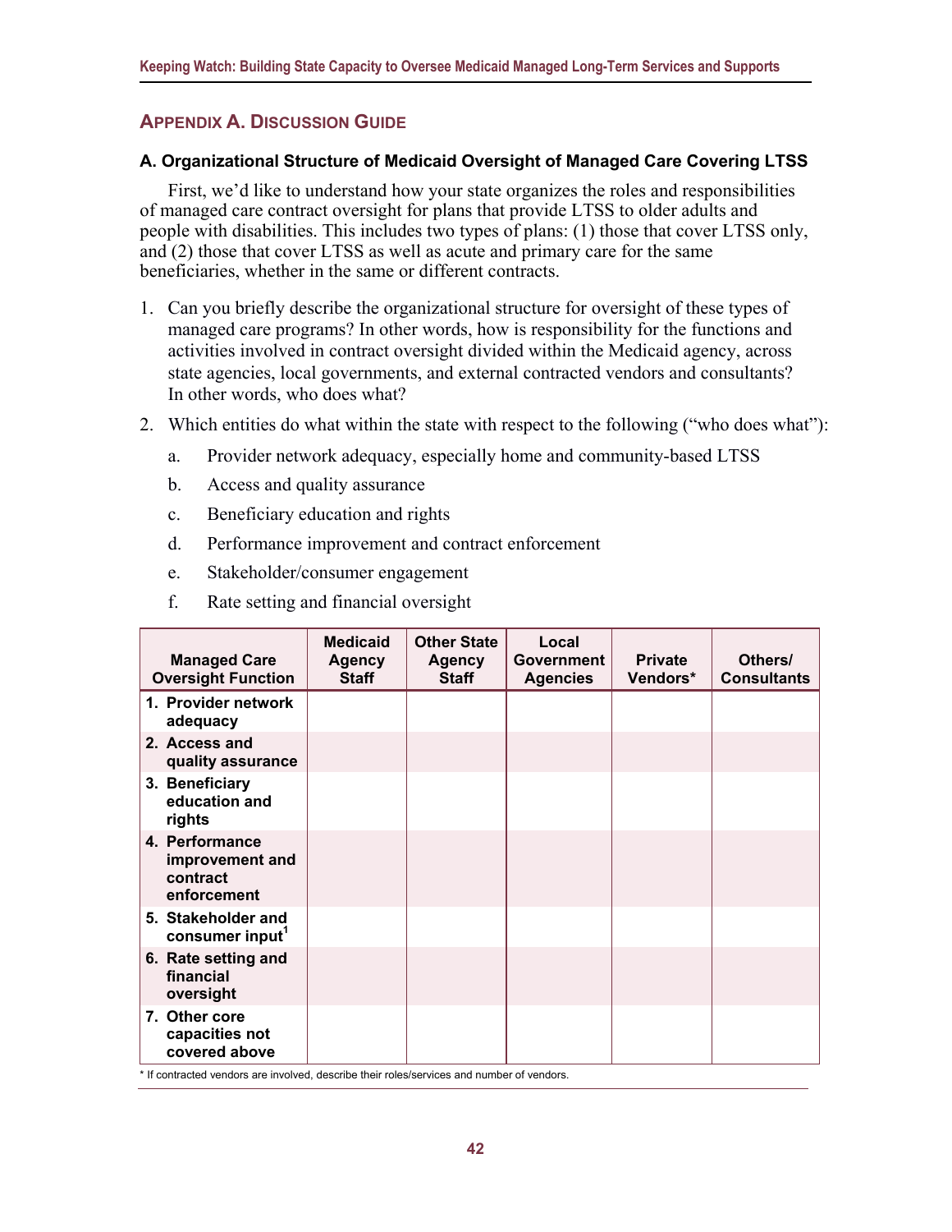## APPENDIX A. DISCUSSION GUIDE

### A. Organizational Structure of Medicaid Oversight of Managed Care Covering LTSS

First, we'd like to understand how your state organizes the roles and responsibilities of managed care contract oversight for plans that provide LTSS to older adults and people with disabilities. This includes two types of plans: (1) those that cover LTSS only, and (2) those that cover LTSS as well as acute and primary care for the same beneficiaries, whether in the same or different contracts.

1. Can you briefly describe the organizational structure for oversight of these types of managed care programs? In other words, how is responsibility for the functions and activities involved in contract oversight divided within the Medicaid agency, across state agencies, local governments, and external contracted vendors and consultants? In other words, who does what?

2. Which entities do what within the state with respect to the following ("who does what"):

   a. Provider network adequacy, especially home and community-based LTSS

   b. Access and quality assurance

   c. Beneficiary education and rights

   d. Performance improvement and contract enforcement

   e. Stakeholder/consumer engagement

   f. Rate setting and financial oversight

| Managed Care Oversight Function | Medicaid Agency Staff | Other State Agency Staff | Local Government Agencies | Private Vendors* | Others/ Consultants |
|---|---|---|---|---|---|
| **1. Provider network adequacy** | | | | | |
| **2. Access and quality assurance** | | | | | |
| **3. Beneficiary education and rights** | | | | | |
| **4. Performance improvement and contract enforcement** | | | | | |
| **5. Stakeholder and consumer input[1]** | | | | | |
| **6. Rate setting and financial oversight** | | | | | |
| **7. Other core capacities not covered above** | | | | | |

\* If contracted vendors are involved, describe their roles/services and number of vendors.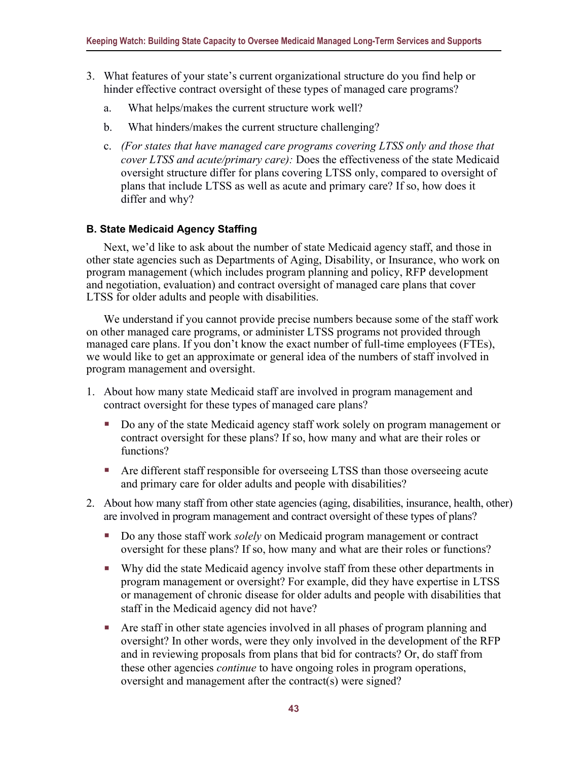3. What features of your state's current organizational structure do you find help or hinder effective contract oversight of these types of managed care programs?

   a. What helps/makes the current structure work well?

   b. What hinders/makes the current structure challenging?

   c. *(For states that have managed care programs covering LTSS only and those that cover LTSS and acute/primary care):* Does the effectiveness of the state Medicaid oversight structure differ for plans covering LTSS only, compared to oversight of plans that include LTSS as well as acute and primary care? If so, how does it differ and why?

**B. State Medicaid Agency Staffing**

Next, we'd like to ask about the number of state Medicaid agency staff, and those in other state agencies such as Departments of Aging, Disability, or Insurance, who work on program management (which includes program planning and policy, RFP development and negotiation, evaluation) and contract oversight of managed care plans that cover LTSS for older adults and people with disabilities.

We understand if you cannot provide precise numbers because some of the staff work on other managed care programs, or administer LTSS programs not provided through managed care plans. If you don't know the exact number of full-time employees (FTEs), we would like to get an approximate or general idea of the numbers of staff involved in program management and oversight.

1. About how many state Medicaid staff are involved in program management and contract oversight for these types of managed care plans?

   - Do any of the state Medicaid agency staff work solely on program management or contract oversight for these plans? If so, how many and what are their roles or functions?

   - Are different staff responsible for overseeing LTSS than those overseeing acute and primary care for older adults and people with disabilities?

2. About how many staff from other state agencies (aging, disabilities, insurance, health, other) are involved in program management and contract oversight of these types of plans?

   - Do any those staff work *solely* on Medicaid program management or contract oversight for these plans? If so, how many and what are their roles or functions?

   - Why did the state Medicaid agency involve staff from these other departments in program management or oversight? For example, did they have expertise in LTSS or management of chronic disease for older adults and people with disabilities that staff in the Medicaid agency did not have?

   - Are staff in other state agencies involved in all phases of program planning and oversight? In other words, were they only involved in the development of the RFP and in reviewing proposals from plans that bid for contracts? Or, do staff from these other agencies *continue* to have ongoing roles in program operations, oversight and management after the contract(s) were signed?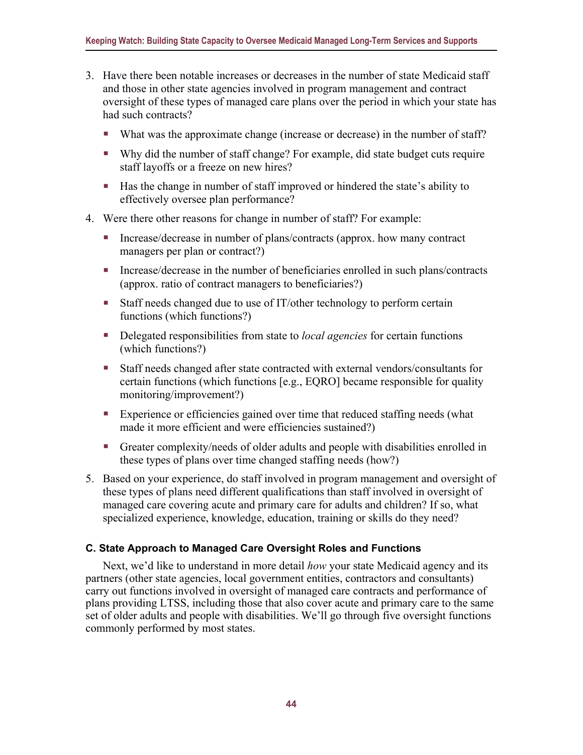3. Have there been notable increases or decreases in the number of state Medicaid staff and those in other state agencies involved in program management and contract oversight of these types of managed care plans over the period in which your state has had such contracts?

   - What was the approximate change (increase or decrease) in the number of staff?
   - Why did the number of staff change? For example, did state budget cuts require staff layoffs or a freeze on new hires?
   - Has the change in number of staff improved or hindered the state's ability to effectively oversee plan performance?

4. Were there other reasons for change in number of staff? For example:

   - Increase/decrease in number of plans/contracts (approx. how many contract managers per plan or contract?)
   - Increase/decrease in the number of beneficiaries enrolled in such plans/contracts (approx. ratio of contract managers to beneficiaries?)
   - Staff needs changed due to use of IT/other technology to perform certain functions (which functions?)
   - Delegated responsibilities from state to *local agencies* for certain functions (which functions?)
   - Staff needs changed after state contracted with external vendors/consultants for certain functions (which functions [e.g., EQRO] became responsible for quality monitoring/improvement?)
   - Experience or efficiencies gained over time that reduced staffing needs (what made it more efficient and were efficiencies sustained?)
   - Greater complexity/needs of older adults and people with disabilities enrolled in these types of plans over time changed staffing needs (how?)

5. Based on your experience, do staff involved in program management and oversight of these types of plans need different qualifications than staff involved in oversight of managed care covering acute and primary care for adults and children? If so, what specialized experience, knowledge, education, training or skills do they need?

### C. State Approach to Managed Care Oversight Roles and Functions

Next, we'd like to understand in more detail *how* your state Medicaid agency and its partners (other state agencies, local government entities, contractors and consultants) carry out functions involved in oversight of managed care contracts and performance of plans providing LTSS, including those that also cover acute and primary care to the same set of older adults and people with disabilities. We'll go through five oversight functions commonly performed by most states.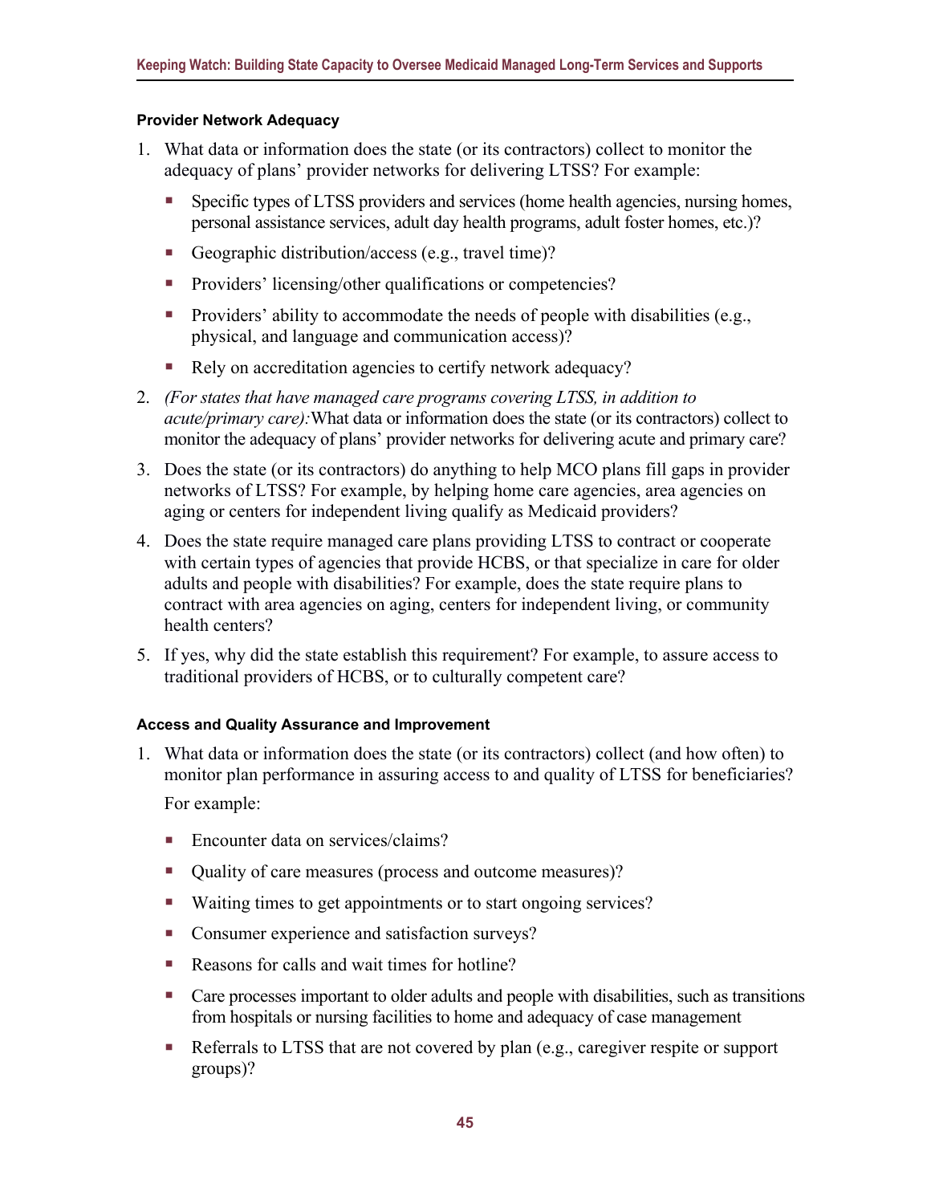#### Provider Network Adequacy

1. What data or information does the state (or its contractors) collect to monitor the adequacy of plans' provider networks for delivering LTSS? For example:
   - Specific types of LTSS providers and services (home health agencies, nursing homes, personal assistance services, adult day health programs, adult foster homes, etc.)?
   - Geographic distribution/access (e.g., travel time)?
   - Providers' licensing/other qualifications or competencies?
   - Providers' ability to accommodate the needs of people with disabilities (e.g., physical, and language and communication access)?
   - Rely on accreditation agencies to certify network adequacy?
2. *(For states that have managed care programs covering LTSS, in addition to acute/primary care):* What data or information does the state (or its contractors) collect to monitor the adequacy of plans' provider networks for delivering acute and primary care?
3. Does the state (or its contractors) do anything to help MCO plans fill gaps in provider networks of LTSS? For example, by helping home care agencies, area agencies on aging or centers for independent living qualify as Medicaid providers?
4. Does the state require managed care plans providing LTSS to contract or cooperate with certain types of agencies that provide HCBS, or that specialize in care for older adults and people with disabilities? For example, does the state require plans to contract with area agencies on aging, centers for independent living, or community health centers?
5. If yes, why did the state establish this requirement? For example, to assure access to traditional providers of HCBS, or to culturally competent care?

#### Access and Quality Assurance and Improvement

1. What data or information does the state (or its contractors) collect (and how often) to monitor plan performance in assuring access to and quality of LTSS for beneficiaries?

   For example:
   - Encounter data on services/claims?
   - Quality of care measures (process and outcome measures)?
   - Waiting times to get appointments or to start ongoing services?
   - Consumer experience and satisfaction surveys?
   - Reasons for calls and wait times for hotline?
   - Care processes important to older adults and people with disabilities, such as transitions from hospitals or nursing facilities to home and adequacy of case management
   - Referrals to LTSS that are not covered by plan (e.g., caregiver respite or support groups)?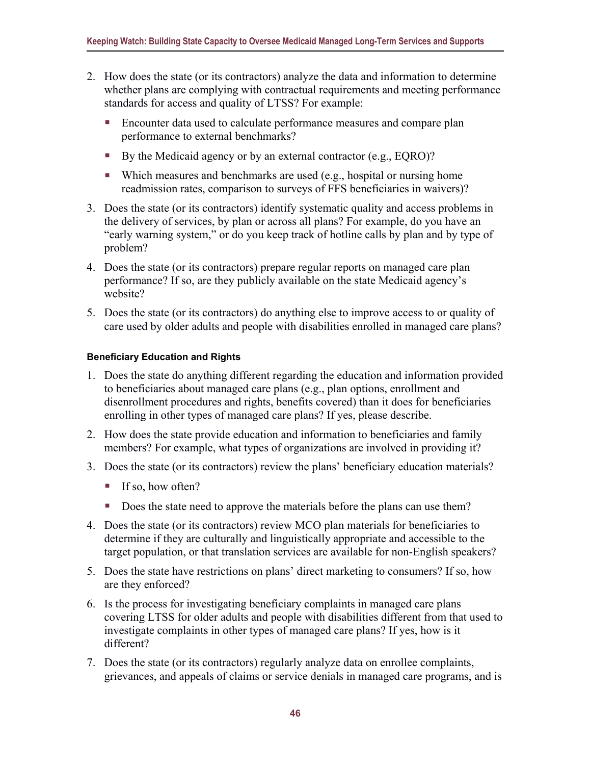2. How does the state (or its contractors) analyze the data and information to determine whether plans are complying with contractual requirements and meeting performance standards for access and quality of LTSS? For example:
   - Encounter data used to calculate performance measures and compare plan performance to external benchmarks?
   - By the Medicaid agency or by an external contractor (e.g., EQRO)?
   - Which measures and benchmarks are used (e.g., hospital or nursing home readmission rates, comparison to surveys of FFS beneficiaries in waivers)?
3. Does the state (or its contractors) identify systematic quality and access problems in the delivery of services, by plan or across all plans? For example, do you have an "early warning system," or do you keep track of hotline calls by plan and by type of problem?
4. Does the state (or its contractors) prepare regular reports on managed care plan performance? If so, are they publicly available on the state Medicaid agency's website?
5. Does the state (or its contractors) do anything else to improve access to or quality of care used by older adults and people with disabilities enrolled in managed care plans?

#### Beneficiary Education and Rights

1. Does the state do anything different regarding the education and information provided to beneficiaries about managed care plans (e.g., plan options, enrollment and disenrollment procedures and rights, benefits covered) than it does for beneficiaries enrolling in other types of managed care plans? If yes, please describe.
2. How does the state provide education and information to beneficiaries and family members? For example, what types of organizations are involved in providing it?
3. Does the state (or its contractors) review the plans' beneficiary education materials?
   - If so, how often?
   - Does the state need to approve the materials before the plans can use them?
4. Does the state (or its contractors) review MCO plan materials for beneficiaries to determine if they are culturally and linguistically appropriate and accessible to the target population, or that translation services are available for non-English speakers?
5. Does the state have restrictions on plans' direct marketing to consumers? If so, how are they enforced?
6. Is the process for investigating beneficiary complaints in managed care plans covering LTSS for older adults and people with disabilities different from that used to investigate complaints in other types of managed care plans? If yes, how is it different?
7. Does the state (or its contractors) regularly analyze data on enrollee complaints, grievances, and appeals of claims or service denials in managed care programs, and is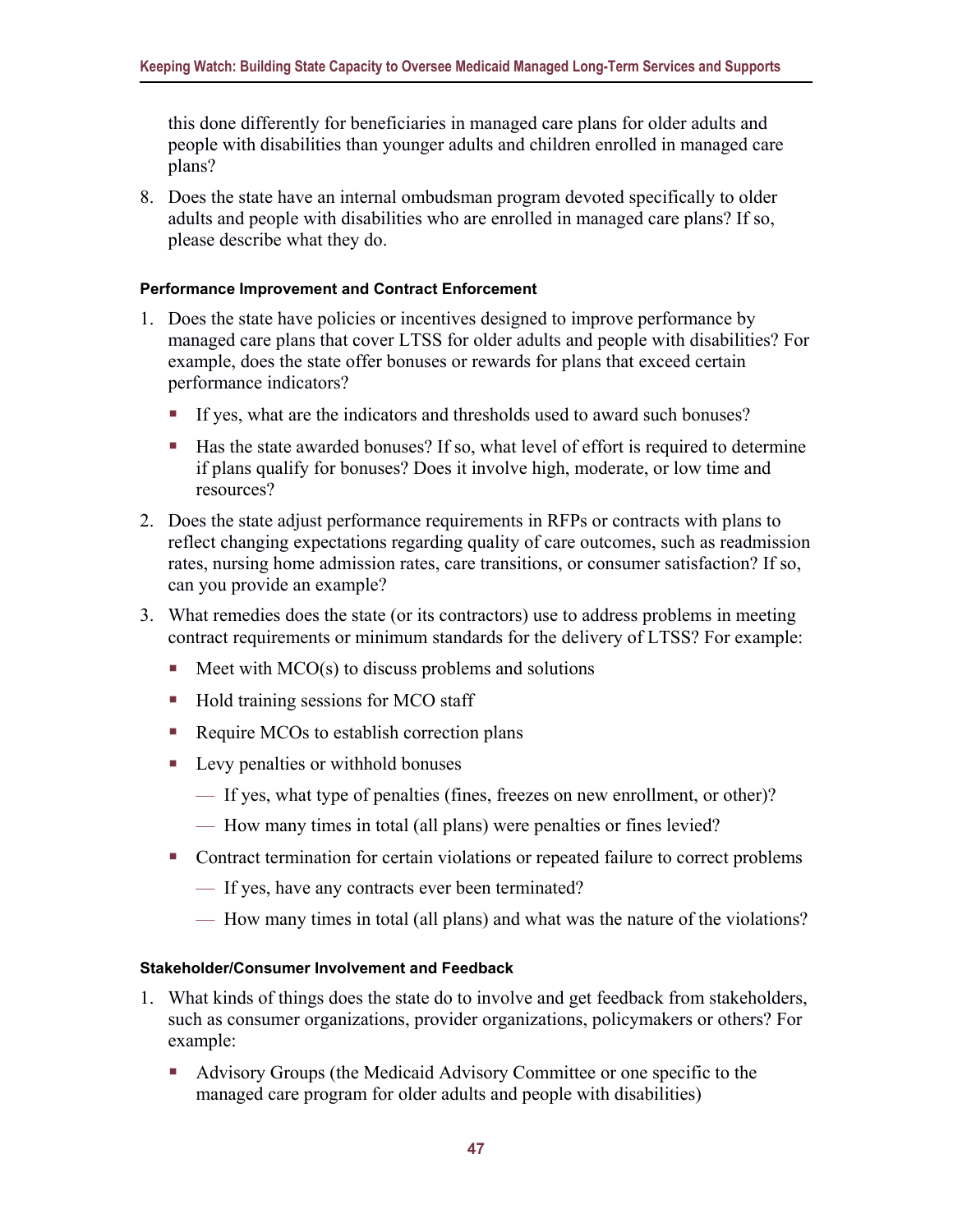this done differently for beneficiaries in managed care plans for older adults and people with disabilities than younger adults and children enrolled in managed care plans?

8. Does the state have an internal ombudsman program devoted specifically to older adults and people with disabilities who are enrolled in managed care plans? If so, please describe what they do.

#### Performance Improvement and Contract Enforcement

1. Does the state have policies or incentives designed to improve performance by managed care plans that cover LTSS for older adults and people with disabilities? For example, does the state offer bonuses or rewards for plans that exceed certain performance indicators?
   - If yes, what are the indicators and thresholds used to award such bonuses?
   - Has the state awarded bonuses? If so, what level of effort is required to determine if plans qualify for bonuses? Does it involve high, moderate, or low time and resources?
2. Does the state adjust performance requirements in RFPs or contracts with plans to reflect changing expectations regarding quality of care outcomes, such as readmission rates, nursing home admission rates, care transitions, or consumer satisfaction? If so, can you provide an example?
3. What remedies does the state (or its contractors) use to address problems in meeting contract requirements or minimum standards for the delivery of LTSS? For example:
   - Meet with MCO(s) to discuss problems and solutions
   - Hold training sessions for MCO staff
   - Require MCOs to establish correction plans
   - Levy penalties or withhold bonuses
     - If yes, what type of penalties (fines, freezes on new enrollment, or other)?
     - How many times in total (all plans) were penalties or fines levied?
   - Contract termination for certain violations or repeated failure to correct problems
     - If yes, have any contracts ever been terminated?
     - How many times in total (all plans) and what was the nature of the violations?

#### Stakeholder/Consumer Involvement and Feedback

1. What kinds of things does the state do to involve and get feedback from stakeholders, such as consumer organizations, provider organizations, policymakers or others? For example:
   - Advisory Groups (the Medicaid Advisory Committee or one specific to the managed care program for older adults and people with disabilities)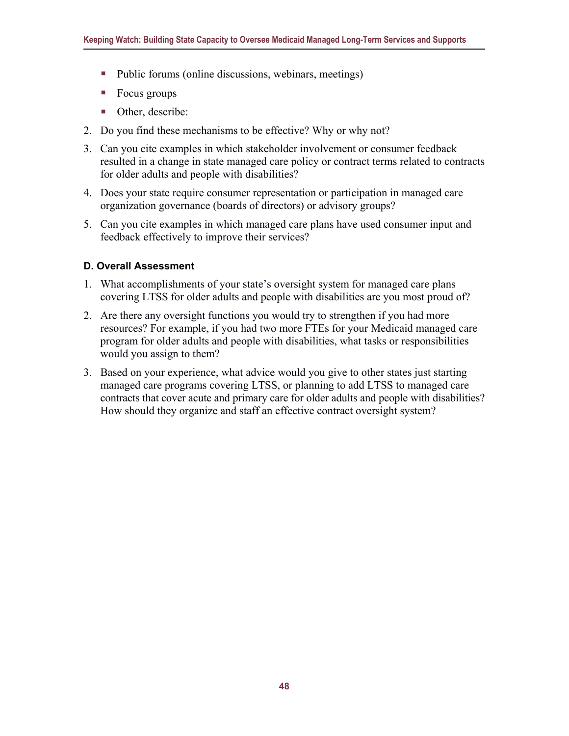- Public forums (online discussions, webinars, meetings)
- Focus groups
- Other, describe:

2. Do you find these mechanisms to be effective? Why or why not?
3. Can you cite examples in which stakeholder involvement or consumer feedback resulted in a change in state managed care policy or contract terms related to contracts for older adults and people with disabilities?
4. Does your state require consumer representation or participation in managed care organization governance (boards of directors) or advisory groups?
5. Can you cite examples in which managed care plans have used consumer input and feedback effectively to improve their services?

#### D. Overall Assessment

1. What accomplishments of your state's oversight system for managed care plans covering LTSS for older adults and people with disabilities are you most proud of?
2. Are there any oversight functions you would try to strengthen if you had more resources? For example, if you had two more FTEs for your Medicaid managed care program for older adults and people with disabilities, what tasks or responsibilities would you assign to them?
3. Based on your experience, what advice would you give to other states just starting managed care programs covering LTSS, or planning to add LTSS to managed care contracts that cover acute and primary care for older adults and people with disabilities? How should they organize and staff an effective contract oversight system?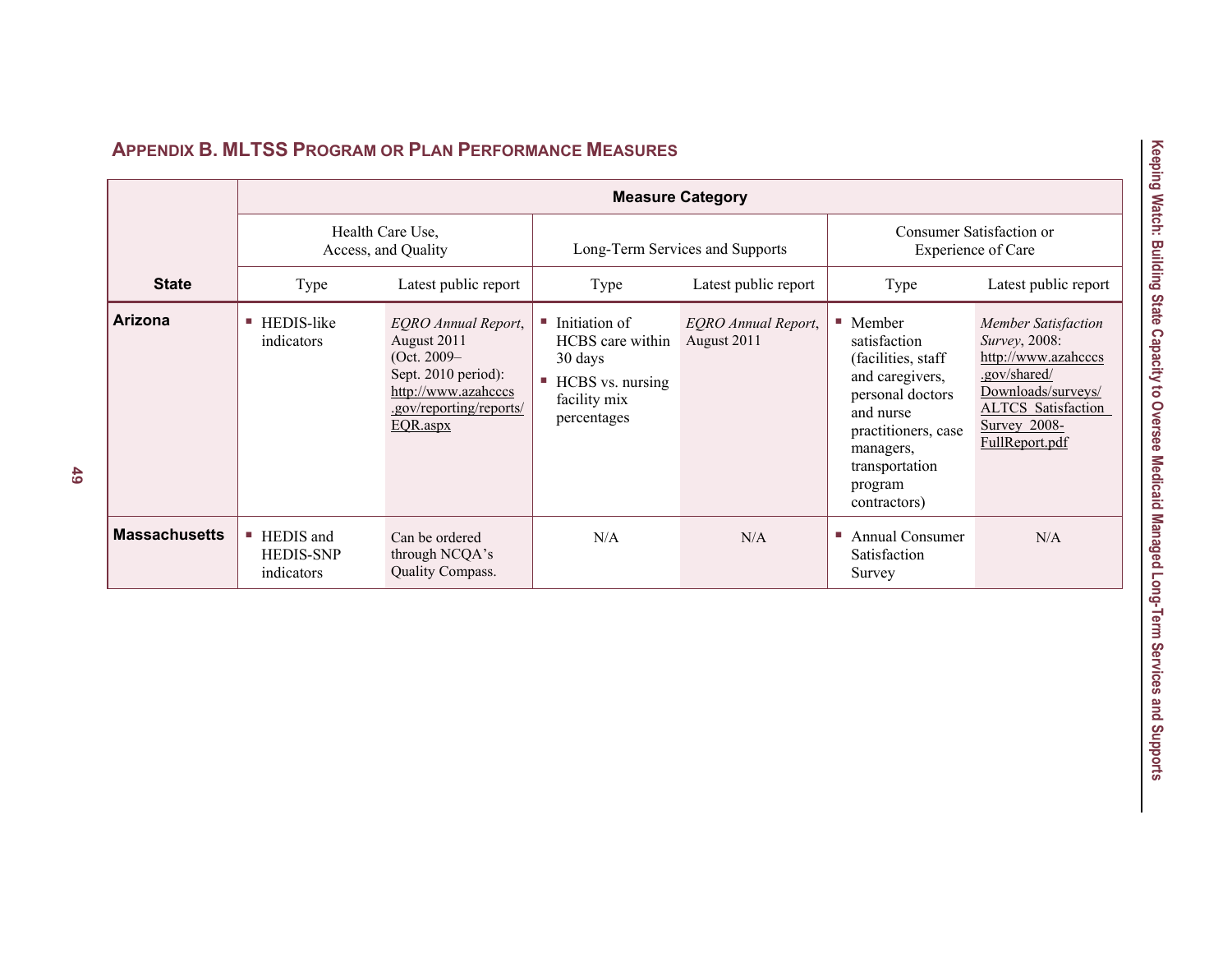## Appendix B. MLTSS Program or Plan Performance Measures

| State | Measure Category | | | | | |
|---|---|---|---|---|---|---|
| | Health Care Use, Access, and Quality | | Long-Term Services and Supports | | Consumer Satisfaction or Experience of Care | |
| | Type | Latest public report | Type | Latest public report | Type | Latest public report |
| **Arizona** | ▪ HEDIS-like indicators | *EQRO Annual Report*, August 2011 (Oct. 2009–Sept. 2010 period): http://www.azahcccs.gov/reporting/reports/EQR.aspx | ▪ Initiation of HCBS care within 30 days<br>▪ HCBS vs. nursing facility mix percentages | *EQRO Annual Report*, August 2011 | ▪ Member satisfaction (facilities, staff and caregivers, personal doctors and nurse practitioners, case managers, transportation program contractors) | *Member Satisfaction Survey*, 2008: http://www.azahcccs.gov/shared/Downloads/surveys/ALTCS_Satisfaction_Survey_2008-FullReport.pdf |
| **Massachusetts** | ▪ HEDIS and HEDIS-SNP indicators | Can be ordered through NCQA's Quality Compass. | N/A | N/A | ▪ Annual Consumer Satisfaction Survey | N/A |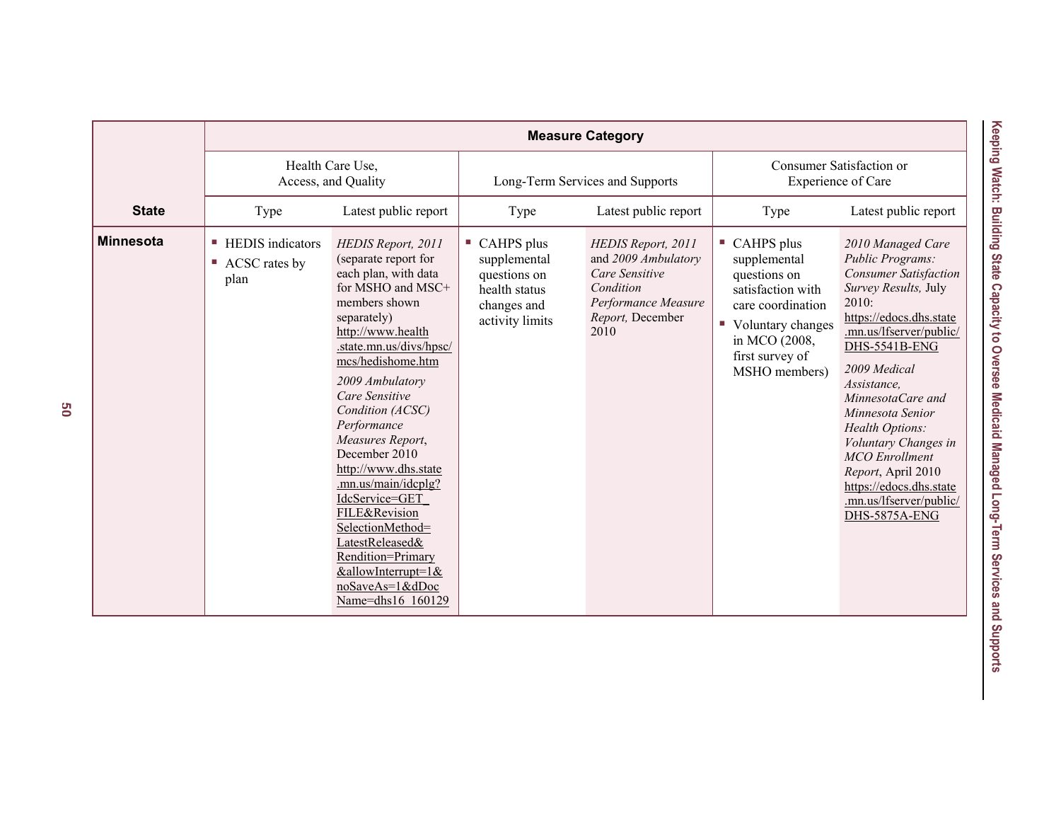| State | Measure Category | | | | | |
|---|---|---|---|---|---|---|
| | Health Care Use, Access, and Quality | | Long-Term Services and Supports | | Consumer Satisfaction or Experience of Care | |
| | Type | Latest public report | Type | Latest public report | Type | Latest public report |
| **Minnesota** | ▪ HEDIS indicators<br>▪ ACSC rates by plan | *HEDIS Report, 2011* (separate report for each plan, with data for MSHO and MSC+ members shown separately) http://www.health.state.mn.us/divs/hpsc/mcs/hedishome.htm<br><br>*2009 Ambulatory Care Sensitive Condition (ACSC) Performance Measures Report*, December 2010 http://www.dhs.state.mn.us/main/idcplg?IdcService=GET_FILE&RevisionSelectionMethod=LatestReleased&Rendition=Primary&allowInterrupt=1&noSaveAs=1&dDocName=dhs16_160129 | ▪ CAHPS plus supplemental questions on health status changes and activity limits | *HEDIS Report, 2011* and *2009 Ambulatory Care Sensitive Condition Performance Measure Report,* December 2010 | ▪ CAHPS plus supplemental questions on satisfaction with care coordination<br>▪ Voluntary changes in MCO (2008, first survey of MSHO members) | *2010 Managed Care Public Programs: Consumer Satisfaction Survey Results,* July 2010: https://edocs.dhs.state.mn.us/lfserver/public/DHS-5541B-ENG<br><br>*2009 Medical Assistance, MinnesotaCare and Minnesota Senior Health Options: Voluntary Changes in MCO Enrollment Report*, April 2010 https://edocs.dhs.state.mn.us/lfserver/public/DHS-5875A-ENG |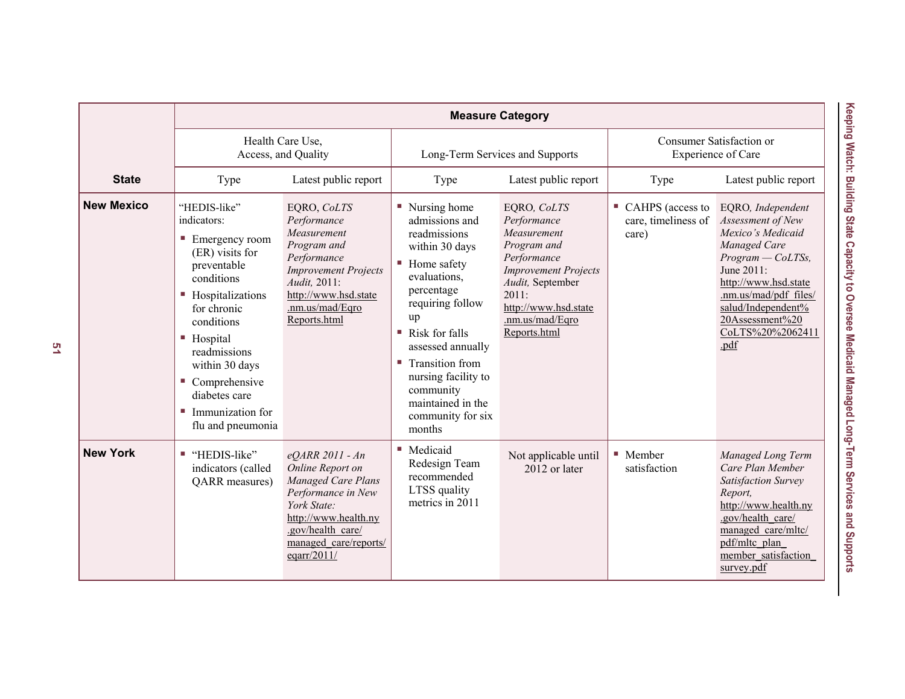| State | Measure Category | | | | | |
|---|---|---|---|---|---|---|
| | Health Care Use, Access, and Quality | | Long-Term Services and Supports | | Consumer Satisfaction or Experience of Care | |
| | Type | Latest public report | Type | Latest public report | Type | Latest public report |
| **New Mexico** | "HEDIS-like" indicators: <br>▪ Emergency room (ER) visits for preventable conditions <br>▪ Hospitalizations for chronic conditions <br>▪ Hospital readmissions within 30 days <br>▪ Comprehensive diabetes care <br>▪ Immunization for flu and pneumonia | EQRO, *CoLTS Performance Measurement Program and Performance Improvement Projects Audit,* 2011: http://www.hsd.state.nm.us/mad/EqroReports.html | ▪ Nursing home admissions and readmissions within 30 days <br>▪ Home safety evaluations, percentage requiring follow up <br>▪ Risk for falls assessed annually <br>▪ Transition from nursing facility to community maintained in the community for six months | EQRO, *CoLTS Performance Measurement Program and Performance Improvement Projects Audit,* September 2011: http://www.hsd.state.nm.us/mad/EqroReports.html | ▪ CAHPS (access to care, timeliness of care) | EQRO*, Independent Assessment of New Mexico's Medicaid Managed Care Program — CoLTSs,* June 2011: http://www.hsd.state.nm.us/mad/pdf_files/salud/Independent%20Assessment%20CoLTS%20%2062411.pdf |
| **New York** | ▪ "HEDIS-like" indicators (called QARR measures) | *eQARR 2011 - An Online Report on Managed Care Plans Performance in New York State:* http://www.health.ny.gov/health_care/managed_care/reports/eqarr/2011/ | ▪ Medicaid Redesign Team recommended LTSS quality metrics in 2011 | Not applicable until 2012 or later | ▪ Member satisfaction | *Managed Long Term Care Plan Member Satisfaction Survey Report,* http://www.health.ny.gov/health_care/managed_care/mltc/pdf/mltc_plan_member_satisfaction_survey.pdf |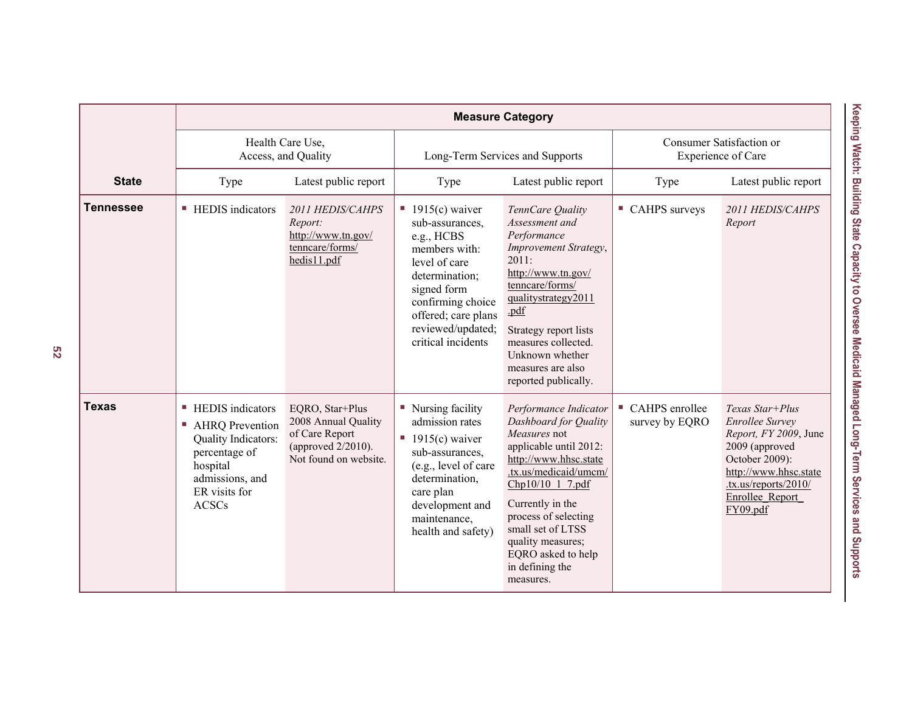| State | Measure Category | | | | | |
|---|---|---|---|---|---|---|
| | Health Care Use, Access, and Quality | | Long-Term Services and Supports | | Consumer Satisfaction or Experience of Care | |
| | Type | Latest public report | Type | Latest public report | Type | Latest public report |
| **Tennessee** | ▪ HEDIS indicators | *2011 HEDIS/CAHPS Report:* http://www.tn.gov/tenncare/forms/hedis11.pdf | ▪ 1915(c) waiver sub-assurances, e.g., HCBS members with: level of care determination; signed form confirming choice offered; care plans reviewed/updated; critical incidents | *TennCare Quality Assessment and Performance Improvement Strategy*, 2011: http://www.tn.gov/tenncare/forms/qualitystrategy2011.pdf<br><br>Strategy report lists measures collected. Unknown whether measures are also reported publically. | ▪ CAHPS surveys | *2011 HEDIS/CAHPS Report* |
| **Texas** | ▪ HEDIS indicators<br>▪ AHRQ Prevention Quality Indicators: percentage of hospital admissions, and ER visits for ACSCs | EQRO, Star+Plus 2008 Annual Quality of Care Report (approved 2/2010). Not found on website. | ▪ Nursing facility admission rates<br>▪ 1915(c) waiver sub-assurances, (e.g., level of care determination, care plan development and maintenance, health and safety) | *Performance Indicator Dashboard for Quality Measures* not applicable until 2012: http://www.hhsc.state.tx.us/medicaid/umcm/Chp10/10_1_7.pdf<br><br>Currently in the process of selecting small set of LTSS quality measures; EQRO asked to help in defining the measures. | ▪ CAHPS enrollee survey by EQRO | *Texas Star+Plus Enrollee Survey Report, FY 2009*, June 2009 (approved October 2009): http://www.hhsc.state.tx.us/reports/2010/Enrollee_Report_FY09.pdf |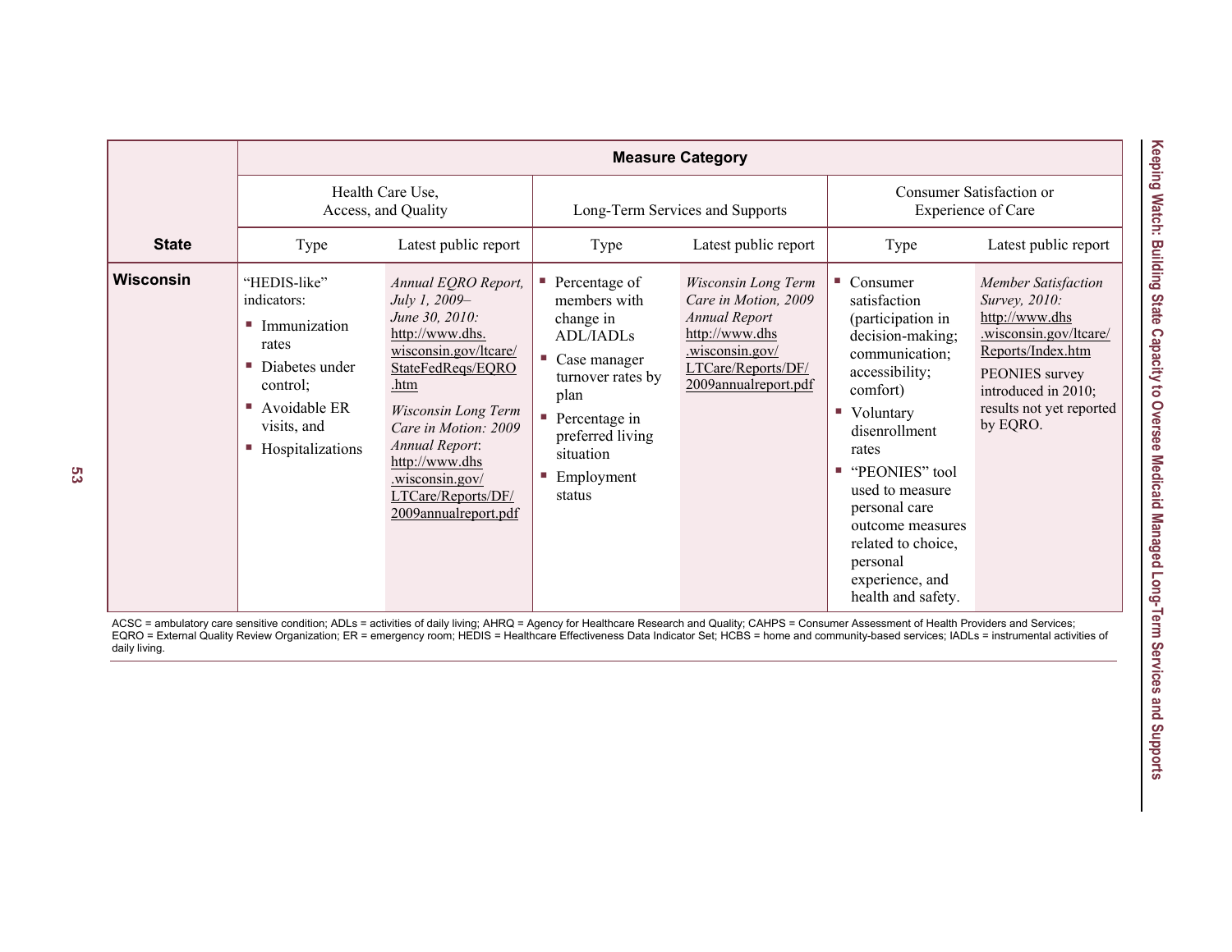| State | Measure Category | | | | | |
|---|---|---|---|---|---|---|
| | Health Care Use, Access, and Quality | | Long-Term Services and Supports | | Consumer Satisfaction or Experience of Care | |
| | Type | Latest public report | Type | Latest public report | Type | Latest public report |
| **Wisconsin** | "HEDIS-like" indicators: <br>▪ Immunization rates <br>▪ Diabetes under control; <br>▪ Avoidable ER visits, and <br>▪ Hospitalizations | *Annual EQRO Report, July 1, 2009–June 30, 2010:* http://www.dhs.wisconsin.gov/ltcare/StateFedReqs/EQRO.htm <br><br>*Wisconsin Long Term Care in Motion: 2009 Annual Report*: http://www.dhs.wisconsin.gov/LTCare/Reports/DF/2009annualreport.pdf | ▪ Percentage of members with change in ADL/IADLs <br>▪ Case manager turnover rates by plan <br>▪ Percentage in preferred living situation <br>▪ Employment status | *Wisconsin Long Term Care in Motion, 2009 Annual Report* http://www.dhs.wisconsin.gov/LTCare/Reports/DF/2009annualreport.pdf | ▪ Consumer satisfaction (participation in decision-making; communication; accessibility; comfort) <br>▪ Voluntary disenrollment rates <br>▪ "PEONIES" tool used to measure personal care outcome measures related to choice, personal experience, and health and safety. | *Member Satisfaction Survey, 2010:* http://www.dhs.wisconsin.gov/ltcare/Reports/Index.htm <br><br>PEONIES survey introduced in 2010; results not yet reported by EQRO. |

ACSC = ambulatory care sensitive condition; ADLs = activities of daily living; AHRQ = Agency for Healthcare Research and Quality; CAHPS = Consumer Assessment of Health Providers and Services; EQRO = External Quality Review Organization; ER = emergency room; HEDIS = Healthcare Effectiveness Data Indicator Set; HCBS = home and community-based services; IADLs = instrumental activities of daily living.